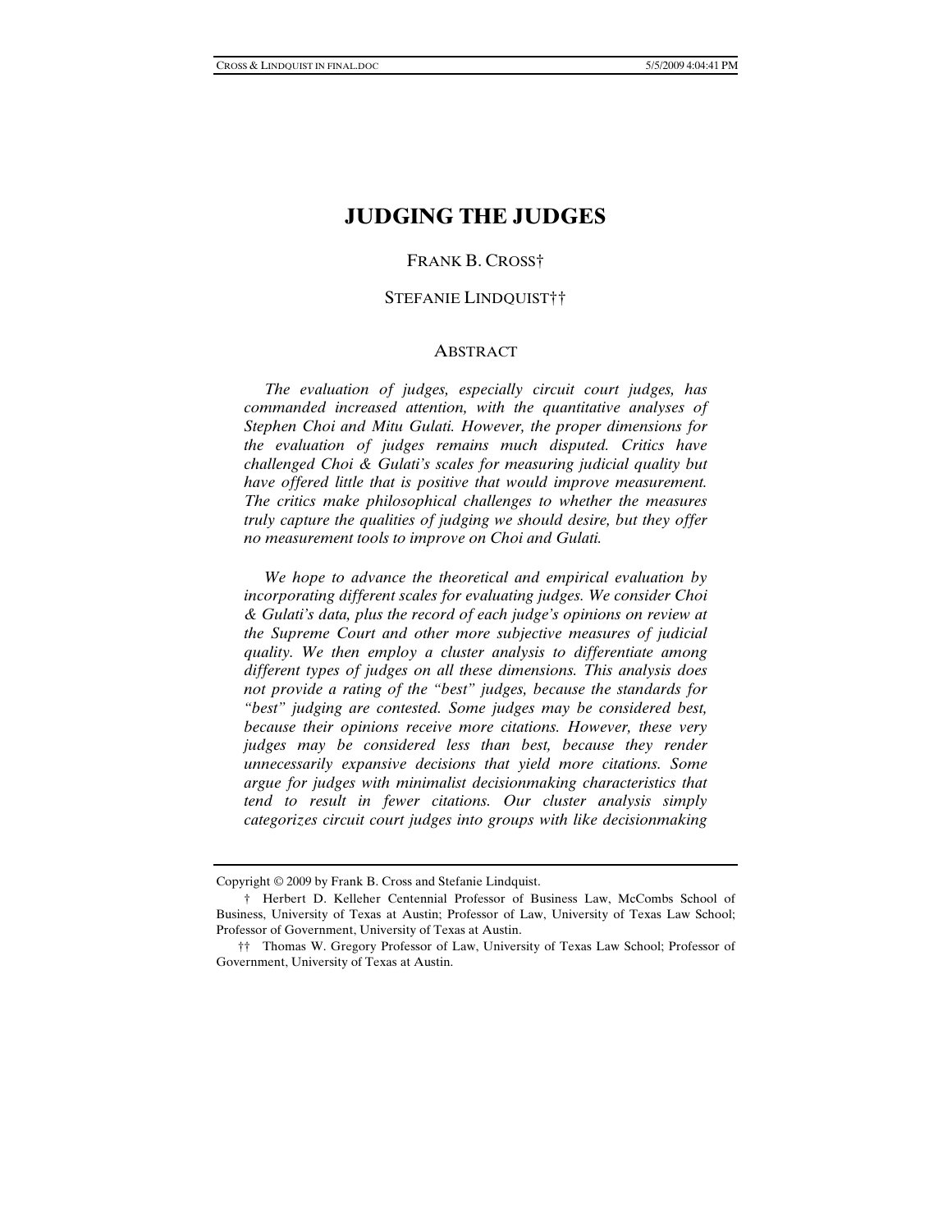# JUDGING THE JUDGES

FRANK B. CROSS†

STEFANIE LINDQUIST††

## ABSTRACT

*The evaluation of judges, especially circuit court judges, has commanded increased attention, with the quantitative analyses of Stephen Choi and Mitu Gulati. However, the proper dimensions for the evaluation of judges remains much disputed. Critics have challenged Choi & Gulati's scales for measuring judicial quality but have offered little that is positive that would improve measurement. The critics make philosophical challenges to whether the measures truly capture the qualities of judging we should desire, but they offer no measurement tools to improve on Choi and Gulati.*

*We hope to advance the theoretical and empirical evaluation by incorporating different scales for evaluating judges. We consider Choi & Gulati's data, plus the record of each judge's opinions on review at the Supreme Court and other more subjective measures of judicial quality. We then employ a cluster analysis to differentiate among different types of judges on all these dimensions. This analysis does not provide a rating of the "best" judges, because the standards for "best" judging are contested. Some judges may be considered best, because their opinions receive more citations. However, these very judges may be considered less than best, because they render unnecessarily expansive decisions that yield more citations. Some argue for judges with minimalist decisionmaking characteristics that tend to result in fewer citations. Our cluster analysis simply categorizes circuit court judges into groups with like decisionmaking*

---

Copyright © 2009 by Frank B. Cross and Stefanie Lindquist.

† Herbert D. Kelleher Centennial Professor of Business Law, McCombs School of Business, University of Texas at Austin; Professor of Law, University of Texas Law School; Professor of Government, University of Texas at Austin.

†† Thomas W. Gregory Professor of Law, University of Texas Law School; Professor of Government, University of Texas at Austin.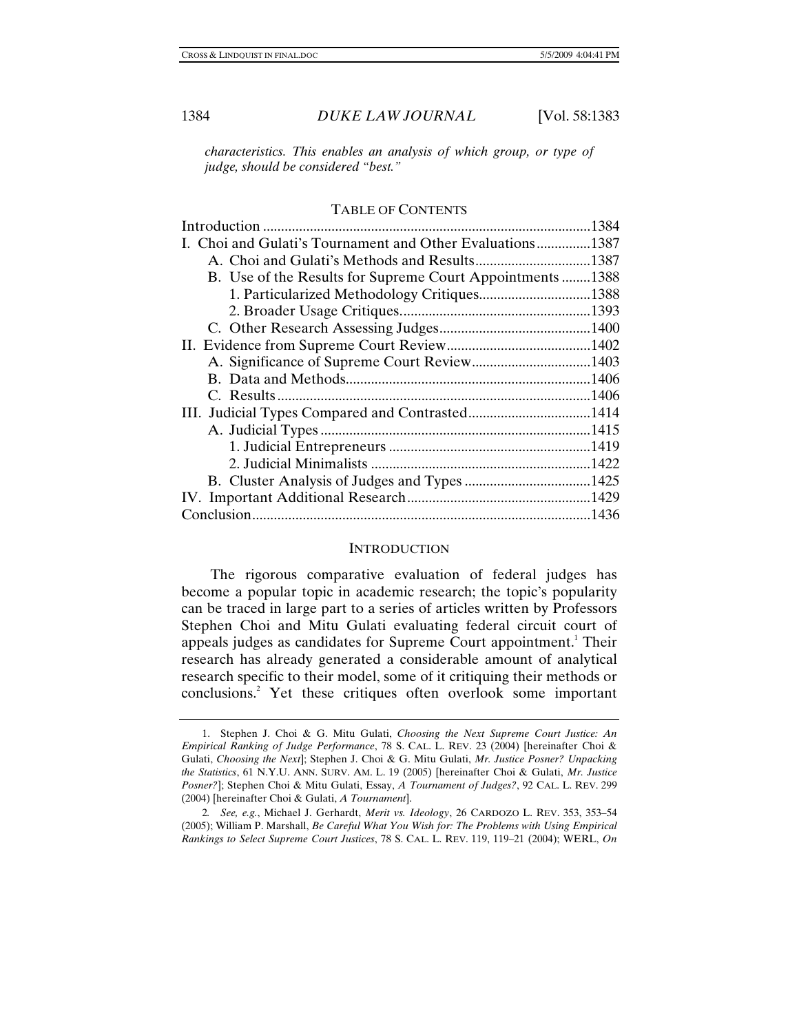*characteristics. This enables an analysis of which group, or type of judge, should be considered "best."*

## TABLE OF CONTENTS

| | |
|---|---|
| Introduction | 1384 |
| I. Choi and Gulati's Tournament and Other Evaluations | 1387 |
| A. Choi and Gulati's Methods and Results | 1387 |
| B. Use of the Results for Supreme Court Appointments | 1388 |
| 1. Particularized Methodology Critiques | 1388 |
| 2. Broader Usage Critiques | 1393 |
| C. Other Research Assessing Judges | 1400 |
| II. Evidence from Supreme Court Review | 1402 |
| A. Significance of Supreme Court Review | 1403 |
| B. Data and Methods | 1406 |
| C. Results | 1406 |
| III. Judicial Types Compared and Contrasted | 1414 |
| A. Judicial Types | 1415 |
| 1. Judicial Entrepreneurs | 1419 |
| 2. Judicial Minimalists | 1422 |
| B. Cluster Analysis of Judges and Types | 1425 |
| IV. Important Additional Research | 1429 |
| Conclusion | 1436 |

## INTRODUCTION

The rigorous comparative evaluation of federal judges has become a popular topic in academic research; the topic's popularity can be traced in large part to a series of articles written by Professors Stephen Choi and Mitu Gulati evaluating federal circuit court of appeals judges as candidates for Supreme Court appointment.[1] Their research has already generated a considerable amount of analytical research specific to their model, some of it critiquing their methods or conclusions.[2] Yet these critiques often overlook some important

---

1. Stephen J. Choi & G. Mitu Gulati, *Choosing the Next Supreme Court Justice: An Empirical Ranking of Judge Performance*, 78 S. CAL. L. REV. 23 (2004) [hereinafter Choi & Gulati, *Choosing the Next*]; Stephen J. Choi & G. Mitu Gulati, *Mr. Justice Posner? Unpacking the Statistics*, 61 N.Y.U. ANN. SURV. AM. L. 19 (2005) [hereinafter Choi & Gulati, *Mr. Justice Posner?*]; Stephen Choi & Mitu Gulati, Essay, *A Tournament of Judges?*, 92 CAL. L. REV. 299 (2004) [hereinafter Choi & Gulati, *A Tournament*].

2. *See, e.g.*, Michael J. Gerhardt, *Merit vs. Ideology*, 26 CARDOZO L. REV. 353, 353–54 (2005); William P. Marshall, *Be Careful What You Wish for: The Problems with Using Empirical Rankings to Select Supreme Court Justices*, 78 S. CAL. L. REV. 119, 119–21 (2004); WERL, *On*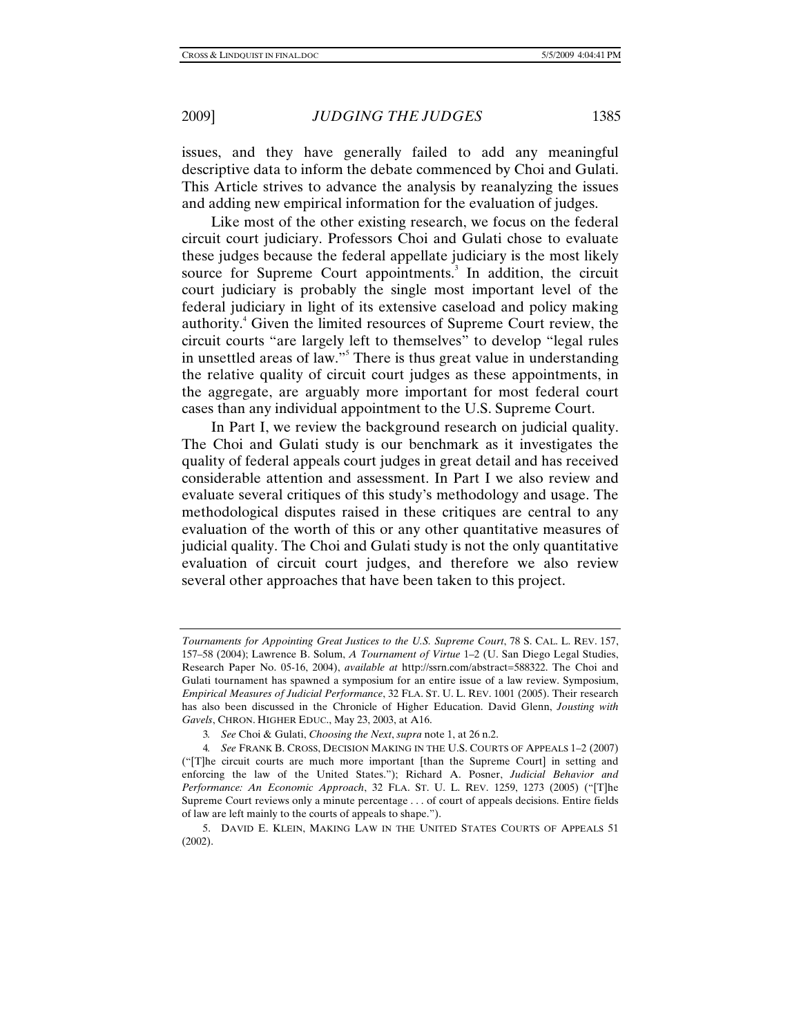issues, and they have generally failed to add any meaningful descriptive data to inform the debate commenced by Choi and Gulati. This Article strives to advance the analysis by reanalyzing the issues and adding new empirical information for the evaluation of judges.

Like most of the other existing research, we focus on the federal circuit court judiciary. Professors Choi and Gulati chose to evaluate these judges because the federal appellate judiciary is the most likely source for Supreme Court appointments.[3] In addition, the circuit court judiciary is probably the single most important level of the federal judiciary in light of its extensive caseload and policy making authority.[4] Given the limited resources of Supreme Court review, the circuit courts "are largely left to themselves" to develop "legal rules in unsettled areas of law."[5] There is thus great value in understanding the relative quality of circuit court judges as these appointments, in the aggregate, are arguably more important for most federal court cases than any individual appointment to the U.S. Supreme Court.

In Part I, we review the background research on judicial quality. The Choi and Gulati study is our benchmark as it investigates the quality of federal appeals court judges in great detail and has received considerable attention and assessment. In Part I we also review and evaluate several critiques of this study's methodology and usage. The methodological disputes raised in these critiques are central to any evaluation of the worth of this or any other quantitative measures of judicial quality. The Choi and Gulati study is not the only quantitative evaluation of circuit court judges, and therefore we also review several other approaches that have been taken to this project.

---

*Tournaments for Appointing Great Justices to the U.S. Supreme Court*, 78 S. CAL. L. REV. 157, 157–58 (2004); Lawrence B. Solum, *A Tournament of Virtue* 1–2 (U. San Diego Legal Studies, Research Paper No. 05-16, 2004), *available at* http://ssrn.com/abstract=588322. The Choi and Gulati tournament has spawned a symposium for an entire issue of a law review. Symposium, *Empirical Measures of Judicial Performance*, 32 FLA. ST. U. L. REV. 1001 (2005). Their research has also been discussed in the Chronicle of Higher Education. David Glenn, *Jousting with Gavels*, CHRON. HIGHER EDUC., May 23, 2003, at A16.

3. *See* Choi & Gulati, *Choosing the Next*, *supra* note 1, at 26 n.2.

4. *See* FRANK B. CROSS, DECISION MAKING IN THE U.S. COURTS OF APPEALS 1–2 (2007) ("[T]he circuit courts are much more important [than the Supreme Court] in setting and enforcing the law of the United States."); Richard A. Posner, *Judicial Behavior and Performance: An Economic Approach*, 32 FLA. ST. U. L. REV. 1259, 1273 (2005) ("[T]he Supreme Court reviews only a minute percentage . . . of court of appeals decisions. Entire fields of law are left mainly to the courts of appeals to shape.").

5. DAVID E. KLEIN, MAKING LAW IN THE UNITED STATES COURTS OF APPEALS 51 (2002).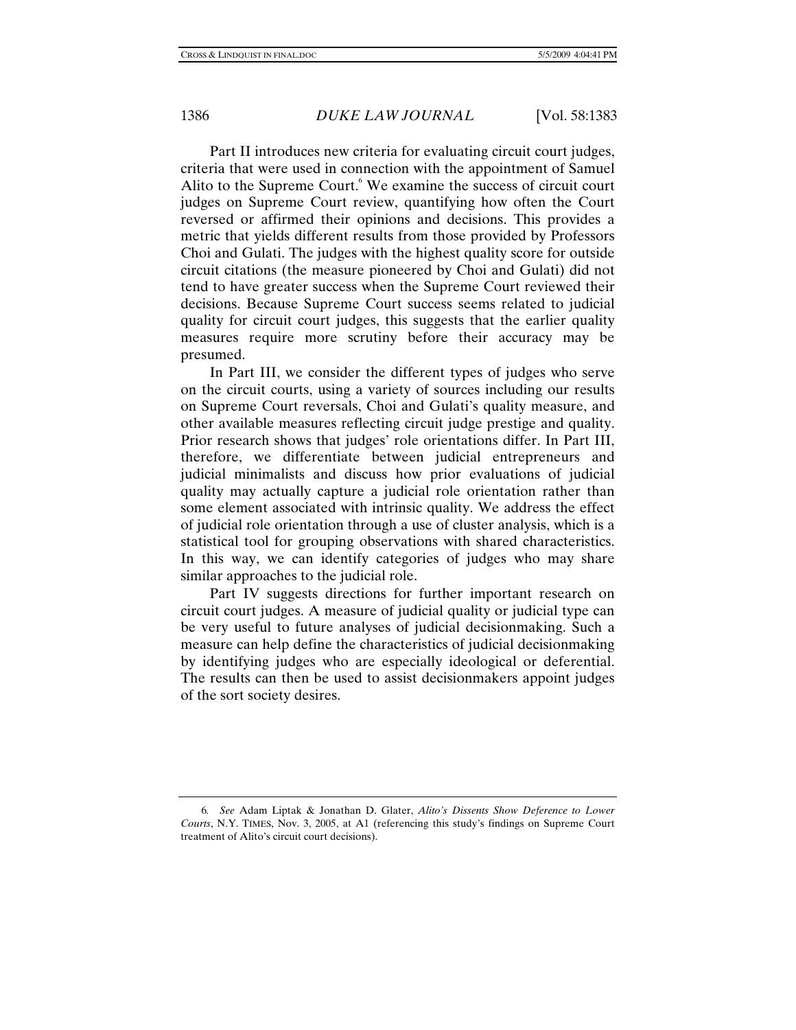Part II introduces new criteria for evaluating circuit court judges, criteria that were used in connection with the appointment of Samuel Alito to the Supreme Court.[6] We examine the success of circuit court judges on Supreme Court review, quantifying how often the Court reversed or affirmed their opinions and decisions. This provides a metric that yields different results from those provided by Professors Choi and Gulati. The judges with the highest quality score for outside circuit citations (the measure pioneered by Choi and Gulati) did not tend to have greater success when the Supreme Court reviewed their decisions. Because Supreme Court success seems related to judicial quality for circuit court judges, this suggests that the earlier quality measures require more scrutiny before their accuracy may be presumed.

In Part III, we consider the different types of judges who serve on the circuit courts, using a variety of sources including our results on Supreme Court reversals, Choi and Gulati's quality measure, and other available measures reflecting circuit judge prestige and quality. Prior research shows that judges' role orientations differ. In Part III, therefore, we differentiate between judicial entrepreneurs and judicial minimalists and discuss how prior evaluations of judicial quality may actually capture a judicial role orientation rather than some element associated with intrinsic quality. We address the effect of judicial role orientation through a use of cluster analysis, which is a statistical tool for grouping observations with shared characteristics. In this way, we can identify categories of judges who may share similar approaches to the judicial role.

Part IV suggests directions for further important research on circuit court judges. A measure of judicial quality or judicial type can be very useful to future analyses of judicial decisionmaking. Such a measure can help define the characteristics of judicial decisionmaking by identifying judges who are especially ideological or deferential. The results can then be used to assist decisionmakers appoint judges of the sort society desires.

---

6. *See* Adam Liptak & Jonathan D. Glater, *Alito's Dissents Show Deference to Lower Courts*, N.Y. TIMES, Nov. 3, 2005, at A1 (referencing this study's findings on Supreme Court treatment of Alito's circuit court decisions).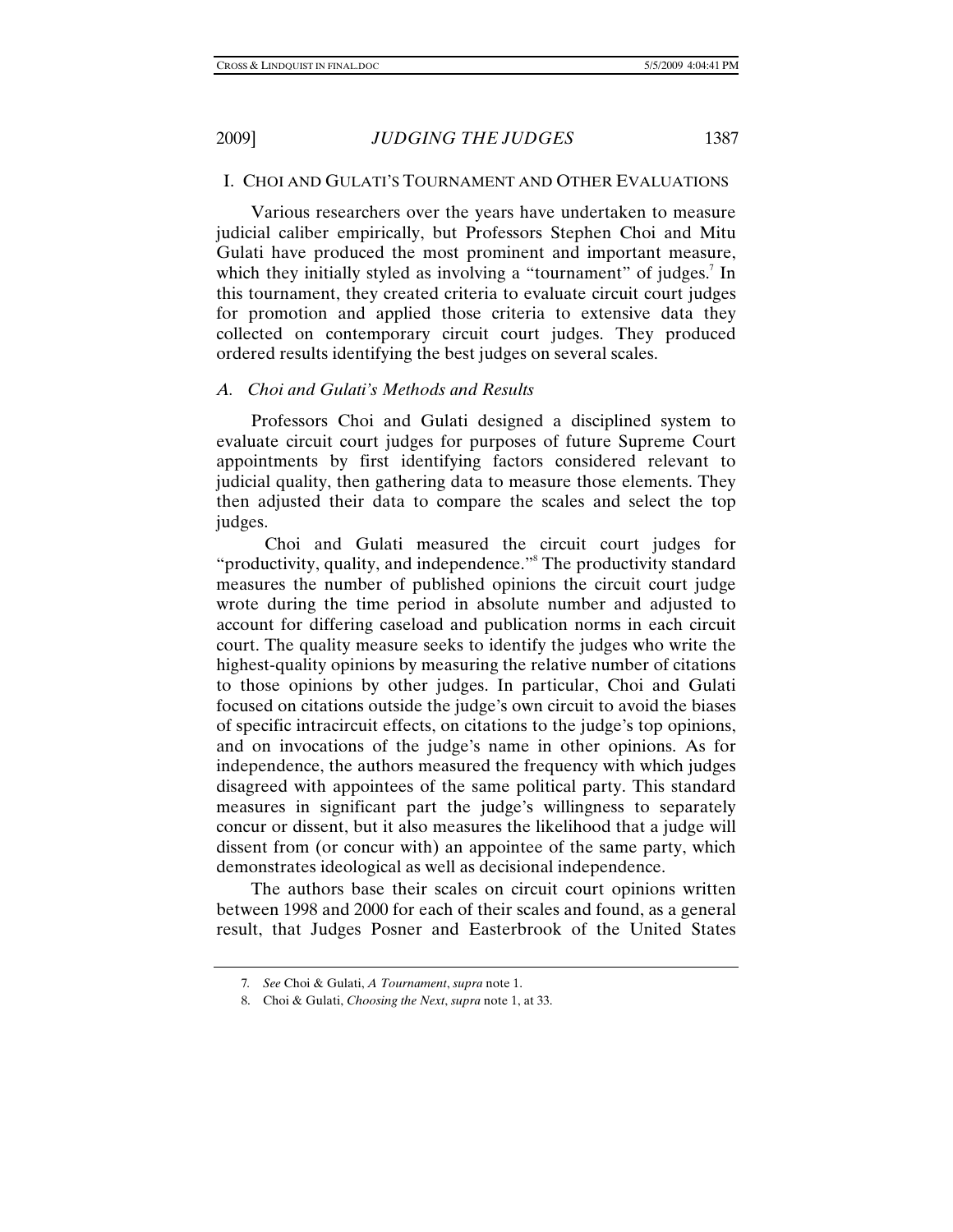## I. CHOI AND GULATI'S TOURNAMENT AND OTHER EVALUATIONS

Various researchers over the years have undertaken to measure judicial caliber empirically, but Professors Stephen Choi and Mitu Gulati have produced the most prominent and important measure, which they initially styled as involving a "tournament" of judges.[7] In this tournament, they created criteria to evaluate circuit court judges for promotion and applied those criteria to extensive data they collected on contemporary circuit court judges. They produced ordered results identifying the best judges on several scales.

### *A. Choi and Gulati's Methods and Results*

Professors Choi and Gulati designed a disciplined system to evaluate circuit court judges for purposes of future Supreme Court appointments by first identifying factors considered relevant to judicial quality, then gathering data to measure those elements. They then adjusted their data to compare the scales and select the top judges.

Choi and Gulati measured the circuit court judges for "productivity, quality, and independence."[8] The productivity standard measures the number of published opinions the circuit court judge wrote during the time period in absolute number and adjusted to account for differing caseload and publication norms in each circuit court. The quality measure seeks to identify the judges who write the highest-quality opinions by measuring the relative number of citations to those opinions by other judges. In particular, Choi and Gulati focused on citations outside the judge's own circuit to avoid the biases of specific intracircuit effects, on citations to the judge's top opinions, and on invocations of the judge's name in other opinions. As for independence, the authors measured the frequency with which judges disagreed with appointees of the same political party. This standard measures in significant part the judge's willingness to separately concur or dissent, but it also measures the likelihood that a judge will dissent from (or concur with) an appointee of the same party, which demonstrates ideological as well as decisional independence.

The authors base their scales on circuit court opinions written between 1998 and 2000 for each of their scales and found, as a general result, that Judges Posner and Easterbrook of the United States

---

7. *See* Choi & Gulati, *A Tournament*, *supra* note 1.

8. Choi & Gulati, *Choosing the Next*, *supra* note 1, at 33.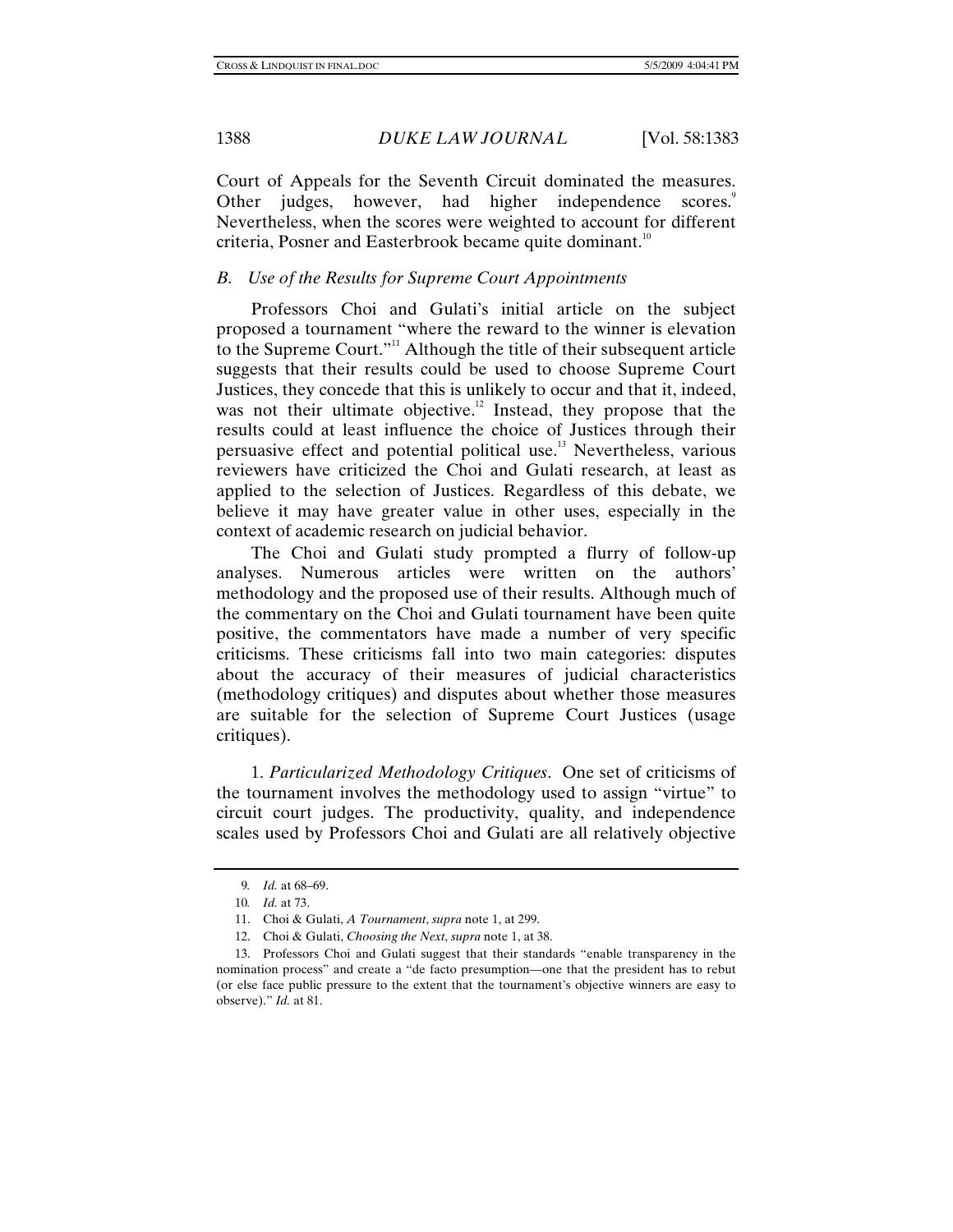Court of Appeals for the Seventh Circuit dominated the measures. Other judges, however, had higher independence scores.[9] Nevertheless, when the scores were weighted to account for different criteria, Posner and Easterbrook became quite dominant.[10]

### *B. Use of the Results for Supreme Court Appointments*

Professors Choi and Gulati's initial article on the subject proposed a tournament "where the reward to the winner is elevation to the Supreme Court."[11] Although the title of their subsequent article suggests that their results could be used to choose Supreme Court Justices, they concede that this is unlikely to occur and that it, indeed, was not their ultimate objective.[12] Instead, they propose that the results could at least influence the choice of Justices through their persuasive effect and potential political use.[13] Nevertheless, various reviewers have criticized the Choi and Gulati research, at least as applied to the selection of Justices. Regardless of this debate, we believe it may have greater value in other uses, especially in the context of academic research on judicial behavior.

The Choi and Gulati study prompted a flurry of follow-up analyses. Numerous articles were written on the authors' methodology and the proposed use of their results. Although much of the commentary on the Choi and Gulati tournament have been quite positive, the commentators have made a number of very specific criticisms. These criticisms fall into two main categories: disputes about the accuracy of their measures of judicial characteristics (methodology critiques) and disputes about whether those measures are suitable for the selection of Supreme Court Justices (usage critiques).

1. *Particularized Methodology Critiques*. One set of criticisms of the tournament involves the methodology used to assign "virtue" to circuit court judges. The productivity, quality, and independence scales used by Professors Choi and Gulati are all relatively objective

---

9. *Id.* at 68–69.

10. *Id.* at 73.

11. Choi & Gulati, *A Tournament*, *supra* note 1, at 299.

12. Choi & Gulati, *Choosing the Next*, *supra* note 1, at 38.

13. Professors Choi and Gulati suggest that their standards "enable transparency in the nomination process" and create a "de facto presumption—one that the president has to rebut (or else face public pressure to the extent that the tournament's objective winners are easy to observe)." *Id.* at 81.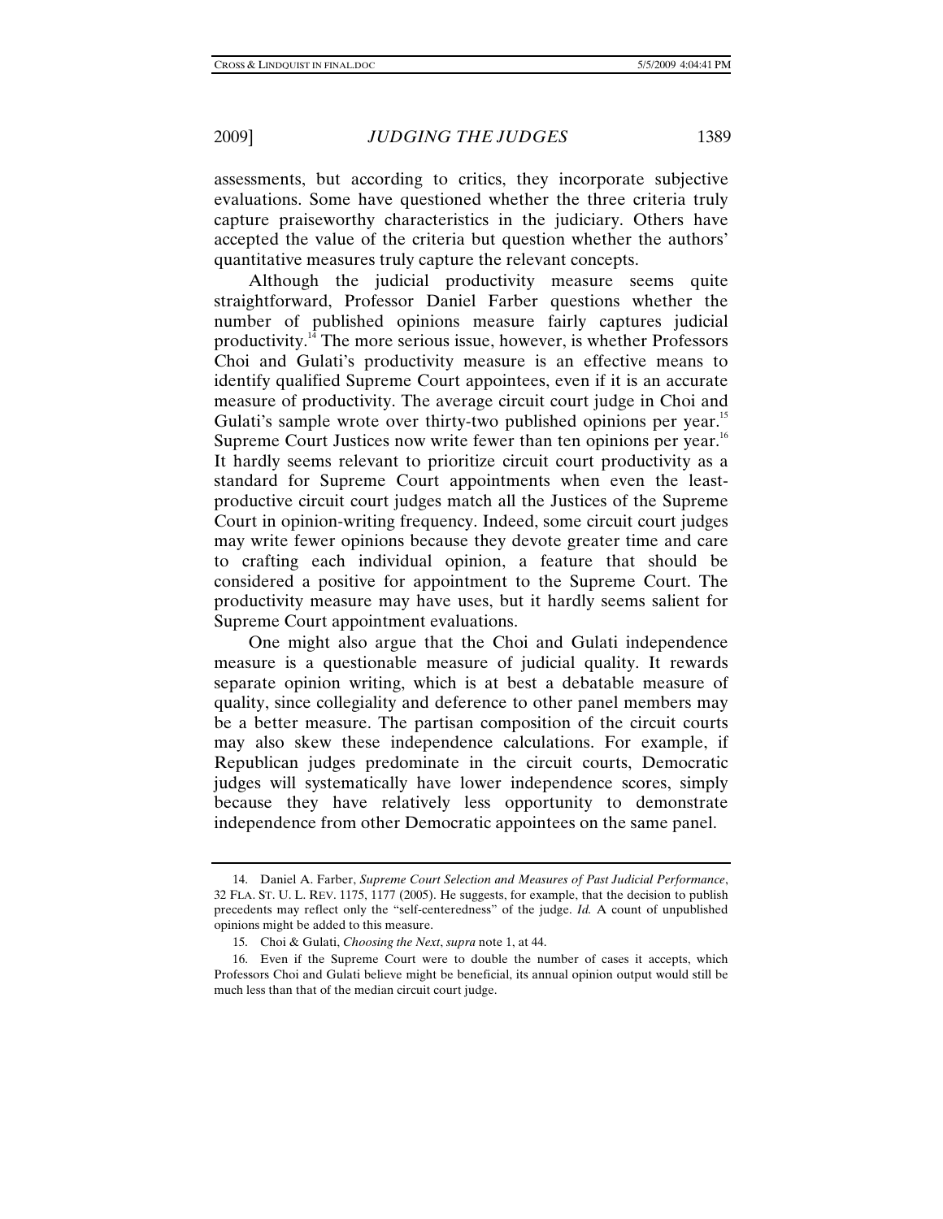assessments, but according to critics, they incorporate subjective evaluations. Some have questioned whether the three criteria truly capture praiseworthy characteristics in the judiciary. Others have accepted the value of the criteria but question whether the authors' quantitative measures truly capture the relevant concepts.

Although the judicial productivity measure seems quite straightforward, Professor Daniel Farber questions whether the number of published opinions measure fairly captures judicial productivity.[14] The more serious issue, however, is whether Professors Choi and Gulati's productivity measure is an effective means to identify qualified Supreme Court appointees, even if it is an accurate measure of productivity. The average circuit court judge in Choi and Gulati's sample wrote over thirty-two published opinions per year.[15] Supreme Court Justices now write fewer than ten opinions per year.[16] It hardly seems relevant to prioritize circuit court productivity as a standard for Supreme Court appointments when even the least-productive circuit court judges match all the Justices of the Supreme Court in opinion-writing frequency. Indeed, some circuit court judges may write fewer opinions because they devote greater time and care to crafting each individual opinion, a feature that should be considered a positive for appointment to the Supreme Court. The productivity measure may have uses, but it hardly seems salient for Supreme Court appointment evaluations.

One might also argue that the Choi and Gulati independence measure is a questionable measure of judicial quality. It rewards separate opinion writing, which is at best a debatable measure of quality, since collegiality and deference to other panel members may be a better measure. The partisan composition of the circuit courts may also skew these independence calculations. For example, if Republican judges predominate in the circuit courts, Democratic judges will systematically have lower independence scores, simply because they have relatively less opportunity to demonstrate independence from other Democratic appointees on the same panel.

---

14. Daniel A. Farber, *Supreme Court Selection and Measures of Past Judicial Performance*, 32 FLA. ST. U. L. REV. 1175, 1177 (2005). He suggests, for example, that the decision to publish precedents may reflect only the "self-centeredness" of the judge. *Id.* A count of unpublished opinions might be added to this measure.

15. Choi & Gulati, *Choosing the Next*, *supra* note 1, at 44.

16. Even if the Supreme Court were to double the number of cases it accepts, which Professors Choi and Gulati believe might be beneficial, its annual opinion output would still be much less than that of the median circuit court judge.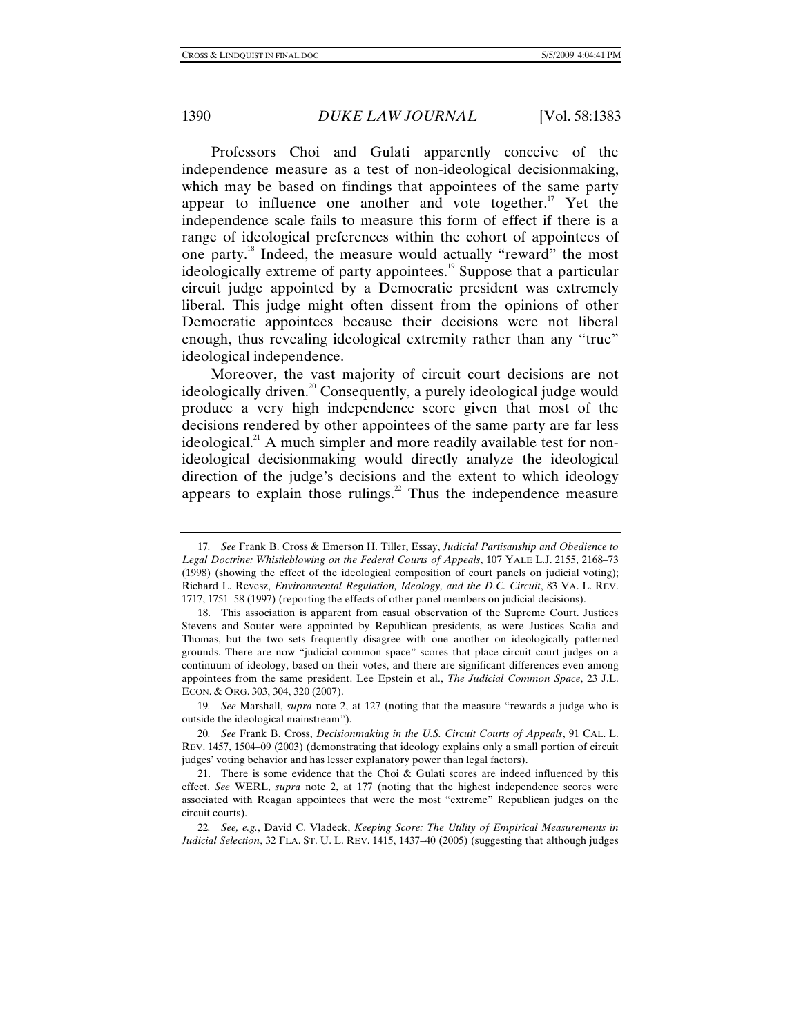Professors Choi and Gulati apparently conceive of the independence measure as a test of non-ideological decisionmaking, which may be based on findings that appointees of the same party appear to influence one another and vote together.[17] Yet the independence scale fails to measure this form of effect if there is a range of ideological preferences within the cohort of appointees of one party.[18] Indeed, the measure would actually "reward" the most ideologically extreme of party appointees.[19] Suppose that a particular circuit judge appointed by a Democratic president was extremely liberal. This judge might often dissent from the opinions of other Democratic appointees because their decisions were not liberal enough, thus revealing ideological extremity rather than any "true" ideological independence.

Moreover, the vast majority of circuit court decisions are not ideologically driven.[20] Consequently, a purely ideological judge would produce a very high independence score given that most of the decisions rendered by other appointees of the same party are far less ideological.[21] A much simpler and more readily available test for non-ideological decisionmaking would directly analyze the ideological direction of the judge's decisions and the extent to which ideology appears to explain those rulings.[22] Thus the independence measure

---

17. *See* Frank B. Cross & Emerson H. Tiller, Essay, *Judicial Partisanship and Obedience to Legal Doctrine: Whistleblowing on the Federal Courts of Appeals*, 107 YALE L.J. 2155, 2168–73 (1998) (showing the effect of the ideological composition of court panels on judicial voting); Richard L. Revesz, *Environmental Regulation, Ideology, and the D.C. Circuit*, 83 VA. L. REV. 1717, 1751–58 (1997) (reporting the effects of other panel members on judicial decisions).

18. This association is apparent from casual observation of the Supreme Court. Justices Stevens and Souter were appointed by Republican presidents, as were Justices Scalia and Thomas, but the two sets frequently disagree with one another on ideologically patterned grounds. There are now "judicial common space" scores that place circuit court judges on a continuum of ideology, based on their votes, and there are significant differences even among appointees from the same president. Lee Epstein et al., *The Judicial Common Space*, 23 J.L. ECON. & ORG. 303, 304, 320 (2007).

19. *See* Marshall, *supra* note 2, at 127 (noting that the measure "rewards a judge who is outside the ideological mainstream").

20. *See* Frank B. Cross, *Decisionmaking in the U.S. Circuit Courts of Appeals*, 91 CAL. L. REV. 1457, 1504–09 (2003) (demonstrating that ideology explains only a small portion of circuit judges' voting behavior and has lesser explanatory power than legal factors).

21. There is some evidence that the Choi & Gulati scores are indeed influenced by this effect. *See* WERL, *supra* note 2, at 177 (noting that the highest independence scores were associated with Reagan appointees that were the most "extreme" Republican judges on the circuit courts).

22. *See, e.g.*, David C. Vladeck, *Keeping Score: The Utility of Empirical Measurements in Judicial Selection*, 32 FLA. ST. U. L. REV. 1415, 1437–40 (2005) (suggesting that although judges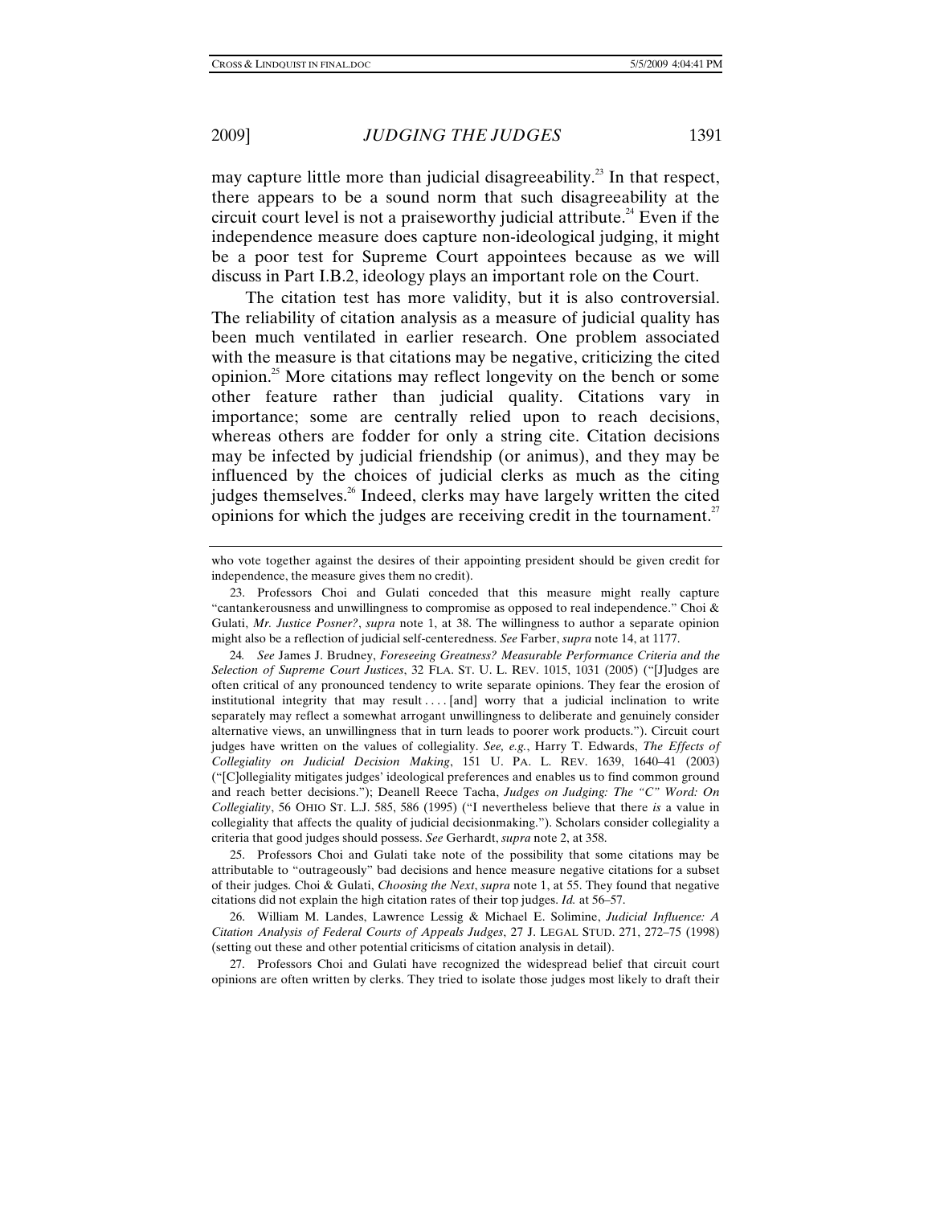may capture little more than judicial disagreeability.[23] In that respect, there appears to be a sound norm that such disagreeability at the circuit court level is not a praiseworthy judicial attribute.[24] Even if the independence measure does capture non-ideological judging, it might be a poor test for Supreme Court appointees because as we will discuss in Part I.B.2, ideology plays an important role on the Court.

The citation test has more validity, but it is also controversial. The reliability of citation analysis as a measure of judicial quality has been much ventilated in earlier research. One problem associated with the measure is that citations may be negative, criticizing the cited opinion.[25] More citations may reflect longevity on the bench or some other feature rather than judicial quality. Citations vary in importance; some are centrally relied upon to reach decisions, whereas others are fodder for only a string cite. Citation decisions may be infected by judicial friendship (or animus), and they may be influenced by the choices of judicial clerks as much as the citing judges themselves.[26] Indeed, clerks may have largely written the cited opinions for which the judges are receiving credit in the tournament.[27]

---

who vote together against the desires of their appointing president should be given credit for independence, the measure gives them no credit).

23. Professors Choi and Gulati conceded that this measure might really capture "cantankerousness and unwillingness to compromise as opposed to real independence." Choi & Gulati, *Mr. Justice Posner?*, *supra* note 1, at 38. The willingness to author a separate opinion might also be a reflection of judicial self-centeredness. *See* Farber, *supra* note 14, at 1177.

24. *See* James J. Brudney, *Foreseeing Greatness? Measurable Performance Criteria and the Selection of Supreme Court Justices*, 32 FLA. ST. U. L. REV. 1015, 1031 (2005) ("[J]udges are often critical of any pronounced tendency to write separate opinions. They fear the erosion of institutional integrity that may result . . . . [and] worry that a judicial inclination to write separately may reflect a somewhat arrogant unwillingness to deliberate and genuinely consider alternative views, an unwillingness that in turn leads to poorer work products."). Circuit court judges have written on the values of collegiality. *See, e.g.*, Harry T. Edwards, *The Effects of Collegiality on Judicial Decision Making*, 151 U. PA. L. REV. 1639, 1640–41 (2003) ("[C]ollegiality mitigates judges' ideological preferences and enables us to find common ground and reach better decisions."); Deanell Reece Tacha, *Judges on Judging: The "C" Word: On Collegiality*, 56 OHIO ST. L.J. 585, 586 (1995) ("I nevertheless believe that there *is* a value in collegiality that affects the quality of judicial decisionmaking."). Scholars consider collegiality a criteria that good judges should possess. *See* Gerhardt, *supra* note 2, at 358.

25. Professors Choi and Gulati take note of the possibility that some citations may be attributable to "outrageously" bad decisions and hence measure negative citations for a subset of their judges. Choi & Gulati, *Choosing the Next*, *supra* note 1, at 55. They found that negative citations did not explain the high citation rates of their top judges. *Id.* at 56–57.

26. William M. Landes, Lawrence Lessig & Michael E. Solimine, *Judicial Influence: A Citation Analysis of Federal Courts of Appeals Judges*, 27 J. LEGAL STUD. 271, 272–75 (1998) (setting out these and other potential criticisms of citation analysis in detail).

27. Professors Choi and Gulati have recognized the widespread belief that circuit court opinions are often written by clerks. They tried to isolate those judges most likely to draft their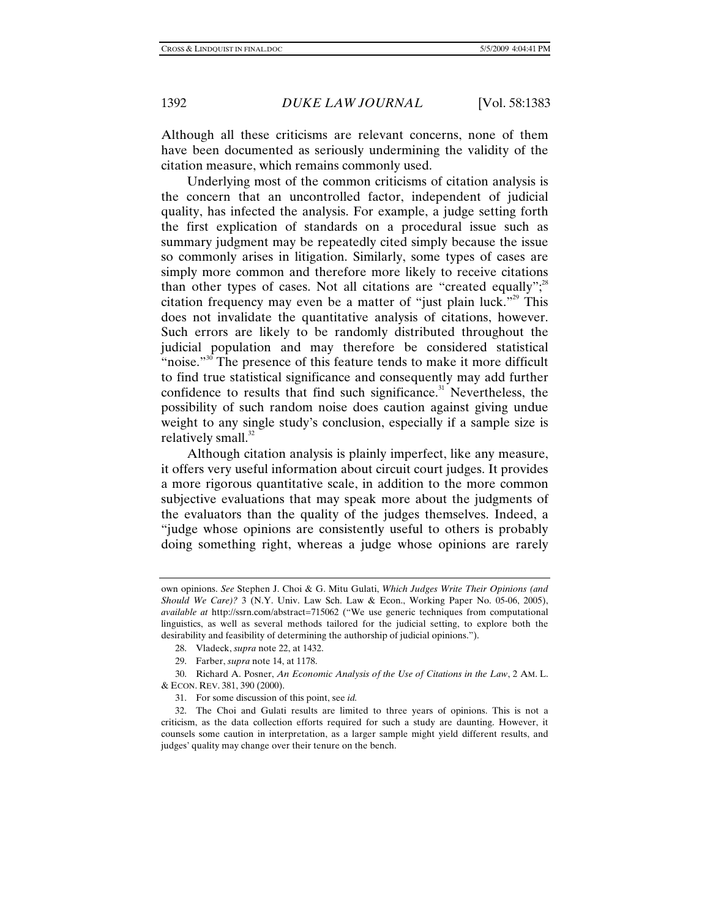Although all these criticisms are relevant concerns, none of them have been documented as seriously undermining the validity of the citation measure, which remains commonly used.

Underlying most of the common criticisms of citation analysis is the concern that an uncontrolled factor, independent of judicial quality, has infected the analysis. For example, a judge setting forth the first explication of standards on a procedural issue such as summary judgment may be repeatedly cited simply because the issue so commonly arises in litigation. Similarly, some types of cases are simply more common and therefore more likely to receive citations than other types of cases. Not all citations are "created equally";[28] citation frequency may even be a matter of "just plain luck."[29] This does not invalidate the quantitative analysis of citations, however. Such errors are likely to be randomly distributed throughout the judicial population and may therefore be considered statistical "noise."[30] The presence of this feature tends to make it more difficult to find true statistical significance and consequently may add further confidence to results that find such significance.[31] Nevertheless, the possibility of such random noise does caution against giving undue weight to any single study's conclusion, especially if a sample size is relatively small.[32]

Although citation analysis is plainly imperfect, like any measure, it offers very useful information about circuit court judges. It provides a more rigorous quantitative scale, in addition to the more common subjective evaluations that may speak more about the judgments of the evaluators than the quality of the judges themselves. Indeed, a "judge whose opinions are consistently useful to others is probably doing something right, whereas a judge whose opinions are rarely

---

own opinions. *See* Stephen J. Choi & G. Mitu Gulati, *Which Judges Write Their Opinions (and Should We Care)?* 3 (N.Y. Univ. Law Sch. Law & Econ., Working Paper No. 05-06, 2005), *available at* http://ssrn.com/abstract=715062 ("We use generic techniques from computational linguistics, as well as several methods tailored for the judicial setting, to explore both the desirability and feasibility of determining the authorship of judicial opinions.").

28. Vladeck, *supra* note 22, at 1432.

29. Farber, *supra* note 14, at 1178.

30. Richard A. Posner, *An Economic Analysis of the Use of Citations in the Law*, 2 AM. L. & ECON. REV. 381, 390 (2000).

31. For some discussion of this point, see *id.*

32. The Choi and Gulati results are limited to three years of opinions. This is not a criticism, as the data collection efforts required for such a study are daunting. However, it counsels some caution in interpretation, as a larger sample might yield different results, and judges' quality may change over their tenure on the bench.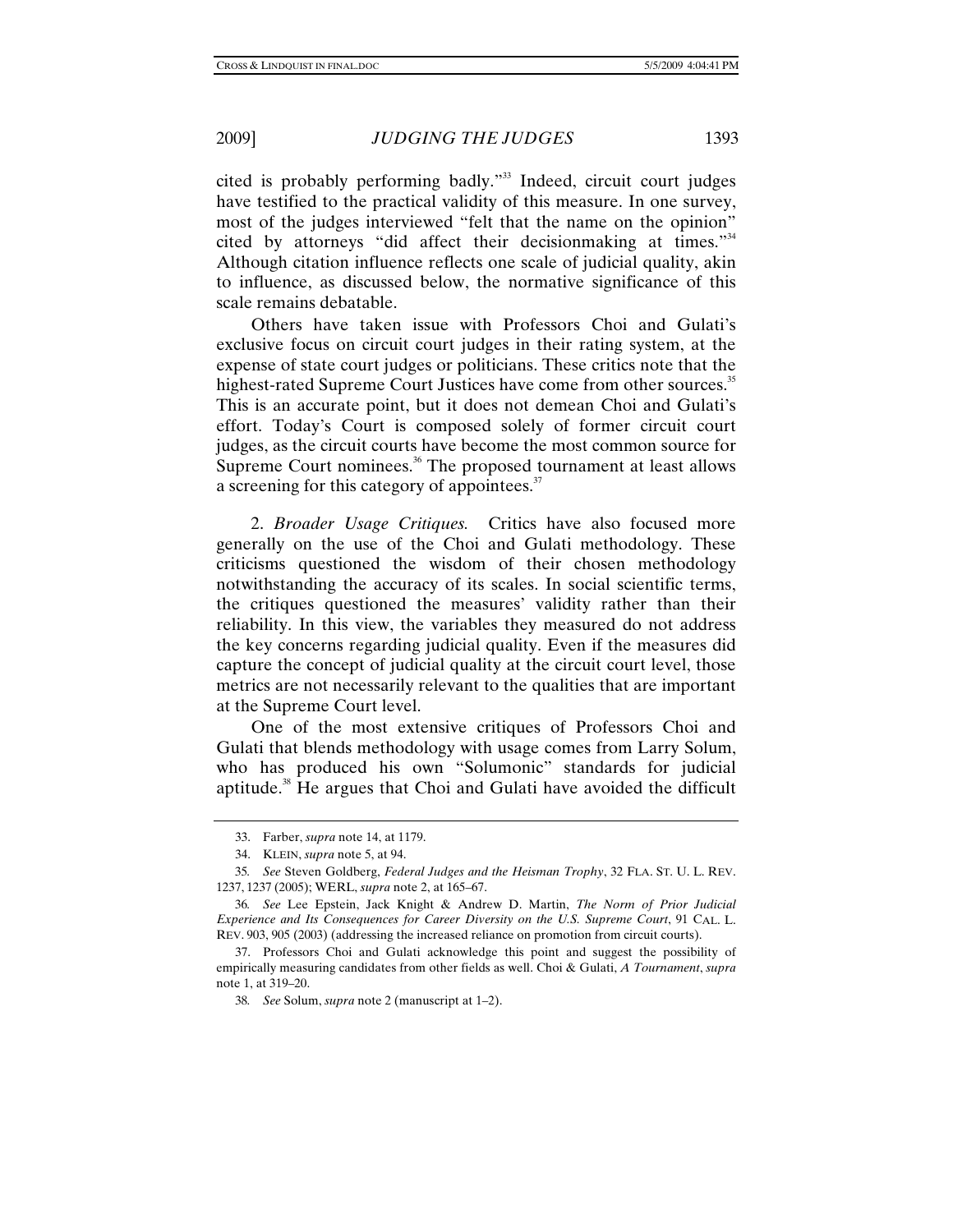cited is probably performing badly."[33] Indeed, circuit court judges have testified to the practical validity of this measure. In one survey, most of the judges interviewed "felt that the name on the opinion" cited by attorneys "did affect their decisionmaking at times."[34] Although citation influence reflects one scale of judicial quality, akin to influence, as discussed below, the normative significance of this scale remains debatable.

Others have taken issue with Professors Choi and Gulati's exclusive focus on circuit court judges in their rating system, at the expense of state court judges or politicians. These critics note that the highest-rated Supreme Court Justices have come from other sources.[35] This is an accurate point, but it does not demean Choi and Gulati's effort. Today's Court is composed solely of former circuit court judges, as the circuit courts have become the most common source for Supreme Court nominees.[36] The proposed tournament at least allows a screening for this category of appointees.[37]

2. *Broader Usage Critiques.* Critics have also focused more generally on the use of the Choi and Gulati methodology. These criticisms questioned the wisdom of their chosen methodology notwithstanding the accuracy of its scales. In social scientific terms, the critiques questioned the measures' validity rather than their reliability. In this view, the variables they measured do not address the key concerns regarding judicial quality. Even if the measures did capture the concept of judicial quality at the circuit court level, those metrics are not necessarily relevant to the qualities that are important at the Supreme Court level.

One of the most extensive critiques of Professors Choi and Gulati that blends methodology with usage comes from Larry Solum, who has produced his own "Solumonic" standards for judicial aptitude.[38] He argues that Choi and Gulati have avoided the difficult

---

33. Farber, *supra* note 14, at 1179.

34. KLEIN, *supra* note 5, at 94.

35. *See* Steven Goldberg, *Federal Judges and the Heisman Trophy*, 32 FLA. ST. U. L. REV. 1237, 1237 (2005); WERL, *supra* note 2, at 165–67.

36. *See* Lee Epstein, Jack Knight & Andrew D. Martin, *The Norm of Prior Judicial Experience and Its Consequences for Career Diversity on the U.S. Supreme Court*, 91 CAL. L. REV. 903, 905 (2003) (addressing the increased reliance on promotion from circuit courts).

37. Professors Choi and Gulati acknowledge this point and suggest the possibility of empirically measuring candidates from other fields as well. Choi & Gulati, *A Tournament*, *supra* note 1, at 319–20.

38. *See* Solum, *supra* note 2 (manuscript at 1–2).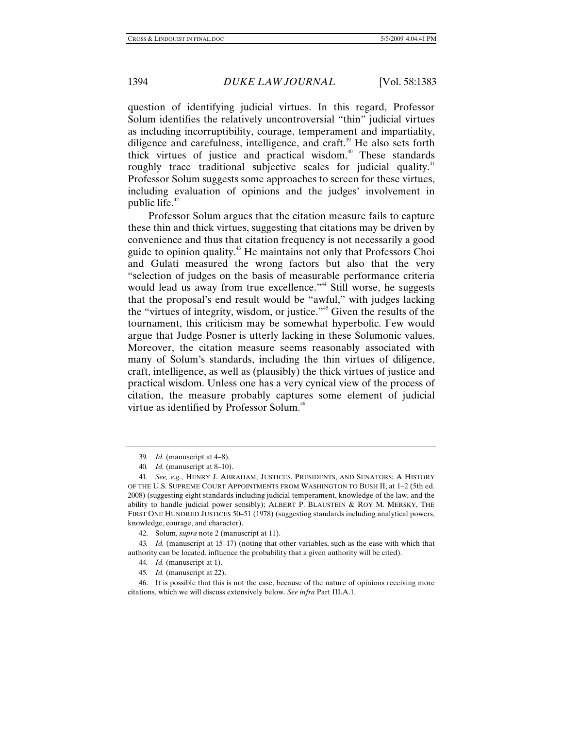question of identifying judicial virtues. In this regard, Professor Solum identifies the relatively uncontroversial "thin" judicial virtues as including incorruptibility, courage, temperament and impartiality, diligence and carefulness, intelligence, and craft.[39] He also sets forth thick virtues of justice and practical wisdom.[40] These standards roughly trace traditional subjective scales for judicial quality.[41] Professor Solum suggests some approaches to screen for these virtues, including evaluation of opinions and the judges' involvement in public life.[42]

Professor Solum argues that the citation measure fails to capture these thin and thick virtues, suggesting that citations may be driven by convenience and thus that citation frequency is not necessarily a good guide to opinion quality.[43] He maintains not only that Professors Choi and Gulati measured the wrong factors but also that the very "selection of judges on the basis of measurable performance criteria would lead us away from true excellence."[44] Still worse, he suggests that the proposal's end result would be "awful," with judges lacking the "virtues of integrity, wisdom, or justice."[45] Given the results of the tournament, this criticism may be somewhat hyperbolic. Few would argue that Judge Posner is utterly lacking in these Solumonic values. Moreover, the citation measure seems reasonably associated with many of Solum's standards, including the thin virtues of diligence, craft, intelligence, as well as (plausibly) the thick virtues of justice and practical wisdom. Unless one has a very cynical view of the process of citation, the measure probably captures some element of judicial virtue as identified by Professor Solum.[46]

---

39. *Id.* (manuscript at 4–8).

40. *Id.* (manuscript at 8–10).

41. *See, e.g.*, HENRY J. ABRAHAM, JUSTICES, PRESIDENTS, AND SENATORS: A HISTORY OF THE U.S. SUPREME COURT APPOINTMENTS FROM WASHINGTON TO BUSH II, at 1–2 (5th ed. 2008) (suggesting eight standards including judicial temperament, knowledge of the law, and the ability to handle judicial power sensibly); ALBERT P. BLAUSTEIN & ROY M. MERSKY, THE FIRST ONE HUNDRED JUSTICES 50–51 (1978) (suggesting standards including analytical powers, knowledge, courage, and character).

42. Solum, *supra* note 2 (manuscript at 11).

43. *Id.* (manuscript at 15–17) (noting that other variables, such as the ease with which that authority can be located, influence the probability that a given authority will be cited).

44. *Id.* (manuscript at 1).

45. *Id.* (manuscript at 22).

46. It is possible that this is not the case, because of the nature of opinions receiving more citations, which we will discuss extensively below. *See infra* Part III.A.1.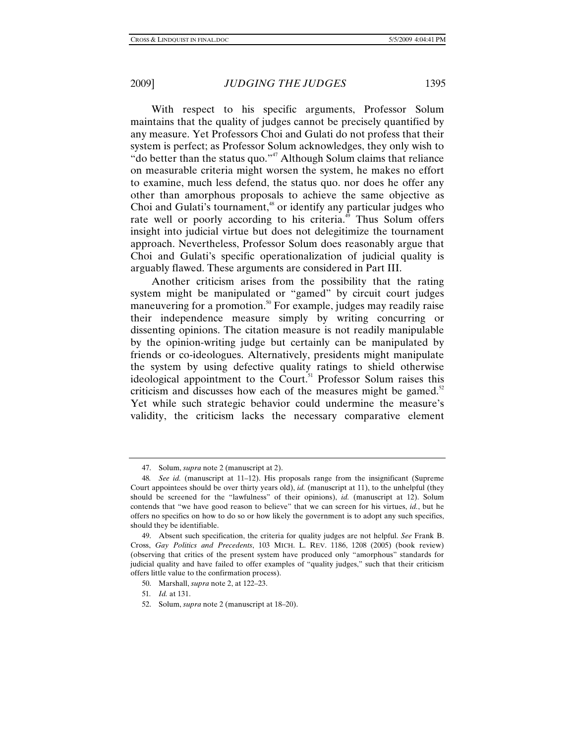With respect to his specific arguments, Professor Solum maintains that the quality of judges cannot be precisely quantified by any measure. Yet Professors Choi and Gulati do not profess that their system is perfect; as Professor Solum acknowledges, they only wish to "do better than the status quo."[47] Although Solum claims that reliance on measurable criteria might worsen the system, he makes no effort to examine, much less defend, the status quo. nor does he offer any other than amorphous proposals to achieve the same objective as Choi and Gulati's tournament,[48] or identify any particular judges who rate well or poorly according to his criteria.[49] Thus Solum offers insight into judicial virtue but does not delegitimize the tournament approach. Nevertheless, Professor Solum does reasonably argue that Choi and Gulati's specific operationalization of judicial quality is arguably flawed. These arguments are considered in Part III.

Another criticism arises from the possibility that the rating system might be manipulated or "gamed" by circuit court judges maneuvering for a promotion.[50] For example, judges may readily raise their independence measure simply by writing concurring or dissenting opinions. The citation measure is not readily manipulable by the opinion-writing judge but certainly can be manipulated by friends or co-ideologues. Alternatively, presidents might manipulate the system by using defective quality ratings to shield otherwise ideological appointment to the Court.[51] Professor Solum raises this criticism and discusses how each of the measures might be gamed.[52] Yet while such strategic behavior could undermine the measure's validity, the criticism lacks the necessary comparative element

47. Solum, *supra* note 2 (manuscript at 2).

48. *See id.* (manuscript at 11–12). His proposals range from the insignificant (Supreme Court appointees should be over thirty years old), *id.* (manuscript at 11), to the unhelpful (they should be screened for the "lawfulness" of their opinions), *id.* (manuscript at 12). Solum contends that "we have good reason to believe" that we can screen for his virtues, *id.*, but he offers no specifics on how to do so or how likely the government is to adopt any such specifics, should they be identifiable.

49. Absent such specification, the criteria for quality judges are not helpful. *See* Frank B. Cross, *Gay Politics and Precedents*, 103 MICH. L. REV. 1186, 1208 (2005) (book review) (observing that critics of the present system have produced only "amorphous" standards for judicial quality and have failed to offer examples of "quality judges," such that their criticism offers little value to the confirmation process).

50. Marshall, *supra* note 2, at 122–23.

51. *Id.* at 131.

52. Solum, *supra* note 2 (manuscript at 18–20).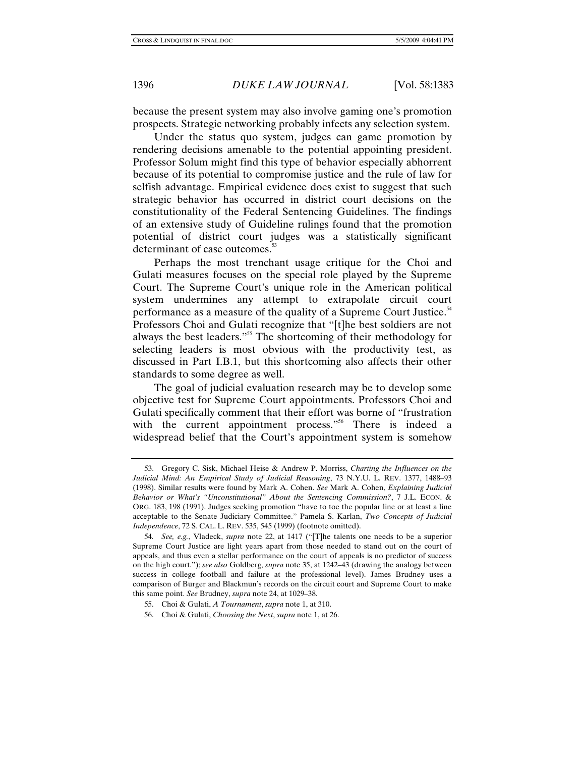because the present system may also involve gaming one's promotion prospects. Strategic networking probably infects any selection system.

Under the status quo system, judges can game promotion by rendering decisions amenable to the potential appointing president. Professor Solum might find this type of behavior especially abhorrent because of its potential to compromise justice and the rule of law for selfish advantage. Empirical evidence does exist to suggest that such strategic behavior has occurred in district court decisions on the constitutionality of the Federal Sentencing Guidelines. The findings of an extensive study of Guideline rulings found that the promotion potential of district court judges was a statistically significant determinant of case outcomes.[53]

Perhaps the most trenchant usage critique for the Choi and Gulati measures focuses on the special role played by the Supreme Court. The Supreme Court's unique role in the American political system undermines any attempt to extrapolate circuit court performance as a measure of the quality of a Supreme Court Justice.[54] Professors Choi and Gulati recognize that "[t]he best soldiers are not always the best leaders."[55] The shortcoming of their methodology for selecting leaders is most obvious with the productivity test, as discussed in Part I.B.1, but this shortcoming also affects their other standards to some degree as well.

The goal of judicial evaluation research may be to develop some objective test for Supreme Court appointments. Professors Choi and Gulati specifically comment that their effort was borne of "frustration with the current appointment process."[56] There is indeed a widespread belief that the Court's appointment system is somehow

---

53. Gregory C. Sisk, Michael Heise & Andrew P. Morriss, *Charting the Influences on the Judicial Mind: An Empirical Study of Judicial Reasoning*, 73 N.Y.U. L. REV. 1377, 1488–93 (1998). Similar results were found by Mark A. Cohen. *See* Mark A. Cohen, *Explaining Judicial Behavior or What's "Unconstitutional" About the Sentencing Commission?*, 7 J.L. ECON. & ORG. 183, 198 (1991). Judges seeking promotion "have to toe the popular line or at least a line acceptable to the Senate Judiciary Committee." Pamela S. Karlan, *Two Concepts of Judicial Independence*, 72 S. CAL. L. REV. 535, 545 (1999) (footnote omitted).

54. *See, e.g.*, Vladeck, *supra* note 22, at 1417 ("[T]he talents one needs to be a superior Supreme Court Justice are light years apart from those needed to stand out on the court of appeals, and thus even a stellar performance on the court of appeals is no predictor of success on the high court."); *see also* Goldberg, *supra* note 35, at 1242–43 (drawing the analogy between success in college football and failure at the professional level). James Brudney uses a comparison of Burger and Blackmun's records on the circuit court and Supreme Court to make this same point. *See* Brudney, *supra* note 24, at 1029–38.

55. Choi & Gulati, *A Tournament*, *supra* note 1, at 310.

56. Choi & Gulati, *Choosing the Next*, *supra* note 1, at 26.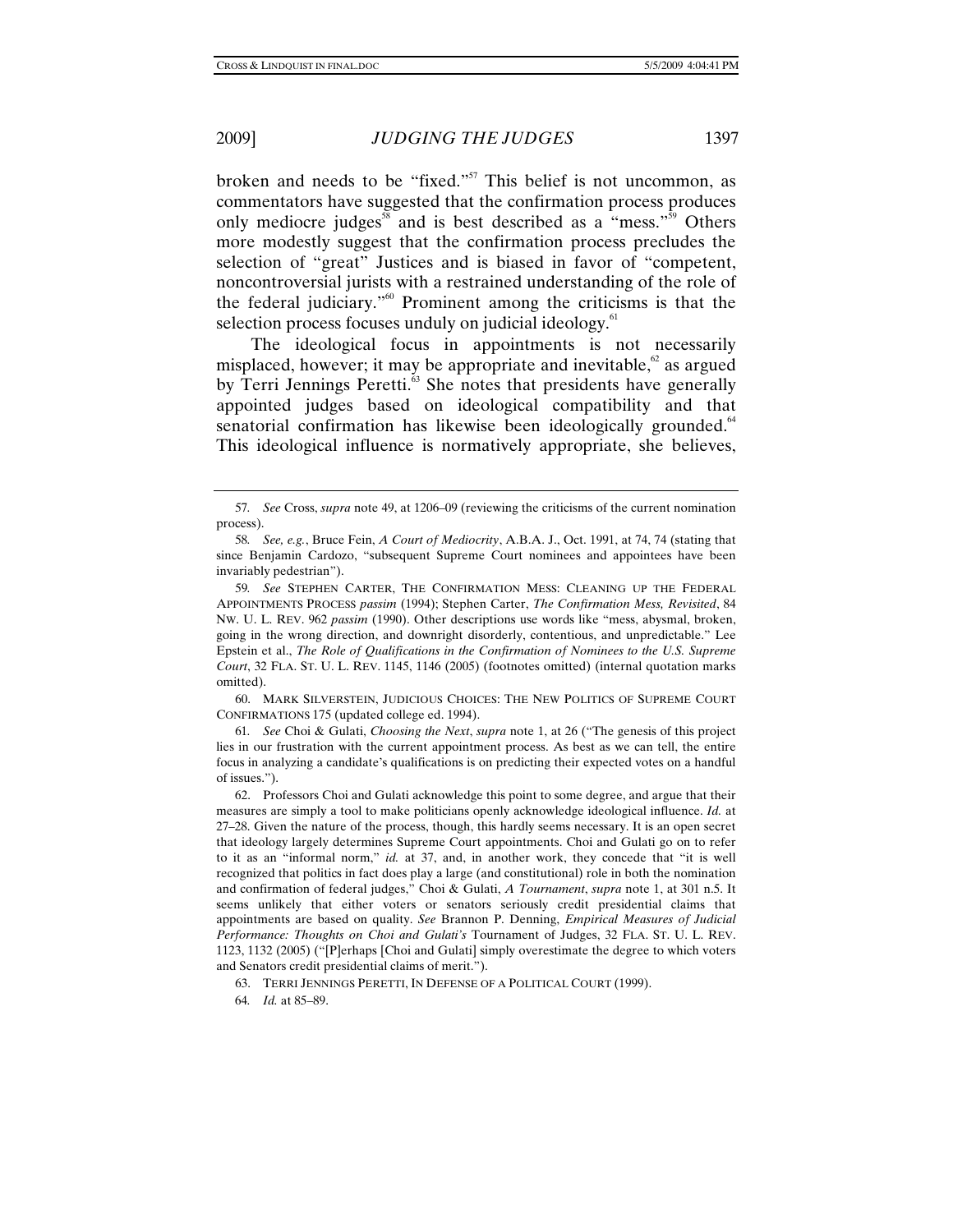broken and needs to be "fixed."[57] This belief is not uncommon, as commentators have suggested that the confirmation process produces only mediocre judges[58] and is best described as a "mess."[59] Others more modestly suggest that the confirmation process precludes the selection of "great" Justices and is biased in favor of "competent, noncontroversial jurists with a restrained understanding of the role of the federal judiciary."[60] Prominent among the criticisms is that the selection process focuses unduly on judicial ideology.[61]

The ideological focus in appointments is not necessarily misplaced, however; it may be appropriate and inevitable,[62] as argued by Terri Jennings Peretti.[63] She notes that presidents have generally appointed judges based on ideological compatibility and that senatorial confirmation has likewise been ideologically grounded.[64] This ideological influence is normatively appropriate, she believes,

---

57. *See* Cross, *supra* note 49, at 1206–09 (reviewing the criticisms of the current nomination process).

58. *See, e.g.*, Bruce Fein, *A Court of Mediocrity*, A.B.A. J., Oct. 1991, at 74, 74 (stating that since Benjamin Cardozo, "subsequent Supreme Court nominees and appointees have been invariably pedestrian").

59. *See* STEPHEN CARTER, THE CONFIRMATION MESS: CLEANING UP THE FEDERAL APPOINTMENTS PROCESS *passim* (1994); Stephen Carter, *The Confirmation Mess, Revisited*, 84 NW. U. L. REV. 962 *passim* (1990). Other descriptions use words like "mess, abysmal, broken, going in the wrong direction, and downright disorderly, contentious, and unpredictable." Lee Epstein et al., *The Role of Qualifications in the Confirmation of Nominees to the U.S. Supreme Court*, 32 FLA. ST. U. L. REV. 1145, 1146 (2005) (footnotes omitted) (internal quotation marks omitted).

60. MARK SILVERSTEIN, JUDICIOUS CHOICES: THE NEW POLITICS OF SUPREME COURT CONFIRMATIONS 175 (updated college ed. 1994).

61. *See* Choi & Gulati, *Choosing the Next*, *supra* note 1, at 26 ("The genesis of this project lies in our frustration with the current appointment process. As best as we can tell, the entire focus in analyzing a candidate's qualifications is on predicting their expected votes on a handful of issues.").

62. Professors Choi and Gulati acknowledge this point to some degree, and argue that their measures are simply a tool to make politicians openly acknowledge ideological influence. *Id.* at 27–28. Given the nature of the process, though, this hardly seems necessary. It is an open secret that ideology largely determines Supreme Court appointments. Choi and Gulati go on to refer to it as an "informal norm," *id.* at 37, and, in another work, they concede that "it is well recognized that politics in fact does play a large (and constitutional) role in both the nomination and confirmation of federal judges," Choi & Gulati, *A Tournament*, *supra* note 1, at 301 n.5. It seems unlikely that either voters or senators seriously credit presidential claims that appointments are based on quality. *See* Brannon P. Denning, *Empirical Measures of Judicial Performance: Thoughts on Choi and Gulati's* Tournament of Judges, 32 FLA. ST. U. L. REV. 1123, 1132 (2005) ("[P]erhaps [Choi and Gulati] simply overestimate the degree to which voters and Senators credit presidential claims of merit.").

63. TERRI JENNINGS PERETTI, IN DEFENSE OF A POLITICAL COURT (1999).

64. *Id.* at 85–89.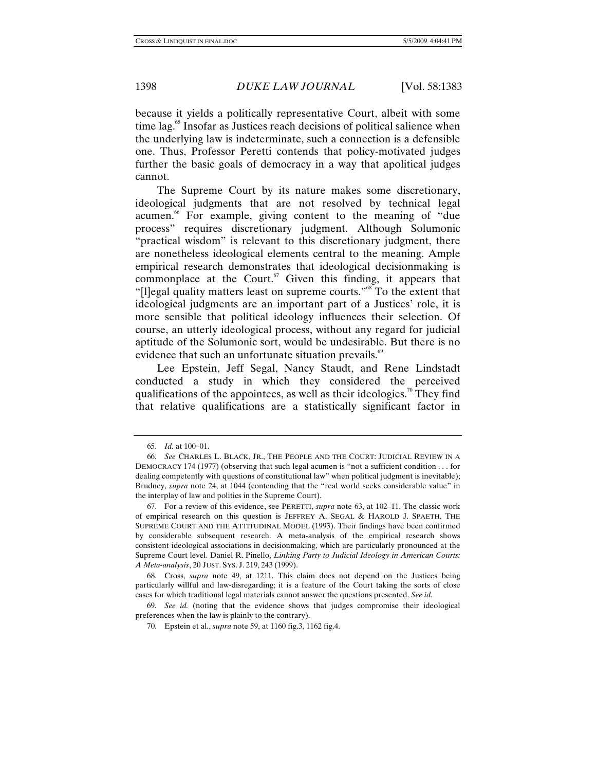because it yields a politically representative Court, albeit with some time lag.[65] Insofar as Justices reach decisions of political salience when the underlying law is indeterminate, such a connection is a defensible one. Thus, Professor Peretti contends that policy-motivated judges further the basic goals of democracy in a way that apolitical judges cannot.

The Supreme Court by its nature makes some discretionary, ideological judgments that are not resolved by technical legal acumen.[66] For example, giving content to the meaning of "due process" requires discretionary judgment. Although Solumonic "practical wisdom" is relevant to this discretionary judgment, there are nonetheless ideological elements central to the meaning. Ample empirical research demonstrates that ideological decisionmaking is commonplace at the Court.[67] Given this finding, it appears that "[l]egal quality matters least on supreme courts."[68] To the extent that ideological judgments are an important part of a Justices' role, it is more sensible that political ideology influences their selection. Of course, an utterly ideological process, without any regard for judicial aptitude of the Solumonic sort, would be undesirable. But there is no evidence that such an unfortunate situation prevails.[69]

Lee Epstein, Jeff Segal, Nancy Staudt, and Rene Lindstadt conducted a study in which they considered the perceived qualifications of the appointees, as well as their ideologies.[70] They find that relative qualifications are a statistically significant factor in

---

65. *Id.* at 100–01.

66. *See* CHARLES L. BLACK, JR., THE PEOPLE AND THE COURT: JUDICIAL REVIEW IN A DEMOCRACY 174 (1977) (observing that such legal acumen is "not a sufficient condition . . . for dealing competently with questions of constitutional law" when political judgment is inevitable); Brudney, *supra* note 24, at 1044 (contending that the "real world seeks considerable value" in the interplay of law and politics in the Supreme Court).

67. For a review of this evidence, see PERETTI, *supra* note 63, at 102–11. The classic work of empirical research on this question is JEFFREY A. SEGAL & HAROLD J. SPAETH, THE SUPREME COURT AND THE ATTITUDINAL MODEL (1993). Their findings have been confirmed by considerable subsequent research. A meta-analysis of the empirical research shows consistent ideological associations in decisionmaking, which are particularly pronounced at the Supreme Court level. Daniel R. Pinello, *Linking Party to Judicial Ideology in American Courts: A Meta-analysis*, 20 JUST. SYS. J. 219, 243 (1999).

68. Cross, *supra* note 49, at 1211. This claim does not depend on the Justices being particularly willful and law-disregarding; it is a feature of the Court taking the sorts of close cases for which traditional legal materials cannot answer the questions presented. *See id.*

69. *See id.* (noting that the evidence shows that judges compromise their ideological preferences when the law is plainly to the contrary).

70. Epstein et al., *supra* note 59, at 1160 fig.3, 1162 fig.4.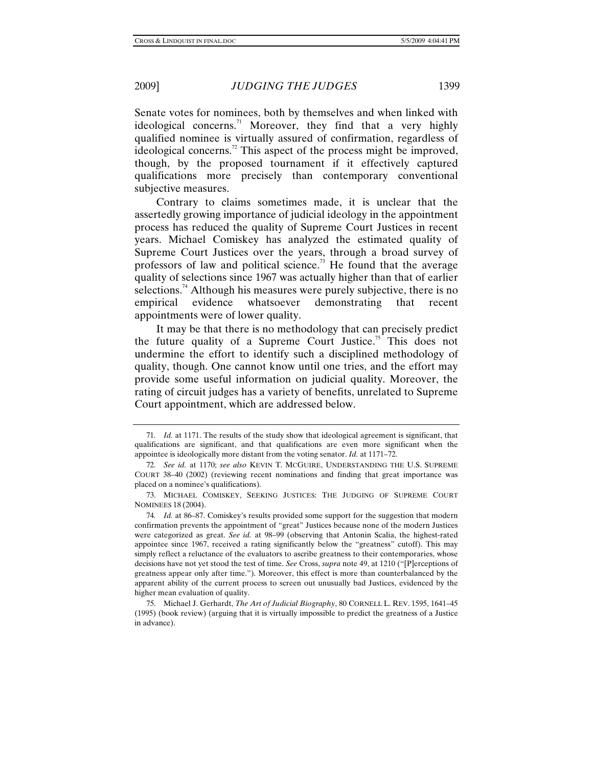Senate votes for nominees, both by themselves and when linked with ideological concerns.[71] Moreover, they find that a very highly qualified nominee is virtually assured of confirmation, regardless of ideological concerns.[72] This aspect of the process might be improved, though, by the proposed tournament if it effectively captured qualifications more precisely than contemporary conventional subjective measures.

Contrary to claims sometimes made, it is unclear that the assertedly growing importance of judicial ideology in the appointment process has reduced the quality of Supreme Court Justices in recent years. Michael Comiskey has analyzed the estimated quality of Supreme Court Justices over the years, through a broad survey of professors of law and political science.[73] He found that the average quality of selections since 1967 was actually higher than that of earlier selections.[74] Although his measures were purely subjective, there is no empirical evidence whatsoever demonstrating that recent appointments were of lower quality.

It may be that there is no methodology that can precisely predict the future quality of a Supreme Court Justice.[75] This does not undermine the effort to identify such a disciplined methodology of quality, though. One cannot know until one tries, and the effort may provide some useful information on judicial quality. Moreover, the rating of circuit judges has a variety of benefits, unrelated to Supreme Court appointment, which are addressed below.

---

71. *Id.* at 1171. The results of the study show that ideological agreement is significant, that qualifications are significant, and that qualifications are even more significant when the appointee is ideologically more distant from the voting senator. *Id.* at 1171–72.

72. *See id.* at 1170; *see also* KEVIN T. MCGUIRE, UNDERSTANDING THE U.S. SUPREME COURT 38–40 (2002) (reviewing recent nominations and finding that great importance was placed on a nominee's qualifications).

73. MICHAEL COMISKEY, SEEKING JUSTICES: THE JUDGING OF SUPREME COURT NOMINEES 18 (2004).

74. *Id.* at 86–87. Comiskey's results provided some support for the suggestion that modern confirmation prevents the appointment of "great" Justices because none of the modern Justices were categorized as great. *See id.* at 98–99 (observing that Antonin Scalia, the highest-rated appointee since 1967, received a rating significantly below the "greatness" cutoff). This may simply reflect a reluctance of the evaluators to ascribe greatness to their contemporaries, whose decisions have not yet stood the test of time. *See* Cross, *supra* note 49, at 1210 ("[P]erceptions of greatness appear only after time."). Moreover, this effect is more than counterbalanced by the apparent ability of the current process to screen out unusually bad Justices, evidenced by the higher mean evaluation of quality.

75. Michael J. Gerhardt, *The Art of Judicial Biography*, 80 CORNELL L. REV. 1595, 1641–45 (1995) (book review) (arguing that it is virtually impossible to predict the greatness of a Justice in advance).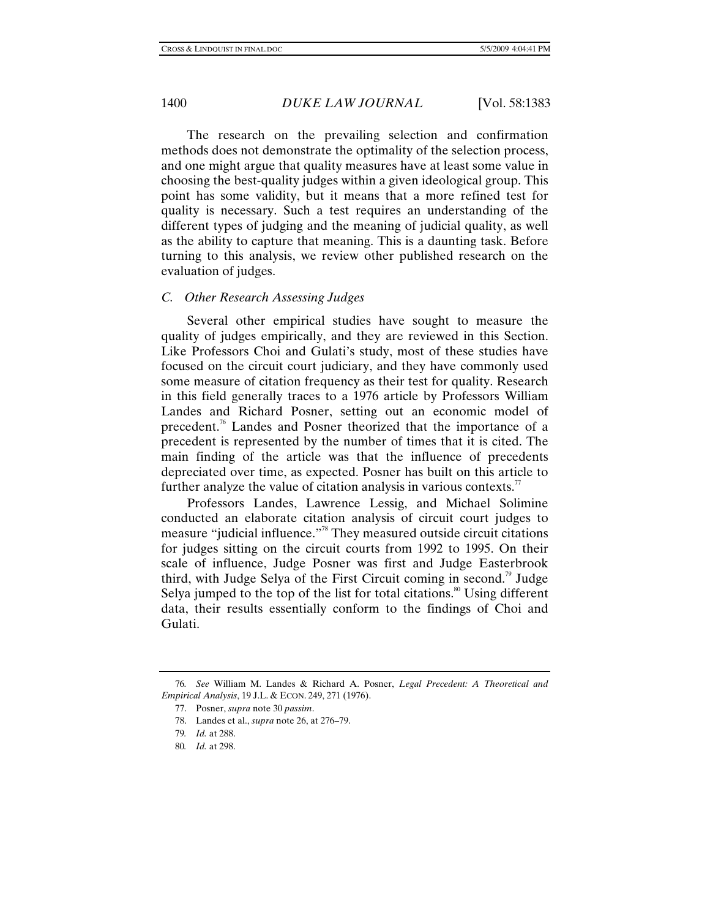The research on the prevailing selection and confirmation methods does not demonstrate the optimality of the selection process, and one might argue that quality measures have at least some value in choosing the best-quality judges within a given ideological group. This point has some validity, but it means that a more refined test for quality is necessary. Such a test requires an understanding of the different types of judging and the meaning of judicial quality, as well as the ability to capture that meaning. This is a daunting task. Before turning to this analysis, we review other published research on the evaluation of judges.

### *C. Other Research Assessing Judges*

Several other empirical studies have sought to measure the quality of judges empirically, and they are reviewed in this Section. Like Professors Choi and Gulati's study, most of these studies have focused on the circuit court judiciary, and they have commonly used some measure of citation frequency as their test for quality. Research in this field generally traces to a 1976 article by Professors William Landes and Richard Posner, setting out an economic model of precedent.[76] Landes and Posner theorized that the importance of a precedent is represented by the number of times that it is cited. The main finding of the article was that the influence of precedents depreciated over time, as expected. Posner has built on this article to further analyze the value of citation analysis in various contexts.[77]

Professors Landes, Lawrence Lessig, and Michael Solimine conducted an elaborate citation analysis of circuit court judges to measure "judicial influence."[78] They measured outside circuit citations for judges sitting on the circuit courts from 1992 to 1995. On their scale of influence, Judge Posner was first and Judge Easterbrook third, with Judge Selya of the First Circuit coming in second.[79] Judge Selya jumped to the top of the list for total citations.[80] Using different data, their results essentially conform to the findings of Choi and Gulati.

---

76. *See* William M. Landes & Richard A. Posner, *Legal Precedent: A Theoretical and Empirical Analysis*, 19 J.L. & ECON. 249, 271 (1976).

77. Posner, *supra* note 30 *passim*.

78. Landes et al., *supra* note 26, at 276–79.

79. *Id.* at 288.

80. *Id.* at 298.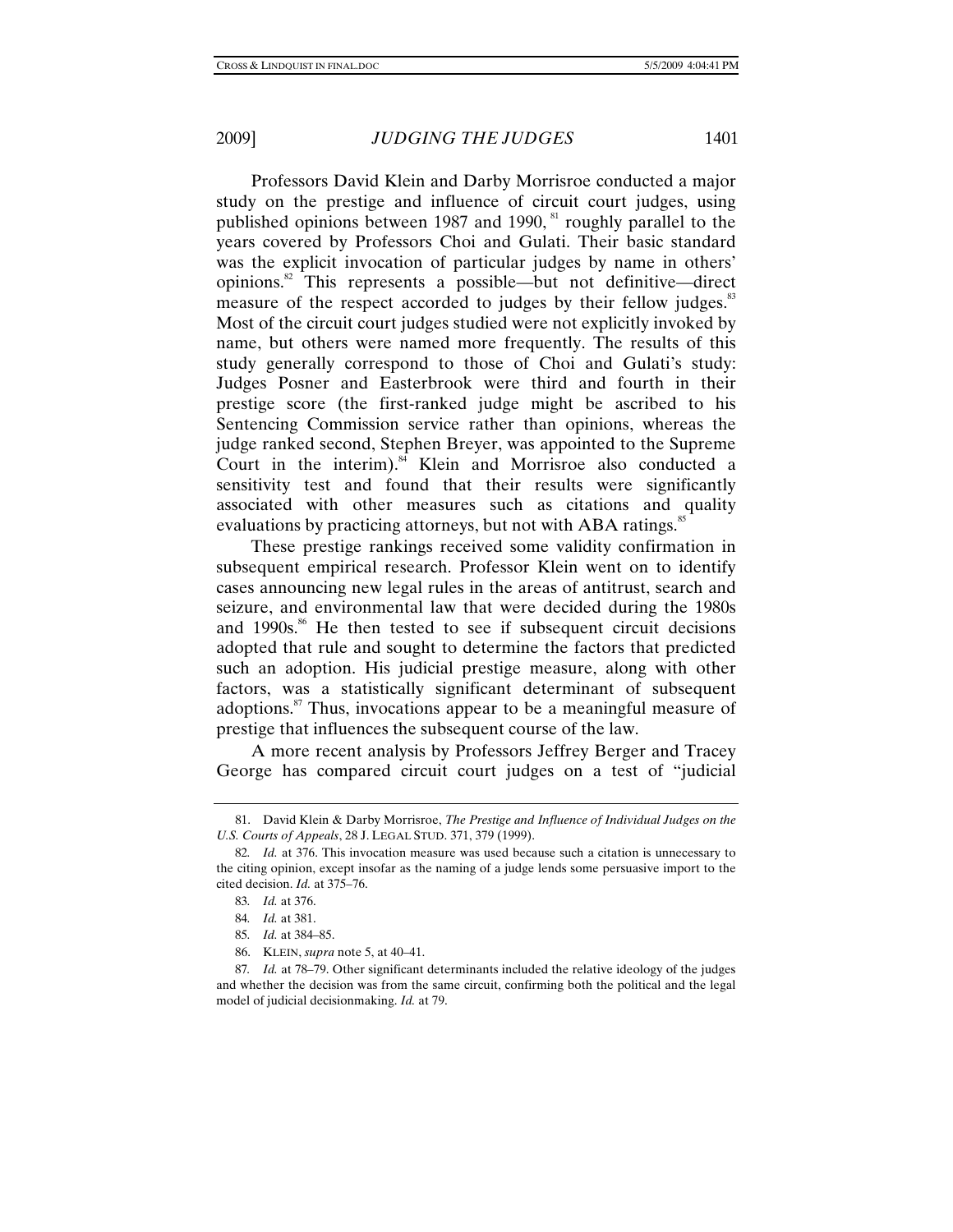Professors David Klein and Darby Morrisroe conducted a major study on the prestige and influence of circuit court judges, using published opinions between 1987 and 1990,[81] roughly parallel to the years covered by Professors Choi and Gulati. Their basic standard was the explicit invocation of particular judges by name in others' opinions.[82] This represents a possible—but not definitive—direct measure of the respect accorded to judges by their fellow judges.[83] Most of the circuit court judges studied were not explicitly invoked by name, but others were named more frequently. The results of this study generally correspond to those of Choi and Gulati's study: Judges Posner and Easterbrook were third and fourth in their prestige score (the first-ranked judge might be ascribed to his Sentencing Commission service rather than opinions, whereas the judge ranked second, Stephen Breyer, was appointed to the Supreme Court in the interim).[84] Klein and Morrisroe also conducted a sensitivity test and found that their results were significantly associated with other measures such as citations and quality evaluations by practicing attorneys, but not with ABA ratings.[85]

These prestige rankings received some validity confirmation in subsequent empirical research. Professor Klein went on to identify cases announcing new legal rules in the areas of antitrust, search and seizure, and environmental law that were decided during the 1980s and 1990s.[86] He then tested to see if subsequent circuit decisions adopted that rule and sought to determine the factors that predicted such an adoption. His judicial prestige measure, along with other factors, was a statistically significant determinant of subsequent adoptions.[87] Thus, invocations appear to be a meaningful measure of prestige that influences the subsequent course of the law.

A more recent analysis by Professors Jeffrey Berger and Tracey George has compared circuit court judges on a test of "judicial

---

81. David Klein & Darby Morrisroe, *The Prestige and Influence of Individual Judges on the U.S. Courts of Appeals*, 28 J. LEGAL STUD. 371, 379 (1999).

82. *Id.* at 376. This invocation measure was used because such a citation is unnecessary to the citing opinion, except insofar as the naming of a judge lends some persuasive import to the cited decision. *Id.* at 375–76.

83. *Id.* at 376.

84. *Id.* at 381.

85. *Id.* at 384–85.

86. KLEIN, *supra* note 5, at 40–41.

87. *Id.* at 78–79. Other significant determinants included the relative ideology of the judges and whether the decision was from the same circuit, confirming both the political and the legal model of judicial decisionmaking. *Id.* at 79.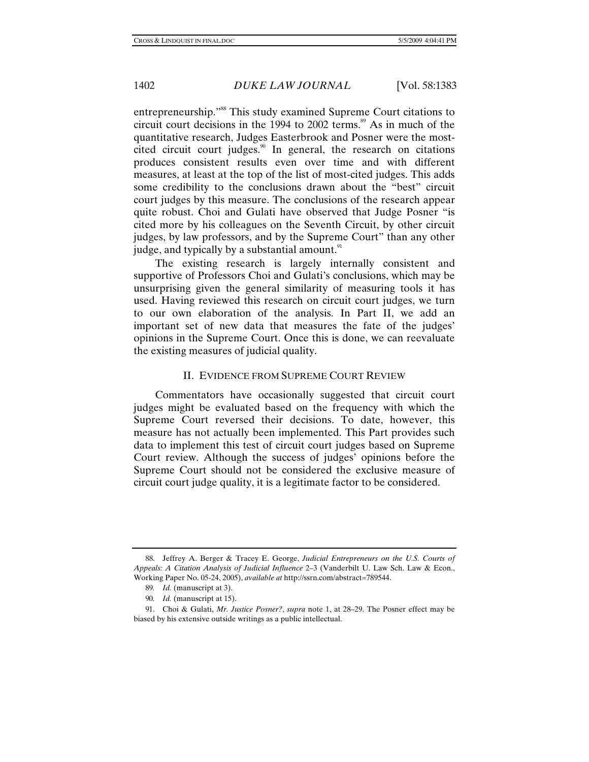entrepreneurship."[88] This study examined Supreme Court citations to circuit court decisions in the 1994 to 2002 terms.[89] As in much of the quantitative research, Judges Easterbrook and Posner were the most-cited circuit court judges.[90] In general, the research on citations produces consistent results even over time and with different measures, at least at the top of the list of most-cited judges. This adds some credibility to the conclusions drawn about the "best" circuit court judges by this measure. The conclusions of the research appear quite robust. Choi and Gulati have observed that Judge Posner "is cited more by his colleagues on the Seventh Circuit, by other circuit judges, by law professors, and by the Supreme Court" than any other judge, and typically by a substantial amount.[91]

The existing research is largely internally consistent and supportive of Professors Choi and Gulati's conclusions, which may be unsurprising given the general similarity of measuring tools it has used. Having reviewed this research on circuit court judges, we turn to our own elaboration of the analysis. In Part II, we add an important set of new data that measures the fate of the judges' opinions in the Supreme Court. Once this is done, we can reevaluate the existing measures of judicial quality.

## II. EVIDENCE FROM SUPREME COURT REVIEW

Commentators have occasionally suggested that circuit court judges might be evaluated based on the frequency with which the Supreme Court reversed their decisions. To date, however, this measure has not actually been implemented. This Part provides such data to implement this test of circuit court judges based on Supreme Court review. Although the success of judges' opinions before the Supreme Court should not be considered the exclusive measure of circuit court judge quality, it is a legitimate factor to be considered.

---

88. Jeffrey A. Berger & Tracey E. George, *Judicial Entrepreneurs on the U.S. Courts of Appeals: A Citation Analysis of Judicial Influence* 2–3 (Vanderbilt U. Law Sch. Law & Econ., Working Paper No. 05-24, 2005), *available at* http://ssrn.com/abstract=789544.

89. *Id.* (manuscript at 3).

90. *Id.* (manuscript at 15).

91. Choi & Gulati, *Mr. Justice Posner?*, *supra* note 1, at 28–29. The Posner effect may be biased by his extensive outside writings as a public intellectual.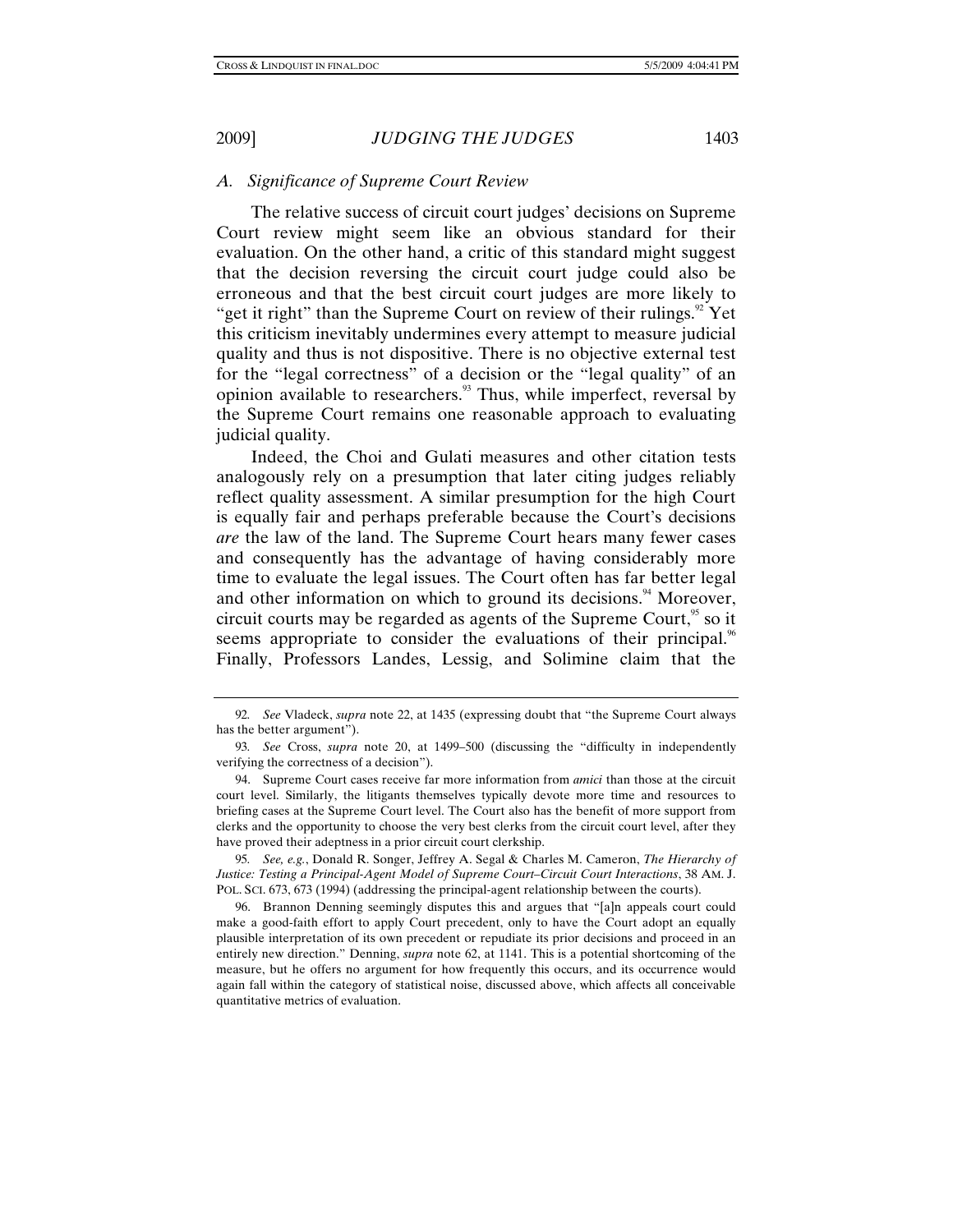### *A. Significance of Supreme Court Review*

The relative success of circuit court judges' decisions on Supreme Court review might seem like an obvious standard for their evaluation. On the other hand, a critic of this standard might suggest that the decision reversing the circuit court judge could also be erroneous and that the best circuit court judges are more likely to "get it right" than the Supreme Court on review of their rulings.[92] Yet this criticism inevitably undermines every attempt to measure judicial quality and thus is not dispositive. There is no objective external test for the "legal correctness" of a decision or the "legal quality" of an opinion available to researchers.[93] Thus, while imperfect, reversal by the Supreme Court remains one reasonable approach to evaluating judicial quality.

Indeed, the Choi and Gulati measures and other citation tests analogously rely on a presumption that later citing judges reliably reflect quality assessment. A similar presumption for the high Court is equally fair and perhaps preferable because the Court's decisions *are* the law of the land. The Supreme Court hears many fewer cases and consequently has the advantage of having considerably more time to evaluate the legal issues. The Court often has far better legal and other information on which to ground its decisions.[94] Moreover, circuit courts may be regarded as agents of the Supreme Court,[95] so it seems appropriate to consider the evaluations of their principal.[96] Finally, Professors Landes, Lessig, and Solimine claim that the

---

92. *See* Vladeck, *supra* note 22, at 1435 (expressing doubt that "the Supreme Court always has the better argument").

93. *See* Cross, *supra* note 20, at 1499–500 (discussing the "difficulty in independently verifying the correctness of a decision").

94. Supreme Court cases receive far more information from *amici* than those at the circuit court level. Similarly, the litigants themselves typically devote more time and resources to briefing cases at the Supreme Court level. The Court also has the benefit of more support from clerks and the opportunity to choose the very best clerks from the circuit court level, after they have proved their adeptness in a prior circuit court clerkship.

95. *See, e.g.*, Donald R. Songer, Jeffrey A. Segal & Charles M. Cameron, *The Hierarchy of Justice: Testing a Principal-Agent Model of Supreme Court–Circuit Court Interactions*, 38 AM. J. POL. SCI. 673, 673 (1994) (addressing the principal-agent relationship between the courts).

96. Brannon Denning seemingly disputes this and argues that "[a]n appeals court could make a good-faith effort to apply Court precedent, only to have the Court adopt an equally plausible interpretation of its own precedent or repudiate its prior decisions and proceed in an entirely new direction." Denning, *supra* note 62, at 1141. This is a potential shortcoming of the measure, but he offers no argument for how frequently this occurs, and its occurrence would again fall within the category of statistical noise, discussed above, which affects all conceivable quantitative metrics of evaluation.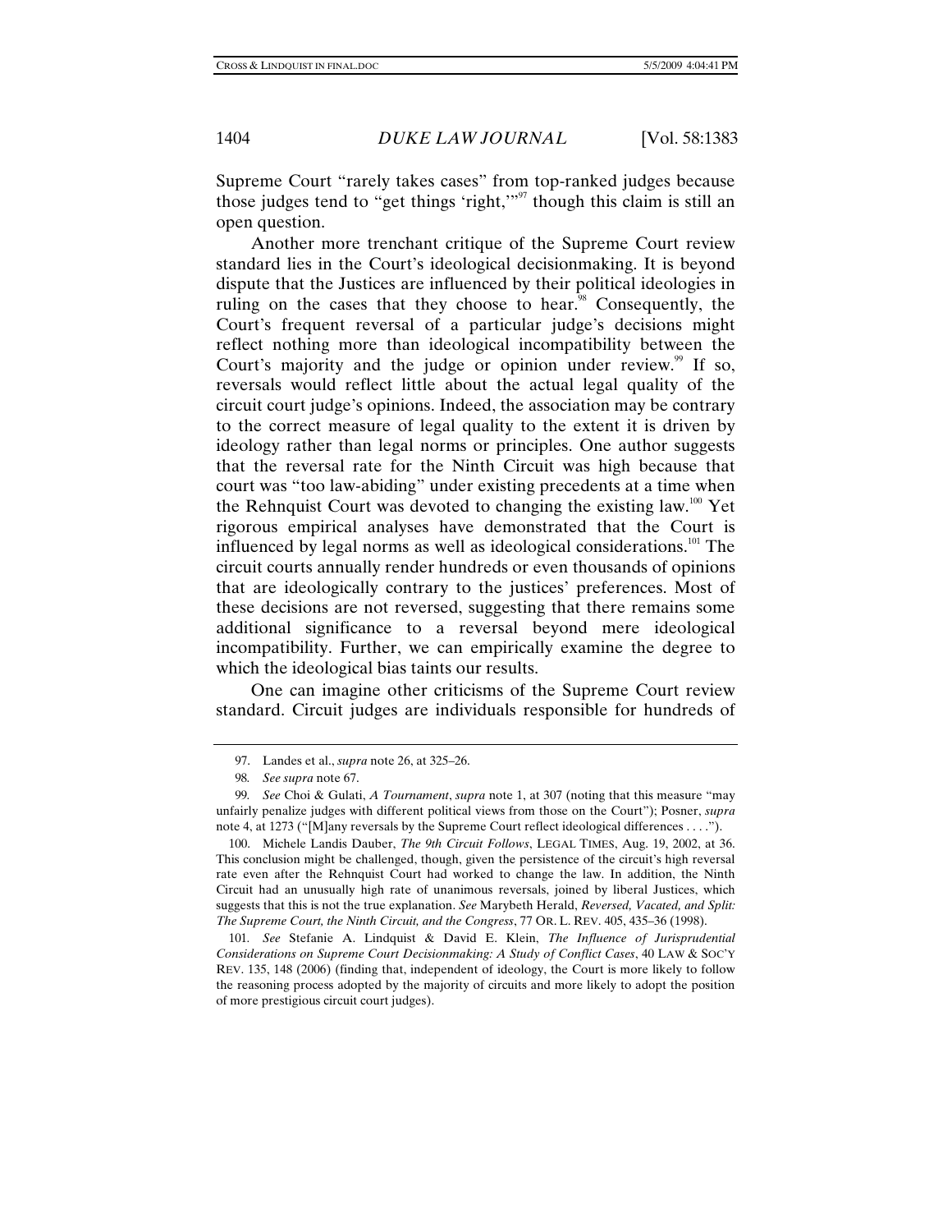Supreme Court "rarely takes cases" from top-ranked judges because those judges tend to "get things 'right,'"[97] though this claim is still an open question.

Another more trenchant critique of the Supreme Court review standard lies in the Court's ideological decisionmaking. It is beyond dispute that the Justices are influenced by their political ideologies in ruling on the cases that they choose to hear.[98] Consequently, the Court's frequent reversal of a particular judge's decisions might reflect nothing more than ideological incompatibility between the Court's majority and the judge or opinion under review.[99] If so, reversals would reflect little about the actual legal quality of the circuit court judge's opinions. Indeed, the association may be contrary to the correct measure of legal quality to the extent it is driven by ideology rather than legal norms or principles. One author suggests that the reversal rate for the Ninth Circuit was high because that court was "too law-abiding" under existing precedents at a time when the Rehnquist Court was devoted to changing the existing law.[100] Yet rigorous empirical analyses have demonstrated that the Court is influenced by legal norms as well as ideological considerations.[101] The circuit courts annually render hundreds or even thousands of opinions that are ideologically contrary to the justices' preferences. Most of these decisions are not reversed, suggesting that there remains some additional significance to a reversal beyond mere ideological incompatibility. Further, we can empirically examine the degree to which the ideological bias taints our results.

One can imagine other criticisms of the Supreme Court review standard. Circuit judges are individuals responsible for hundreds of

---

97. Landes et al., *supra* note 26, at 325–26.

98. *See supra* note 67.

99. *See* Choi & Gulati, *A Tournament*, *supra* note 1, at 307 (noting that this measure "may unfairly penalize judges with different political views from those on the Court"); Posner, *supra* note 4, at 1273 ("[M]any reversals by the Supreme Court reflect ideological differences . . . .").

100. Michele Landis Dauber, *The 9th Circuit Follows*, LEGAL TIMES, Aug. 19, 2002, at 36. This conclusion might be challenged, though, given the persistence of the circuit's high reversal rate even after the Rehnquist Court had worked to change the law. In addition, the Ninth Circuit had an unusually high rate of unanimous reversals, joined by liberal Justices, which suggests that this is not the true explanation. *See* Marybeth Herald, *Reversed, Vacated, and Split: The Supreme Court, the Ninth Circuit, and the Congress*, 77 OR. L. REV. 405, 435–36 (1998).

101. *See* Stefanie A. Lindquist & David E. Klein, *The Influence of Jurisprudential Considerations on Supreme Court Decisionmaking: A Study of Conflict Cases*, 40 LAW & SOC'Y REV. 135, 148 (2006) (finding that, independent of ideology, the Court is more likely to follow the reasoning process adopted by the majority of circuits and more likely to adopt the position of more prestigious circuit court judges).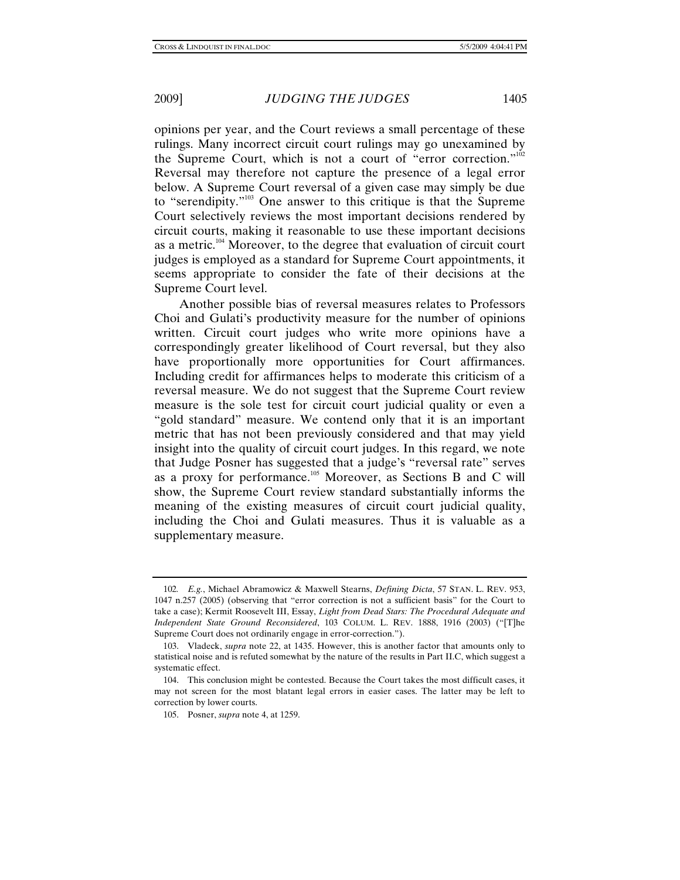opinions per year, and the Court reviews a small percentage of these rulings. Many incorrect circuit court rulings may go unexamined by the Supreme Court, which is not a court of "error correction."[102] Reversal may therefore not capture the presence of a legal error below. A Supreme Court reversal of a given case may simply be due to "serendipity."[103] One answer to this critique is that the Supreme Court selectively reviews the most important decisions rendered by circuit courts, making it reasonable to use these important decisions as a metric.[104] Moreover, to the degree that evaluation of circuit court judges is employed as a standard for Supreme Court appointments, it seems appropriate to consider the fate of their decisions at the Supreme Court level.

Another possible bias of reversal measures relates to Professors Choi and Gulati's productivity measure for the number of opinions written. Circuit court judges who write more opinions have a correspondingly greater likelihood of Court reversal, but they also have proportionally more opportunities for Court affirmances. Including credit for affirmances helps to moderate this criticism of a reversal measure. We do not suggest that the Supreme Court review measure is the sole test for circuit court judicial quality or even a "gold standard" measure. We contend only that it is an important metric that has not been previously considered and that may yield insight into the quality of circuit court judges. In this regard, we note that Judge Posner has suggested that a judge's "reversal rate" serves as a proxy for performance.[105] Moreover, as Sections B and C will show, the Supreme Court review standard substantially informs the meaning of the existing measures of circuit court judicial quality, including the Choi and Gulati measures. Thus it is valuable as a supplementary measure.

---

102. *E.g.*, Michael Abramowicz & Maxwell Stearns, *Defining Dicta*, 57 STAN. L. REV. 953, 1047 n.257 (2005) (observing that "error correction is not a sufficient basis" for the Court to take a case); Kermit Roosevelt III, Essay, *Light from Dead Stars: The Procedural Adequate and Independent State Ground Reconsidered*, 103 COLUM. L. REV. 1888, 1916 (2003) ("[T]he Supreme Court does not ordinarily engage in error-correction.").

103. Vladeck, *supra* note 22, at 1435. However, this is another factor that amounts only to statistical noise and is refuted somewhat by the nature of the results in Part II.C, which suggest a systematic effect.

104. This conclusion might be contested. Because the Court takes the most difficult cases, it may not screen for the most blatant legal errors in easier cases. The latter may be left to correction by lower courts.

105. Posner, *supra* note 4, at 1259.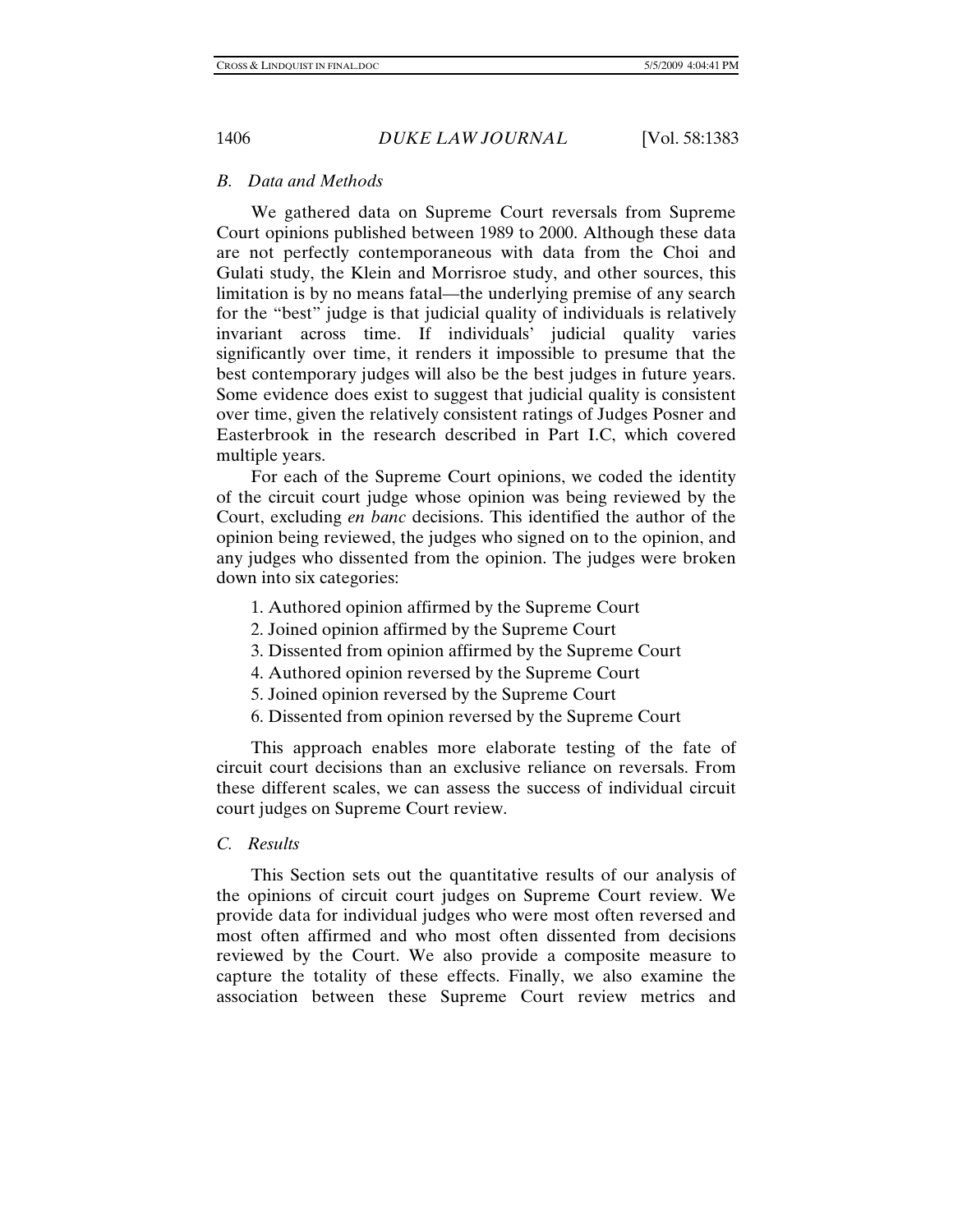### *B. Data and Methods*

We gathered data on Supreme Court reversals from Supreme Court opinions published between 1989 to 2000. Although these data are not perfectly contemporaneous with data from the Choi and Gulati study, the Klein and Morrisroe study, and other sources, this limitation is by no means fatal—the underlying premise of any search for the "best" judge is that judicial quality of individuals is relatively invariant across time. If individuals' judicial quality varies significantly over time, it renders it impossible to presume that the best contemporary judges will also be the best judges in future years. Some evidence does exist to suggest that judicial quality is consistent over time, given the relatively consistent ratings of Judges Posner and Easterbrook in the research described in Part I.C, which covered multiple years.

For each of the Supreme Court opinions, we coded the identity of the circuit court judge whose opinion was being reviewed by the Court, excluding *en banc* decisions. This identified the author of the opinion being reviewed, the judges who signed on to the opinion, and any judges who dissented from the opinion. The judges were broken down into six categories:

1. Authored opinion affirmed by the Supreme Court
2. Joined opinion affirmed by the Supreme Court
3. Dissented from opinion affirmed by the Supreme Court
4. Authored opinion reversed by the Supreme Court
5. Joined opinion reversed by the Supreme Court
6. Dissented from opinion reversed by the Supreme Court

This approach enables more elaborate testing of the fate of circuit court decisions than an exclusive reliance on reversals. From these different scales, we can assess the success of individual circuit court judges on Supreme Court review.

### *C. Results*

This Section sets out the quantitative results of our analysis of the opinions of circuit court judges on Supreme Court review. We provide data for individual judges who were most often reversed and most often affirmed and who most often dissented from decisions reviewed by the Court. We also provide a composite measure to capture the totality of these effects. Finally, we also examine the association between these Supreme Court review metrics and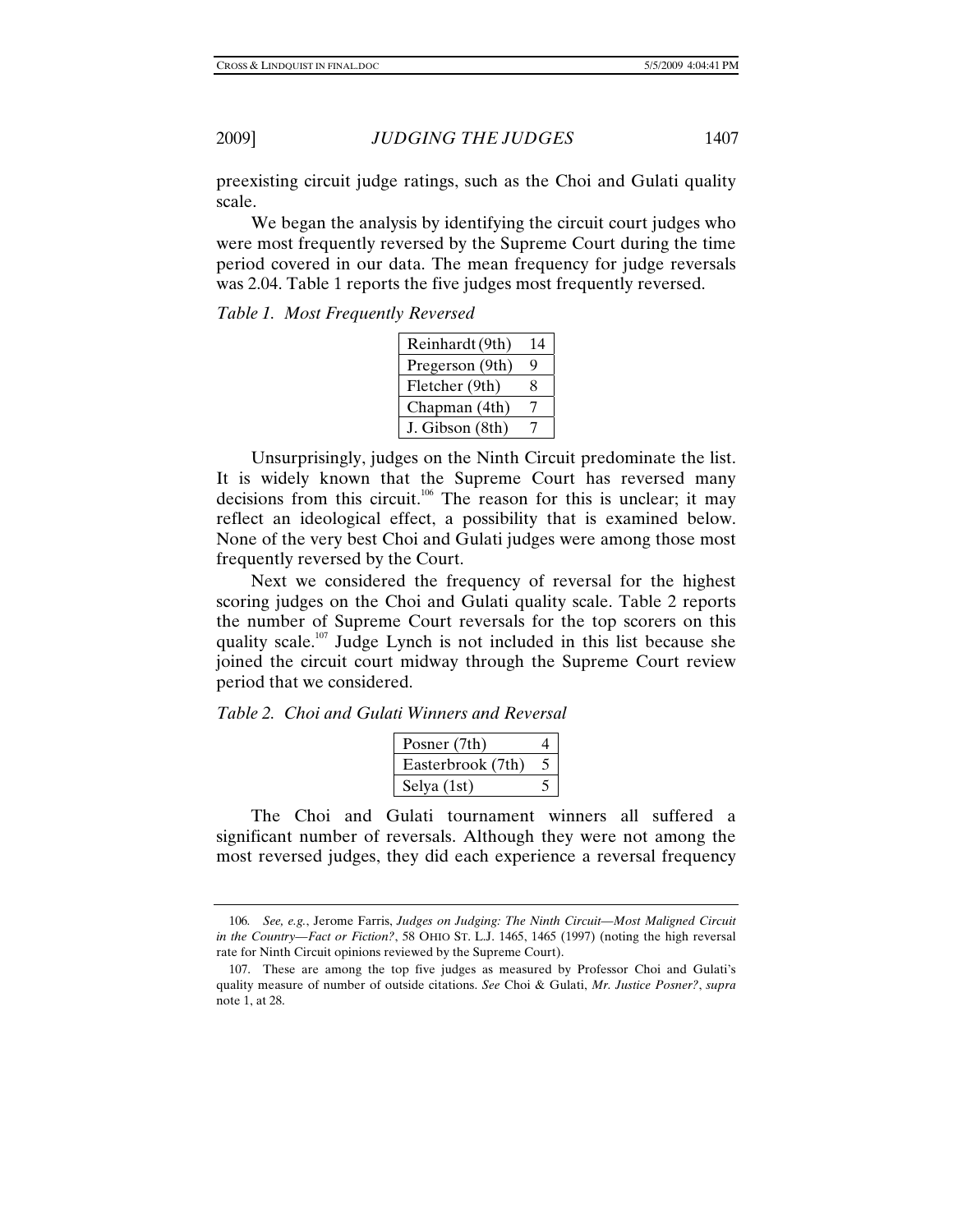preexisting circuit judge ratings, such as the Choi and Gulati quality scale.

We began the analysis by identifying the circuit court judges who were most frequently reversed by the Supreme Court during the time period covered in our data. The mean frequency for judge reversals was 2.04. Table 1 reports the five judges most frequently reversed.

*Table 1. Most Frequently Reversed*

| | |
|---|---|
| Reinhardt (9th) | 14 |
| Pregerson (9th) | 9 |
| Fletcher (9th) | 8 |
| Chapman (4th) | 7 |
| J. Gibson (8th) | 7 |

Unsurprisingly, judges on the Ninth Circuit predominate the list. It is widely known that the Supreme Court has reversed many decisions from this circuit.[106] The reason for this is unclear; it may reflect an ideological effect, a possibility that is examined below. None of the very best Choi and Gulati judges were among those most frequently reversed by the Court.

Next we considered the frequency of reversal for the highest scoring judges on the Choi and Gulati quality scale. Table 2 reports the number of Supreme Court reversals for the top scorers on this quality scale.[107] Judge Lynch is not included in this list because she joined the circuit court midway through the Supreme Court review period that we considered.

*Table 2. Choi and Gulati Winners and Reversal*

| | |
|---|---|
| Posner (7th) | 4 |
| Easterbrook (7th) | 5 |
| Selya (1st) | 5 |

The Choi and Gulati tournament winners all suffered a significant number of reversals. Although they were not among the most reversed judges, they did each experience a reversal frequency

---

106. *See, e.g.*, Jerome Farris, *Judges on Judging: The Ninth Circuit—Most Maligned Circuit in the Country—Fact or Fiction?*, 58 OHIO ST. L.J. 1465, 1465 (1997) (noting the high reversal rate for Ninth Circuit opinions reviewed by the Supreme Court).

107. These are among the top five judges as measured by Professor Choi and Gulati's quality measure of number of outside citations. *See* Choi & Gulati, *Mr. Justice Posner?*, *supra* note 1, at 28.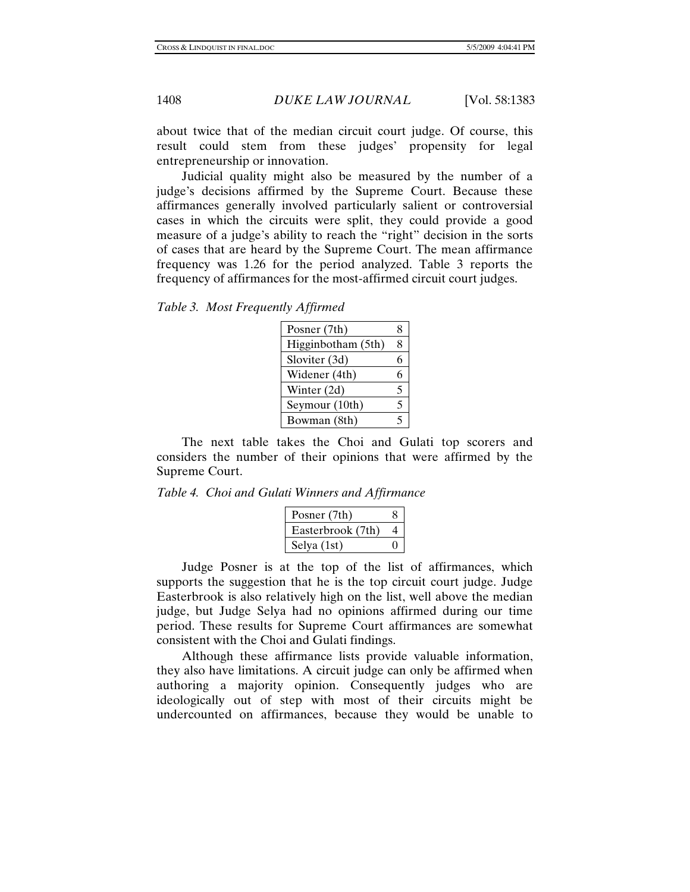about twice that of the median circuit court judge. Of course, this result could stem from these judges' propensity for legal entrepreneurship or innovation.

Judicial quality might also be measured by the number of a judge's decisions affirmed by the Supreme Court. Because these affirmances generally involved particularly salient or controversial cases in which the circuits were split, they could provide a good measure of a judge's ability to reach the "right" decision in the sorts of cases that are heard by the Supreme Court. The mean affirmance frequency was 1.26 for the period analyzed. Table 3 reports the frequency of affirmances for the most-affirmed circuit court judges.

*Table 3. Most Frequently Affirmed*

| | |
|---|---|
| Posner (7th) | 8 |
| Higginbotham (5th) | 8 |
| Sloviter (3d) | 6 |
| Widener (4th) | 6 |
| Winter (2d) | 5 |
| Seymour (10th) | 5 |
| Bowman (8th) | 5 |

The next table takes the Choi and Gulati top scorers and considers the number of their opinions that were affirmed by the Supreme Court.

*Table 4. Choi and Gulati Winners and Affirmance*

| | |
|---|---|
| Posner (7th) | 8 |
| Easterbrook (7th) | 4 |
| Selya (1st) | 0 |

Judge Posner is at the top of the list of affirmances, which supports the suggestion that he is the top circuit court judge. Judge Easterbrook is also relatively high on the list, well above the median judge, but Judge Selya had no opinions affirmed during our time period. These results for Supreme Court affirmances are somewhat consistent with the Choi and Gulati findings.

Although these affirmance lists provide valuable information, they also have limitations. A circuit judge can only be affirmed when authoring a majority opinion. Consequently judges who are ideologically out of step with most of their circuits might be undercounted on affirmances, because they would be unable to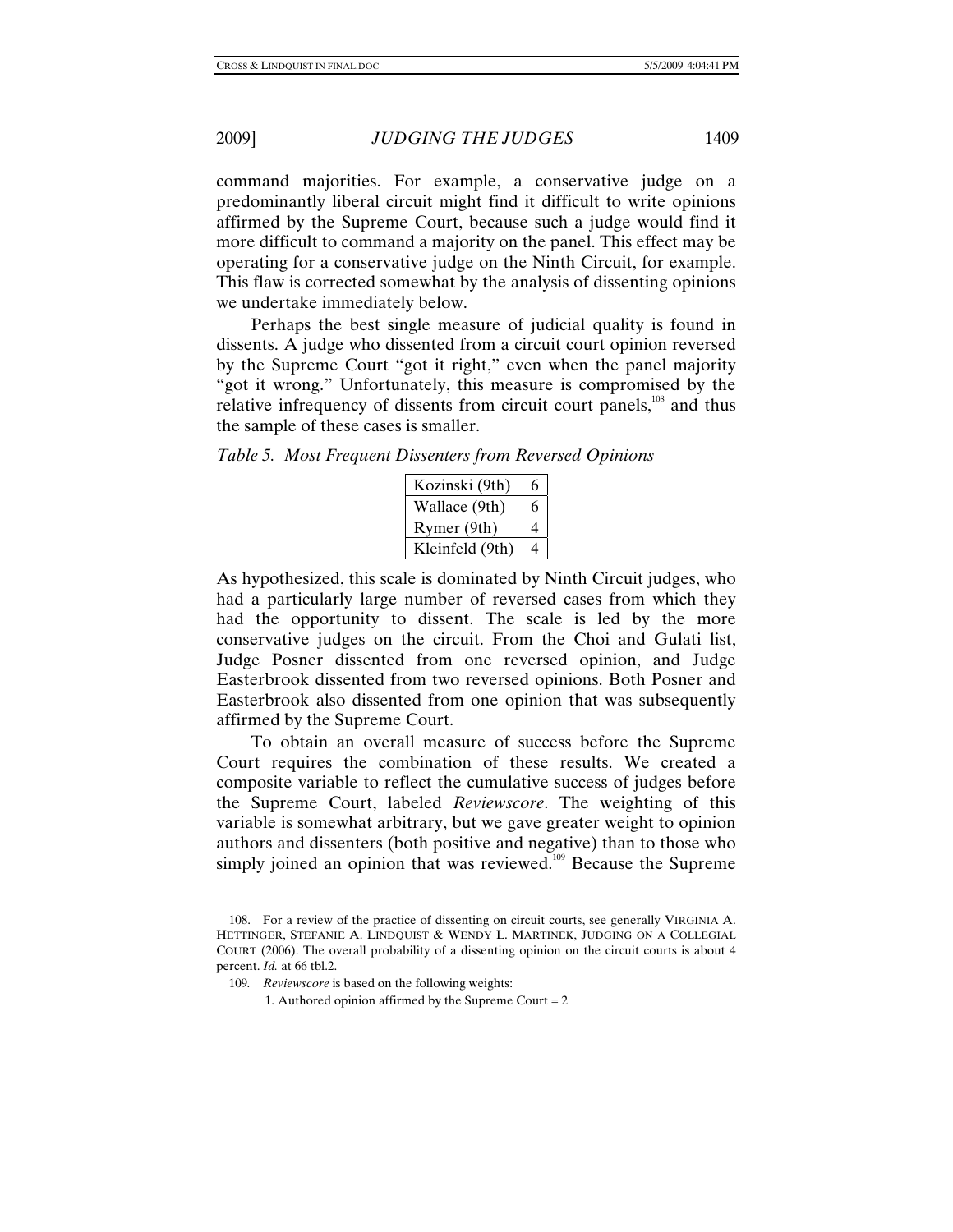command majorities. For example, a conservative judge on a predominantly liberal circuit might find it difficult to write opinions affirmed by the Supreme Court, because such a judge would find it more difficult to command a majority on the panel. This effect may be operating for a conservative judge on the Ninth Circuit, for example. This flaw is corrected somewhat by the analysis of dissenting opinions we undertake immediately below.

Perhaps the best single measure of judicial quality is found in dissents. A judge who dissented from a circuit court opinion reversed by the Supreme Court "got it right," even when the panel majority "got it wrong." Unfortunately, this measure is compromised by the relative infrequency of dissents from circuit court panels,[108] and thus the sample of these cases is smaller.

*Table 5. Most Frequent Dissenters from Reversed Opinions*

| | |
|---|---|
| Kozinski (9th) | 6 |
| Wallace (9th) | 6 |
| Rymer (9th) | 4 |
| Kleinfeld (9th) | 4 |

As hypothesized, this scale is dominated by Ninth Circuit judges, who had a particularly large number of reversed cases from which they had the opportunity to dissent. The scale is led by the more conservative judges on the circuit. From the Choi and Gulati list, Judge Posner dissented from one reversed opinion, and Judge Easterbrook dissented from two reversed opinions. Both Posner and Easterbrook also dissented from one opinion that was subsequently affirmed by the Supreme Court.

To obtain an overall measure of success before the Supreme Court requires the combination of these results. We created a composite variable to reflect the cumulative success of judges before the Supreme Court, labeled *Reviewscore*. The weighting of this variable is somewhat arbitrary, but we gave greater weight to opinion authors and dissenters (both positive and negative) than to those who simply joined an opinion that was reviewed.[109] Because the Supreme

---

108. For a review of the practice of dissenting on circuit courts, see generally VIRGINIA A. HETTINGER, STEFANIE A. LINDQUIST & WENDY L. MARTINEK, JUDGING ON A COLLEGIAL COURT (2006). The overall probability of a dissenting opinion on the circuit courts is about 4 percent. *Id.* at 66 tbl.2.

109. *Reviewscore* is based on the following weights:

1. Authored opinion affirmed by the Supreme Court = 2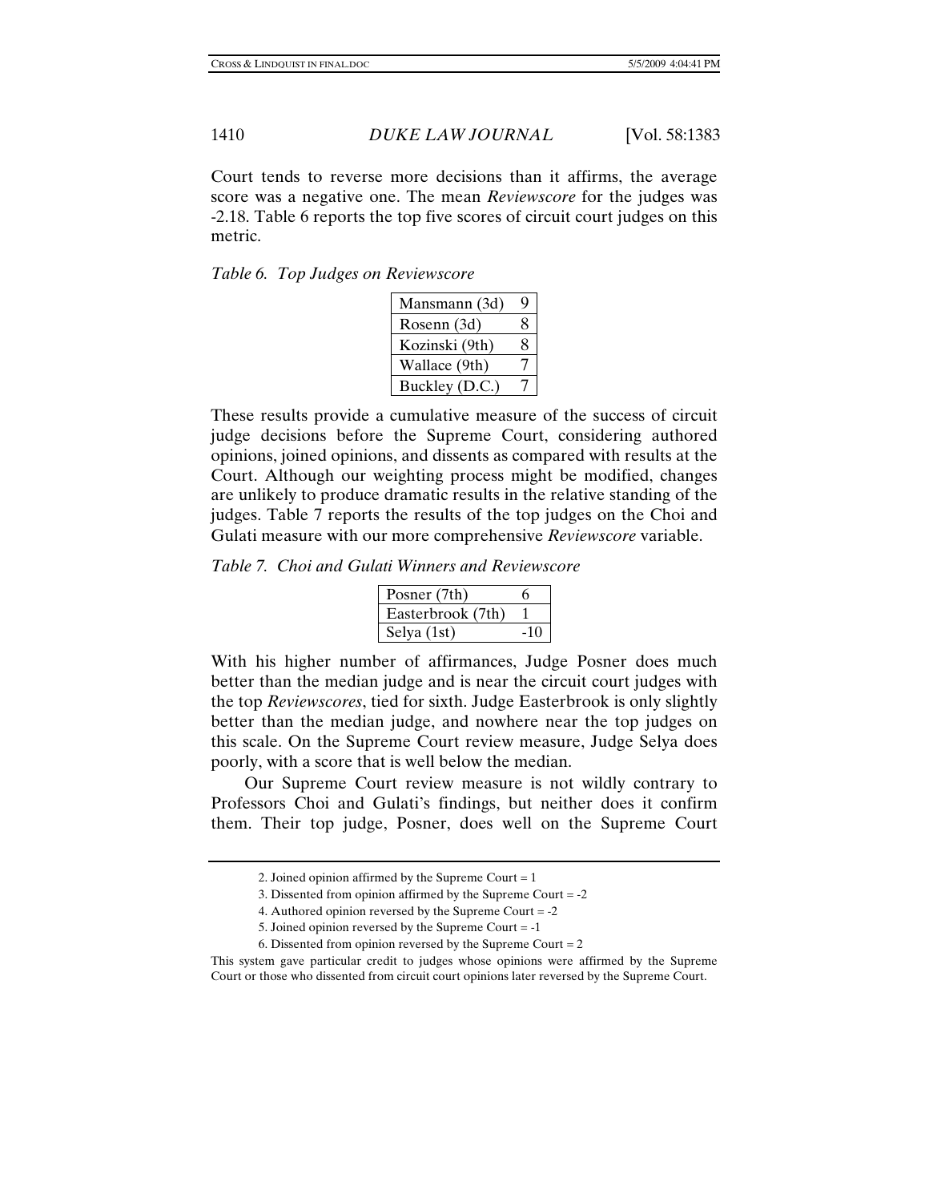Court tends to reverse more decisions than it affirms, the average score was a negative one. The mean *Reviewscore* for the judges was -2.18. Table 6 reports the top five scores of circuit court judges on this metric.

*Table 6. Top Judges on Reviewscore*

| Judge | Score |
|---|---|
| Mansmann (3d) | 9 |
| Rosenn (3d) | 8 |
| Kozinski (9th) | 8 |
| Wallace (9th) | 7 |
| Buckley (D.C.) | 7 |

These results provide a cumulative measure of the success of circuit judge decisions before the Supreme Court, considering authored opinions, joined opinions, and dissents as compared with results at the Court. Although our weighting process might be modified, changes are unlikely to produce dramatic results in the relative standing of the judges. Table 7 reports the results of the top judges on the Choi and Gulati measure with our more comprehensive *Reviewscore* variable.

*Table 7. Choi and Gulati Winners and Reviewscore*

| Judge | Score |
|---|---|
| Posner (7th) | 6 |
| Easterbrook (7th) | 1 |
| Selya (1st) | -10 |

With his higher number of affirmances, Judge Posner does much better than the median judge and is near the circuit court judges with the top *Reviewscores*, tied for sixth. Judge Easterbrook is only slightly better than the median judge, and nowhere near the top judges on this scale. On the Supreme Court review measure, Judge Selya does poorly, with a score that is well below the median.

Our Supreme Court review measure is not wildly contrary to Professors Choi and Gulati's findings, but neither does it confirm them. Their top judge, Posner, does well on the Supreme Court

---

2. Joined opinion affirmed by the Supreme Court = 1

3. Dissented from opinion affirmed by the Supreme Court = -2

4. Authored opinion reversed by the Supreme Court = -2

5. Joined opinion reversed by the Supreme Court = -1

6. Dissented from opinion reversed by the Supreme Court = 2

This system gave particular credit to judges whose opinions were affirmed by the Supreme Court or those who dissented from circuit court opinions later reversed by the Supreme Court.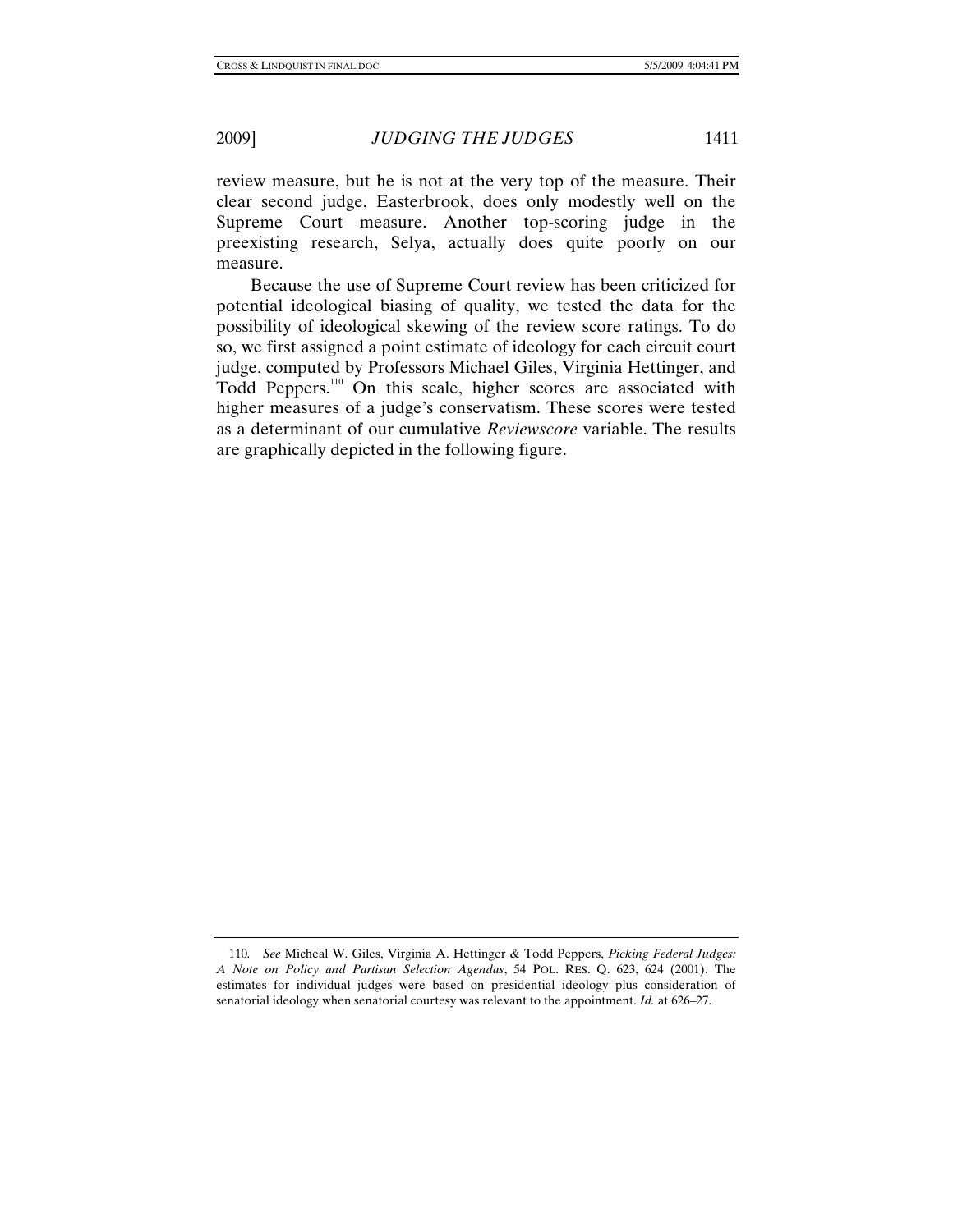review measure, but he is not at the very top of the measure. Their clear second judge, Easterbrook, does only modestly well on the Supreme Court measure. Another top-scoring judge in the preexisting research, Selya, actually does quite poorly on our measure.

Because the use of Supreme Court review has been criticized for potential ideological biasing of quality, we tested the data for the possibility of ideological skewing of the review score ratings. To do so, we first assigned a point estimate of ideology for each circuit court judge, computed by Professors Michael Giles, Virginia Hettinger, and Todd Peppers.[110] On this scale, higher scores are associated with higher measures of a judge's conservatism. These scores were tested as a determinant of our cumulative *Reviewscore* variable. The results are graphically depicted in the following figure.

---

110. *See* Micheal W. Giles, Virginia A. Hettinger & Todd Peppers, *Picking Federal Judges: A Note on Policy and Partisan Selection Agendas*, 54 POL. RES. Q. 623, 624 (2001). The estimates for individual judges were based on presidential ideology plus consideration of senatorial ideology when senatorial courtesy was relevant to the appointment. *Id.* at 626–27.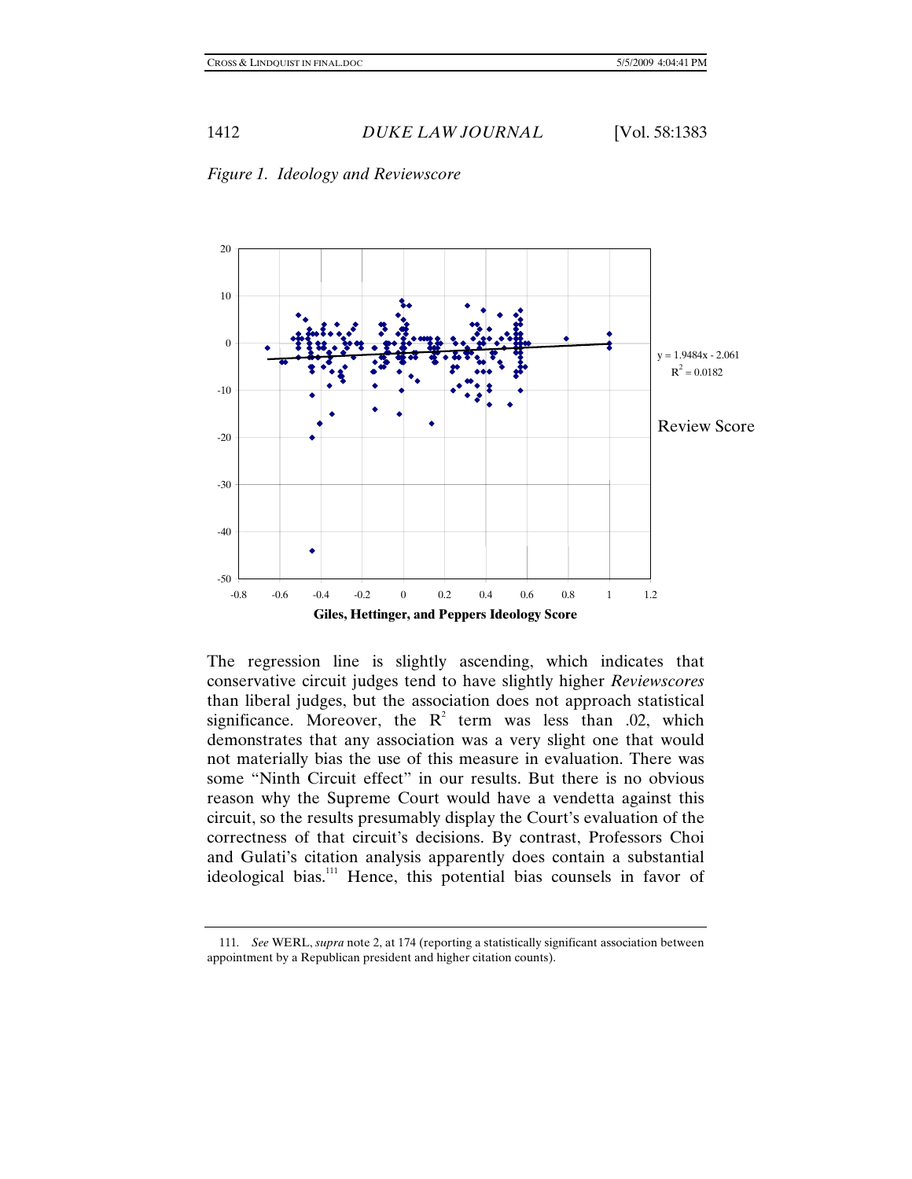*Figure 1. Ideology and Reviewscore*

The regression line is slightly ascending, which indicates that conservative circuit judges tend to have slightly higher *Reviewscores* than liberal judges, but the association does not approach statistical significance. Moreover, the $R^2$ term was less than .02, which demonstrates that any association was a very slight one that would not materially bias the use of this measure in evaluation. There was some "Ninth Circuit effect" in our results. But there is no obvious reason why the Supreme Court would have a vendetta against this circuit, so the results presumably display the Court's evaluation of the correctness of that circuit's decisions. By contrast, Professors Choi and Gulati's citation analysis apparently does contain a substantial ideological bias.[111] Hence, this potential bias counsels in favor of

111. *See* WERL, *supra* note 2, at 174 (reporting a statistically significant association between appointment by a Republican president and higher citation counts).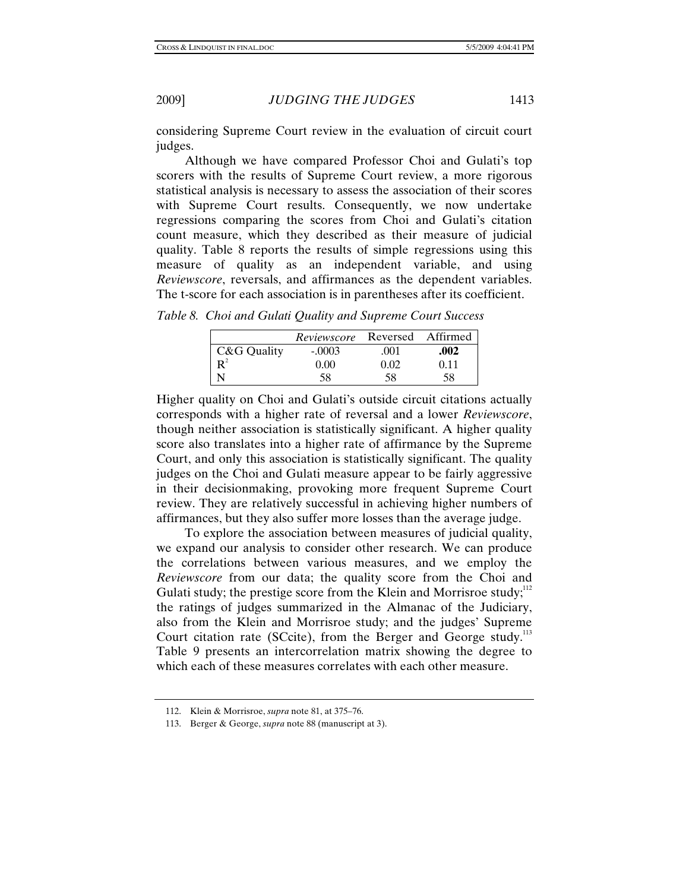considering Supreme Court review in the evaluation of circuit court judges.

Although we have compared Professor Choi and Gulati's top scorers with the results of Supreme Court review, a more rigorous statistical analysis is necessary to assess the association of their scores with Supreme Court results. Consequently, we now undertake regressions comparing the scores from Choi and Gulati's citation count measure, which they described as their measure of judicial quality. Table 8 reports the results of simple regressions using this measure of quality as an independent variable, and using *Reviewscore*, reversals, and affirmances as the dependent variables. The t-score for each association is in parentheses after its coefficient.

*Table 8. Choi and Gulati Quality and Supreme Court Success*

| | *Reviewscore* | Reversed | Affirmed |
|---|---|---|---|
| C&G Quality | -.0003 | .001 | **.002** |
| $R^2$ | 0.00 | 0.02 | 0.11 |
| N | 58 | 58 | 58 |

Higher quality on Choi and Gulati's outside circuit citations actually corresponds with a higher rate of reversal and a lower *Reviewscore*, though neither association is statistically significant. A higher quality score also translates into a higher rate of affirmance by the Supreme Court, and only this association is statistically significant. The quality judges on the Choi and Gulati measure appear to be fairly aggressive in their decisionmaking, provoking more frequent Supreme Court review. They are relatively successful in achieving higher numbers of affirmances, but they also suffer more losses than the average judge.

To explore the association between measures of judicial quality, we expand our analysis to consider other research. We can produce the correlations between various measures, and we employ the *Reviewscore* from our data; the quality score from the Choi and Gulati study; the prestige score from the Klein and Morrisroe study;[112] the ratings of judges summarized in the Almanac of the Judiciary, also from the Klein and Morrisroe study; and the judges' Supreme Court citation rate (SCcite), from the Berger and George study.[113] Table 9 presents an intercorrelation matrix showing the degree to which each of these measures correlates with each other measure.

112. Klein & Morrisroe, *supra* note 81, at 375–76.

113. Berger & George, *supra* note 88 (manuscript at 3).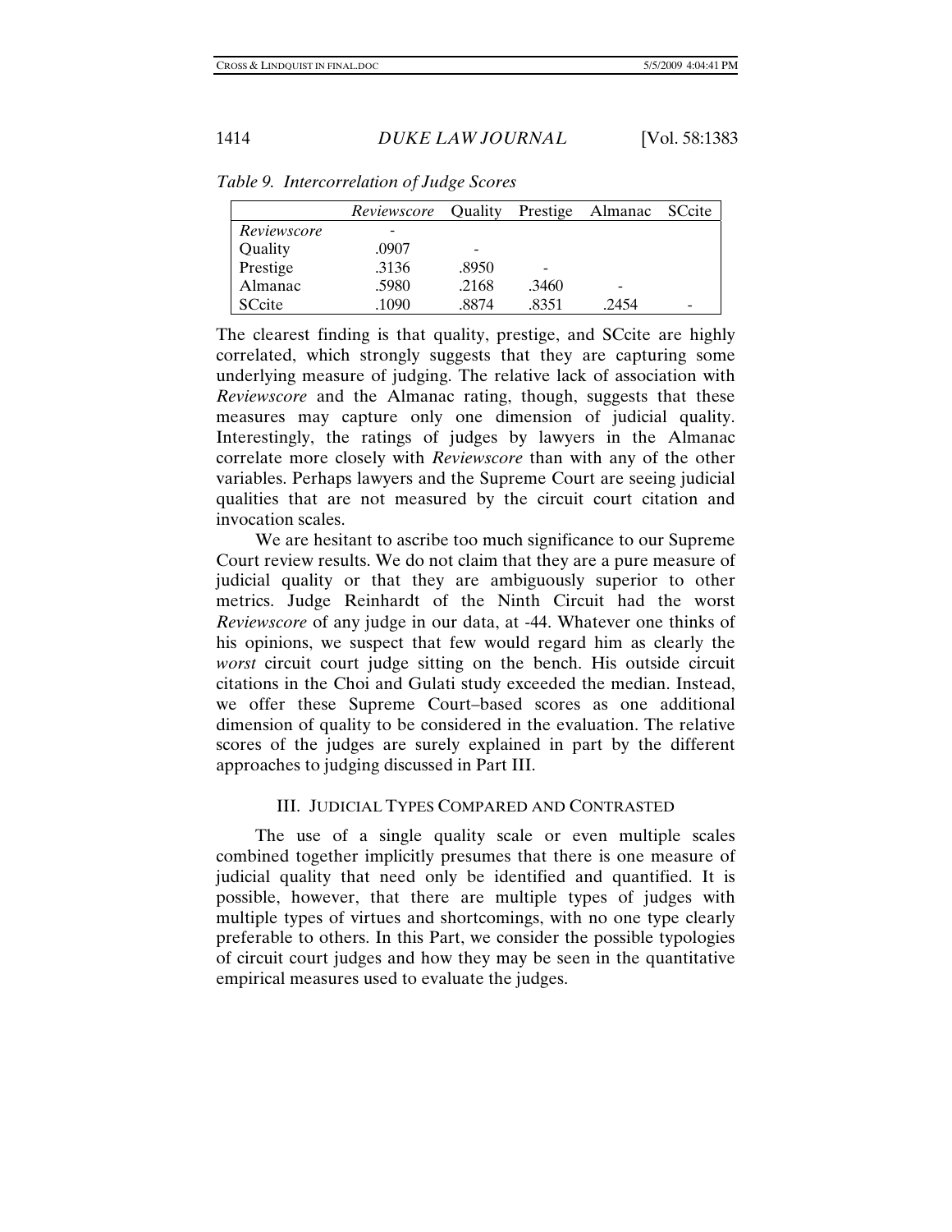*Table 9. Intercorrelation of Judge Scores*

| | *Reviewscore* | Quality | Prestige | Almanac | SCcite |
|---|---|---|---|---|---|
| *Reviewscore* | - | | | | |
| Quality | .0907 | - | | | |
| Prestige | .3136 | .8950 | - | | |
| Almanac | .5980 | .2168 | .3460 | - | |
| SCcite | .1090 | .8874 | .8351 | .2454 | - |

The clearest finding is that quality, prestige, and SCcite are highly correlated, which strongly suggests that they are capturing some underlying measure of judging. The relative lack of association with *Reviewscore* and the Almanac rating, though, suggests that these measures may capture only one dimension of judicial quality. Interestingly, the ratings of judges by lawyers in the Almanac correlate more closely with *Reviewscore* than with any of the other variables. Perhaps lawyers and the Supreme Court are seeing judicial qualities that are not measured by the circuit court citation and invocation scales.

We are hesitant to ascribe too much significance to our Supreme Court review results. We do not claim that they are a pure measure of judicial quality or that they are ambiguously superior to other metrics. Judge Reinhardt of the Ninth Circuit had the worst *Reviewscore* of any judge in our data, at -44. Whatever one thinks of his opinions, we suspect that few would regard him as clearly the *worst* circuit court judge sitting on the bench. His outside circuit citations in the Choi and Gulati study exceeded the median. Instead, we offer these Supreme Court–based scores as one additional dimension of quality to be considered in the evaluation. The relative scores of the judges are surely explained in part by the different approaches to judging discussed in Part III.

## III. JUDICIAL TYPES COMPARED AND CONTRASTED

The use of a single quality scale or even multiple scales combined together implicitly presumes that there is one measure of judicial quality that need only be identified and quantified. It is possible, however, that there are multiple types of judges with multiple types of virtues and shortcomings, with no one type clearly preferable to others. In this Part, we consider the possible typologies of circuit court judges and how they may be seen in the quantitative empirical measures used to evaluate the judges.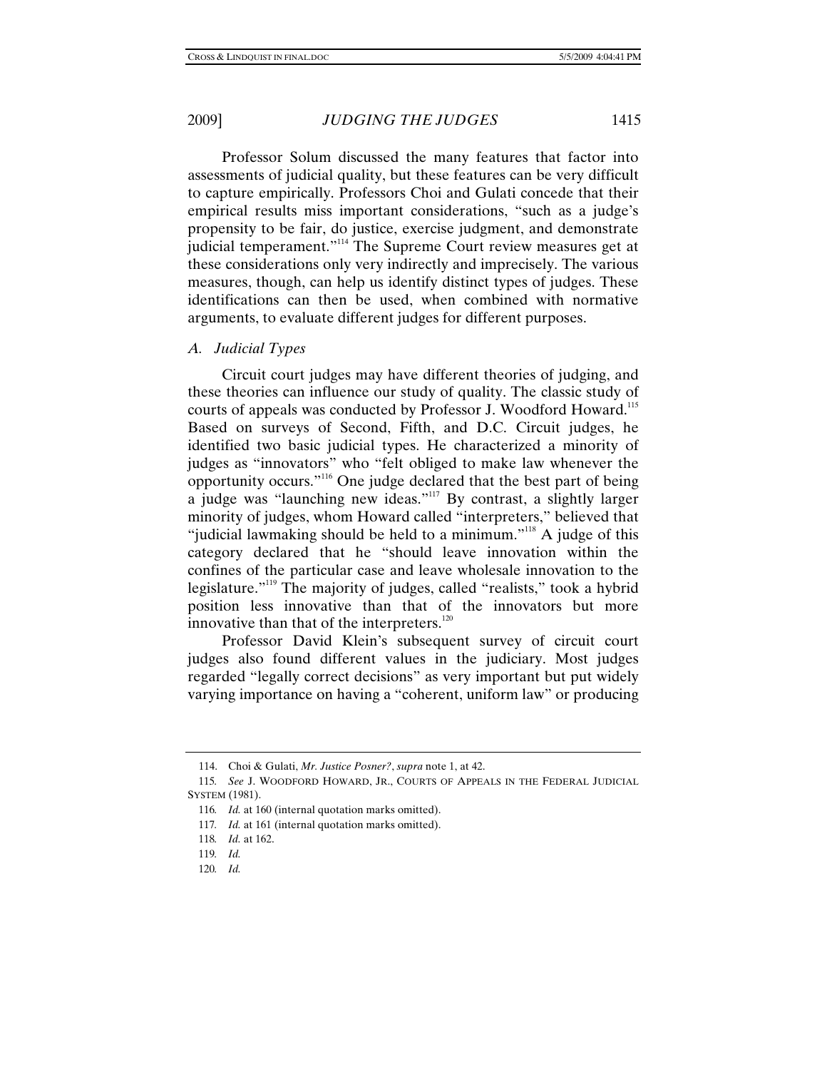Professor Solum discussed the many features that factor into assessments of judicial quality, but these features can be very difficult to capture empirically. Professors Choi and Gulati concede that their empirical results miss important considerations, "such as a judge's propensity to be fair, do justice, exercise judgment, and demonstrate judicial temperament."[114] The Supreme Court review measures get at these considerations only very indirectly and imprecisely. The various measures, though, can help us identify distinct types of judges. These identifications can then be used, when combined with normative arguments, to evaluate different judges for different purposes.

### *A. Judicial Types*

Circuit court judges may have different theories of judging, and these theories can influence our study of quality. The classic study of courts of appeals was conducted by Professor J. Woodford Howard.[115] Based on surveys of Second, Fifth, and D.C. Circuit judges, he identified two basic judicial types. He characterized a minority of judges as "innovators" who "felt obliged to make law whenever the opportunity occurs."[116] One judge declared that the best part of being a judge was "launching new ideas."[117] By contrast, a slightly larger minority of judges, whom Howard called "interpreters," believed that "judicial lawmaking should be held to a minimum."[118] A judge of this category declared that he "should leave innovation within the confines of the particular case and leave wholesale innovation to the legislature."[119] The majority of judges, called "realists," took a hybrid position less innovative than that of the innovators but more innovative than that of the interpreters.[120]

Professor David Klein's subsequent survey of circuit court judges also found different values in the judiciary. Most judges regarded "legally correct decisions" as very important but put widely varying importance on having a "coherent, uniform law" or producing

---

114. Choi & Gulati, *Mr. Justice Posner?*, *supra* note 1, at 42.

115. *See* J. WOODFORD HOWARD, JR., COURTS OF APPEALS IN THE FEDERAL JUDICIAL SYSTEM (1981).

116. *Id.* at 160 (internal quotation marks omitted).

117. *Id.* at 161 (internal quotation marks omitted).

118. *Id.* at 162.

119. *Id.*

120. *Id.*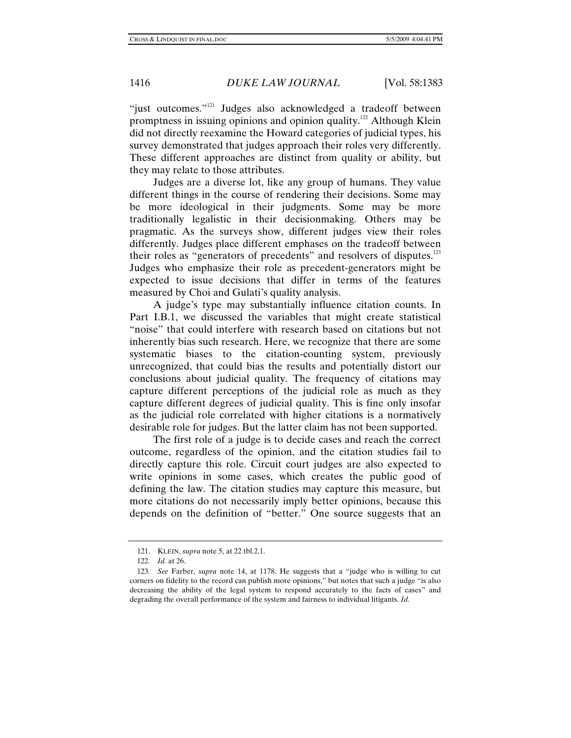"just outcomes."[121] Judges also acknowledged a tradeoff between promptness in issuing opinions and opinion quality.[122] Although Klein did not directly reexamine the Howard categories of judicial types, his survey demonstrated that judges approach their roles very differently. These different approaches are distinct from quality or ability, but they may relate to those attributes.

Judges are a diverse lot, like any group of humans. They value different things in the course of rendering their decisions. Some may be more ideological in their judgments. Some may be more traditionally legalistic in their decisionmaking. Others may be pragmatic. As the surveys show, different judges view their roles differently. Judges place different emphases on the tradeoff between their roles as "generators of precedents" and resolvers of disputes.[123] Judges who emphasize their role as precedent-generators might be expected to issue decisions that differ in terms of the features measured by Choi and Gulati's quality analysis.

A judge's type may substantially influence citation counts. In Part I.B.1, we discussed the variables that might create statistical "noise" that could interfere with research based on citations but not inherently bias such research. Here, we recognize that there are some systematic biases to the citation-counting system, previously unrecognized, that could bias the results and potentially distort our conclusions about judicial quality. The frequency of citations may capture different perceptions of the judicial role as much as they capture different degrees of judicial quality. This is fine only insofar as the judicial role correlated with higher citations is a normatively desirable role for judges. But the latter claim has not been supported.

The first role of a judge is to decide cases and reach the correct outcome, regardless of the opinion, and the citation studies fail to directly capture this role. Circuit court judges are also expected to write opinions in some cases, which creates the public good of defining the law. The citation studies may capture this measure, but more citations do not necessarily imply better opinions, because this depends on the definition of "better." One source suggests that an

---

121. KLEIN, *supra* note 5, at 22 tbl.2.1.

122. *Id.* at 26.

123. *See* Farber, *supra* note 14, at 1178. He suggests that a "judge who is willing to cut corners on fidelity to the record can publish more opinions," but notes that such a judge "is also decreasing the ability of the legal system to respond accurately to the facts of cases" and degrading the overall performance of the system and fairness to individual litigants. *Id.*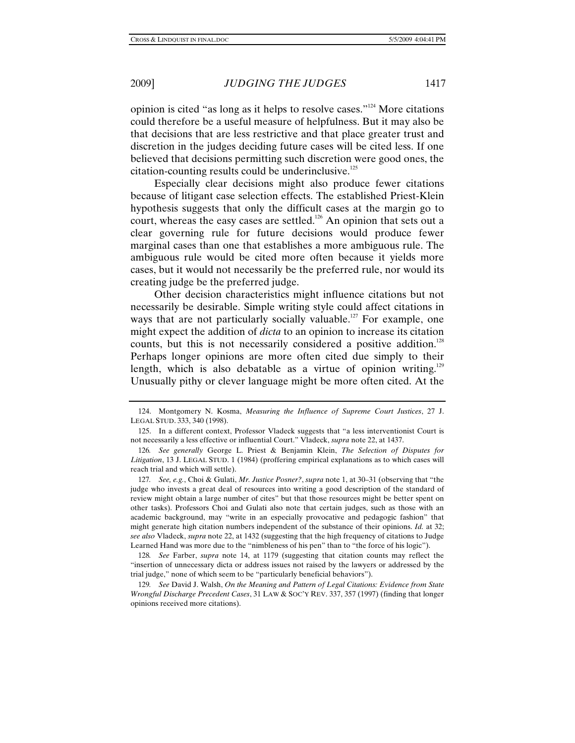opinion is cited "as long as it helps to resolve cases."[124] More citations could therefore be a useful measure of helpfulness. But it may also be that decisions that are less restrictive and that place greater trust and discretion in the judges deciding future cases will be cited less. If one believed that decisions permitting such discretion were good ones, the citation-counting results could be underinclusive.[125]

Especially clear decisions might also produce fewer citations because of litigant case selection effects. The established Priest-Klein hypothesis suggests that only the difficult cases at the margin go to court, whereas the easy cases are settled.[126] An opinion that sets out a clear governing rule for future decisions would produce fewer marginal cases than one that establishes a more ambiguous rule. The ambiguous rule would be cited more often because it yields more cases, but it would not necessarily be the preferred rule, nor would its creating judge be the preferred judge.

Other decision characteristics might influence citations but not necessarily be desirable. Simple writing style could affect citations in ways that are not particularly socially valuable.[127] For example, one might expect the addition of *dicta* to an opinion to increase its citation counts, but this is not necessarily considered a positive addition.[128] Perhaps longer opinions are more often cited due simply to their length, which is also debatable as a virtue of opinion writing.[129] Unusually pithy or clever language might be more often cited. At the

---

124. Montgomery N. Kosma, *Measuring the Influence of Supreme Court Justices*, 27 J. LEGAL STUD. 333, 340 (1998).

125. In a different context, Professor Vladeck suggests that "a less interventionist Court is not necessarily a less effective or influential Court." Vladeck, *supra* note 22, at 1437.

126. *See generally* George L. Priest & Benjamin Klein, *The Selection of Disputes for Litigation*, 13 J. LEGAL STUD. 1 (1984) (proffering empirical explanations as to which cases will reach trial and which will settle).

127. *See, e.g.*, Choi & Gulati, *Mr. Justice Posner?*, *supra* note 1, at 30–31 (observing that "the judge who invests a great deal of resources into writing a good description of the standard of review might obtain a large number of cites" but that those resources might be better spent on other tasks). Professors Choi and Gulati also note that certain judges, such as those with an academic background, may "write in an especially provocative and pedagogic fashion" that might generate high citation numbers independent of the substance of their opinions. *Id.* at 32; *see also* Vladeck, *supra* note 22, at 1432 (suggesting that the high frequency of citations to Judge Learned Hand was more due to the "nimbleness of his pen" than to "the force of his logic").

128. *See* Farber, *supra* note 14, at 1179 (suggesting that citation counts may reflect the "insertion of unnecessary dicta or address issues not raised by the lawyers or addressed by the trial judge," none of which seem to be "particularly beneficial behaviors").

129. *See* David J. Walsh, *On the Meaning and Pattern of Legal Citations: Evidence from State Wrongful Discharge Precedent Cases*, 31 LAW & SOC'Y REV. 337, 357 (1997) (finding that longer opinions received more citations).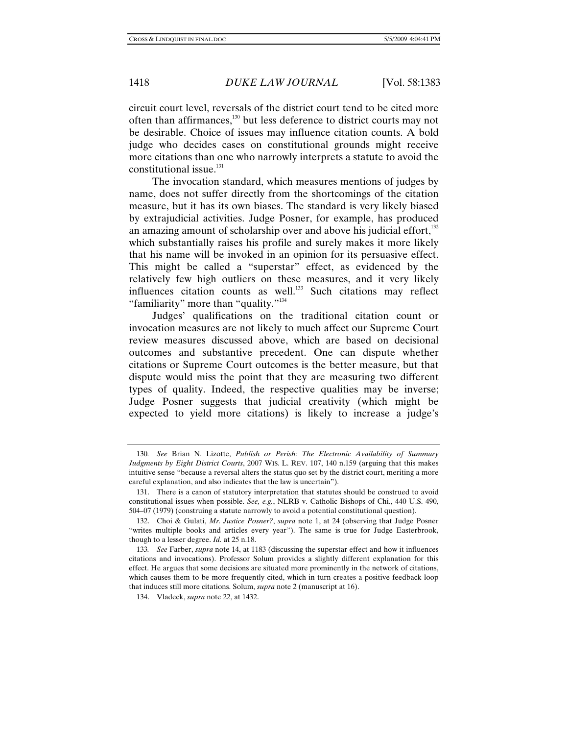circuit court level, reversals of the district court tend to be cited more often than affirmances,[130] but less deference to district courts may not be desirable. Choice of issues may influence citation counts. A bold judge who decides cases on constitutional grounds might receive more citations than one who narrowly interprets a statute to avoid the constitutional issue.[131]

The invocation standard, which measures mentions of judges by name, does not suffer directly from the shortcomings of the citation measure, but it has its own biases. The standard is very likely biased by extrajudicial activities. Judge Posner, for example, has produced an amazing amount of scholarship over and above his judicial effort,[132] which substantially raises his profile and surely makes it more likely that his name will be invoked in an opinion for its persuasive effect. This might be called a "superstar" effect, as evidenced by the relatively few high outliers on these measures, and it very likely influences citation counts as well.[133] Such citations may reflect "familiarity" more than "quality."[134]

Judges' qualifications on the traditional citation count or invocation measures are not likely to much affect our Supreme Court review measures discussed above, which are based on decisional outcomes and substantive precedent. One can dispute whether citations or Supreme Court outcomes is the better measure, but that dispute would miss the point that they are measuring two different types of quality. Indeed, the respective qualities may be inverse; Judge Posner suggests that judicial creativity (which might be expected to yield more citations) is likely to increase a judge's

---

130. *See* Brian N. Lizotte, *Publish or Perish: The Electronic Availability of Summary Judgments by Eight District Courts*, 2007 WIS. L. REV. 107, 140 n.159 (arguing that this makes intuitive sense "because a reversal alters the status quo set by the district court, meriting a more careful explanation, and also indicates that the law is uncertain").

131. There is a canon of statutory interpretation that statutes should be construed to avoid constitutional issues when possible. *See, e.g.*, NLRB v. Catholic Bishops of Chi., 440 U.S. 490, 504–07 (1979) (construing a statute narrowly to avoid a potential constitutional question).

132. Choi & Gulati, *Mr. Justice Posner?*, *supra* note 1, at 24 (observing that Judge Posner "writes multiple books and articles every year"). The same is true for Judge Easterbrook, though to a lesser degree. *Id.* at 25 n.18.

133. *See* Farber, *supra* note 14, at 1183 (discussing the superstar effect and how it influences citations and invocations). Professor Solum provides a slightly different explanation for this effect. He argues that some decisions are situated more prominently in the network of citations, which causes them to be more frequently cited, which in turn creates a positive feedback loop that induces still more citations. Solum, *supra* note 2 (manuscript at 16).

134. Vladeck, *supra* note 22, at 1432.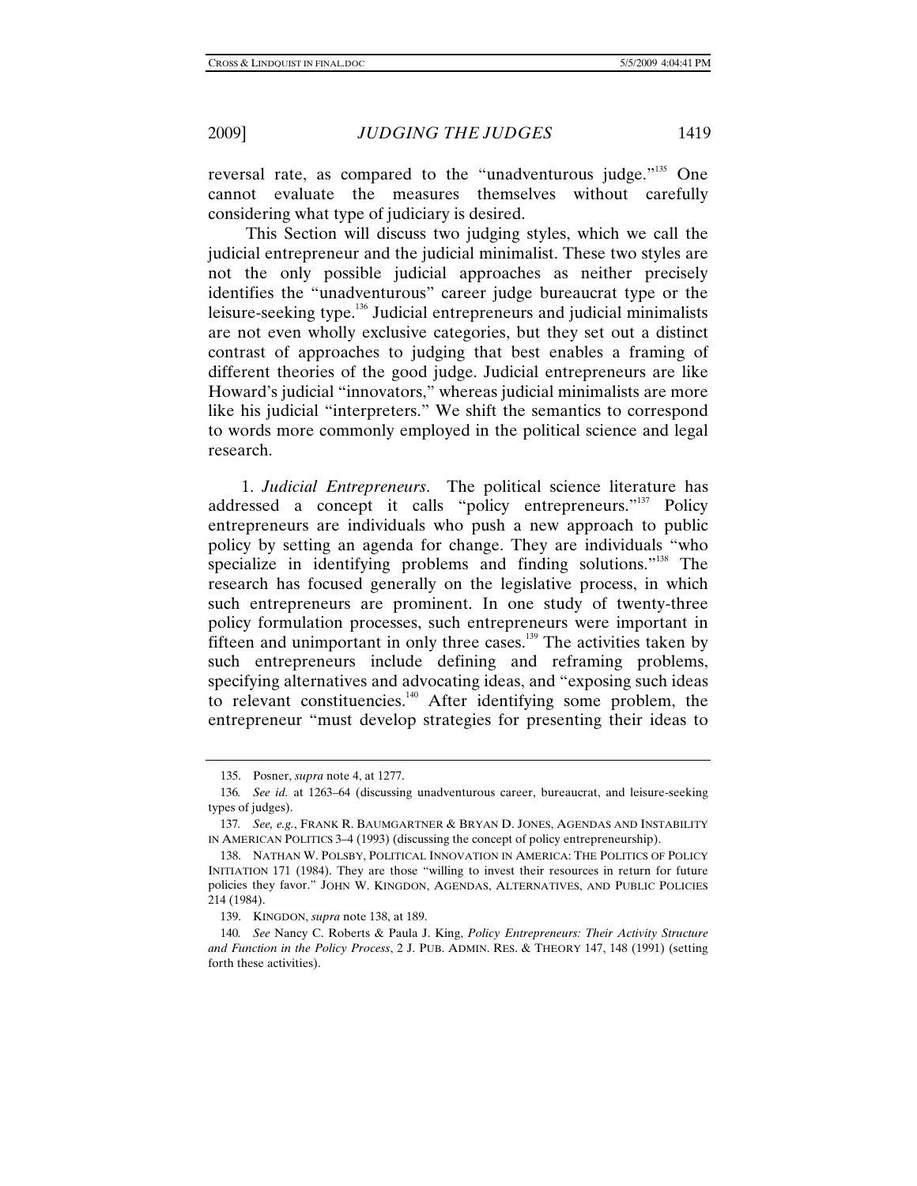reversal rate, as compared to the "unadventurous judge."[135] One cannot evaluate the measures themselves without carefully considering what type of judiciary is desired.

This Section will discuss two judging styles, which we call the judicial entrepreneur and the judicial minimalist. These two styles are not the only possible judicial approaches as neither precisely identifies the "unadventurous" career judge bureaucrat type or the leisure-seeking type.[136] Judicial entrepreneurs and judicial minimalists are not even wholly exclusive categories, but they set out a distinct contrast of approaches to judging that best enables a framing of different theories of the good judge. Judicial entrepreneurs are like Howard's judicial "innovators," whereas judicial minimalists are more like his judicial "interpreters." We shift the semantics to correspond to words more commonly employed in the political science and legal research.

1. *Judicial Entrepreneurs*. The political science literature has addressed a concept it calls "policy entrepreneurs."[137] Policy entrepreneurs are individuals who push a new approach to public policy by setting an agenda for change. They are individuals "who specialize in identifying problems and finding solutions."[138] The research has focused generally on the legislative process, in which such entrepreneurs are prominent. In one study of twenty-three policy formulation processes, such entrepreneurs were important in fifteen and unimportant in only three cases.[139] The activities taken by such entrepreneurs include defining and reframing problems, specifying alternatives and advocating ideas, and "exposing such ideas to relevant constituencies.[140] After identifying some problem, the entrepreneur "must develop strategies for presenting their ideas to

---

135. Posner, *supra* note 4, at 1277.

136. *See id.* at 1263–64 (discussing unadventurous career, bureaucrat, and leisure-seeking types of judges).

137. *See, e.g.*, FRANK R. BAUMGARTNER & BRYAN D. JONES, AGENDAS AND INSTABILITY IN AMERICAN POLITICS 3–4 (1993) (discussing the concept of policy entrepreneurship).

138. NATHAN W. POLSBY, POLITICAL INNOVATION IN AMERICA: THE POLITICS OF POLICY INITIATION 171 (1984). They are those "willing to invest their resources in return for future policies they favor." JOHN W. KINGDON, AGENDAS, ALTERNATIVES, AND PUBLIC POLICIES 214 (1984).

139. KINGDON, *supra* note 138, at 189.

140. *See* Nancy C. Roberts & Paula J. King, *Policy Entrepreneurs: Their Activity Structure and Function in the Policy Process*, 2 J. PUB. ADMIN. RES. & THEORY 147, 148 (1991) (setting forth these activities).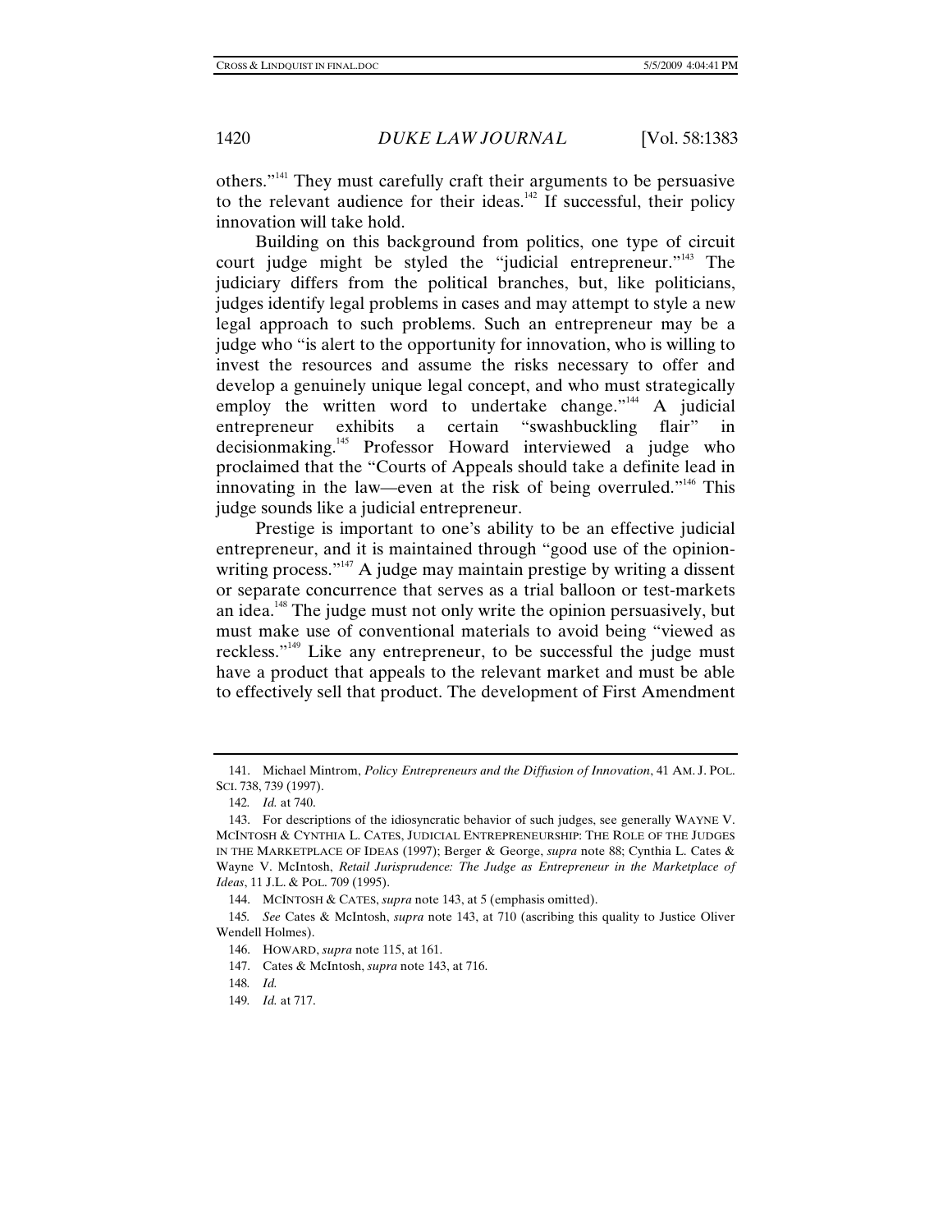others."[141] They must carefully craft their arguments to be persuasive to the relevant audience for their ideas.[142] If successful, their policy innovation will take hold.

Building on this background from politics, one type of circuit court judge might be styled the "judicial entrepreneur."[143] The judiciary differs from the political branches, but, like politicians, judges identify legal problems in cases and may attempt to style a new legal approach to such problems. Such an entrepreneur may be a judge who "is alert to the opportunity for innovation, who is willing to invest the resources and assume the risks necessary to offer and develop a genuinely unique legal concept, and who must strategically employ the written word to undertake change."[144] A judicial entrepreneur exhibits a certain "swashbuckling flair" in decisionmaking.[145] Professor Howard interviewed a judge who proclaimed that the "Courts of Appeals should take a definite lead in innovating in the law—even at the risk of being overruled."[146] This judge sounds like a judicial entrepreneur.

Prestige is important to one's ability to be an effective judicial entrepreneur, and it is maintained through "good use of the opinion-writing process."[147] A judge may maintain prestige by writing a dissent or separate concurrence that serves as a trial balloon or test-markets an idea.[148] The judge must not only write the opinion persuasively, but must make use of conventional materials to avoid being "viewed as reckless."[149] Like any entrepreneur, to be successful the judge must have a product that appeals to the relevant market and must be able to effectively sell that product. The development of First Amendment

---

141. Michael Mintrom, *Policy Entrepreneurs and the Diffusion of Innovation*, 41 AM. J. POL. SCI. 738, 739 (1997).

142. *Id.* at 740.

143. For descriptions of the idiosyncratic behavior of such judges, see generally WAYNE V. MCINTOSH & CYNTHIA L. CATES, JUDICIAL ENTREPRENEURSHIP: THE ROLE OF THE JUDGES IN THE MARKETPLACE OF IDEAS (1997); Berger & George, *supra* note 88; Cynthia L. Cates & Wayne V. McIntosh, *Retail Jurisprudence: The Judge as Entrepreneur in the Marketplace of Ideas*, 11 J.L. & POL. 709 (1995).

144. MCINTOSH & CATES, *supra* note 143, at 5 (emphasis omitted).

145. *See* Cates & McIntosh, *supra* note 143, at 710 (ascribing this quality to Justice Oliver Wendell Holmes).

146. HOWARD, *supra* note 115, at 161.

147. Cates & McIntosh, *supra* note 143, at 716.

148. *Id.*

149. *Id.* at 717.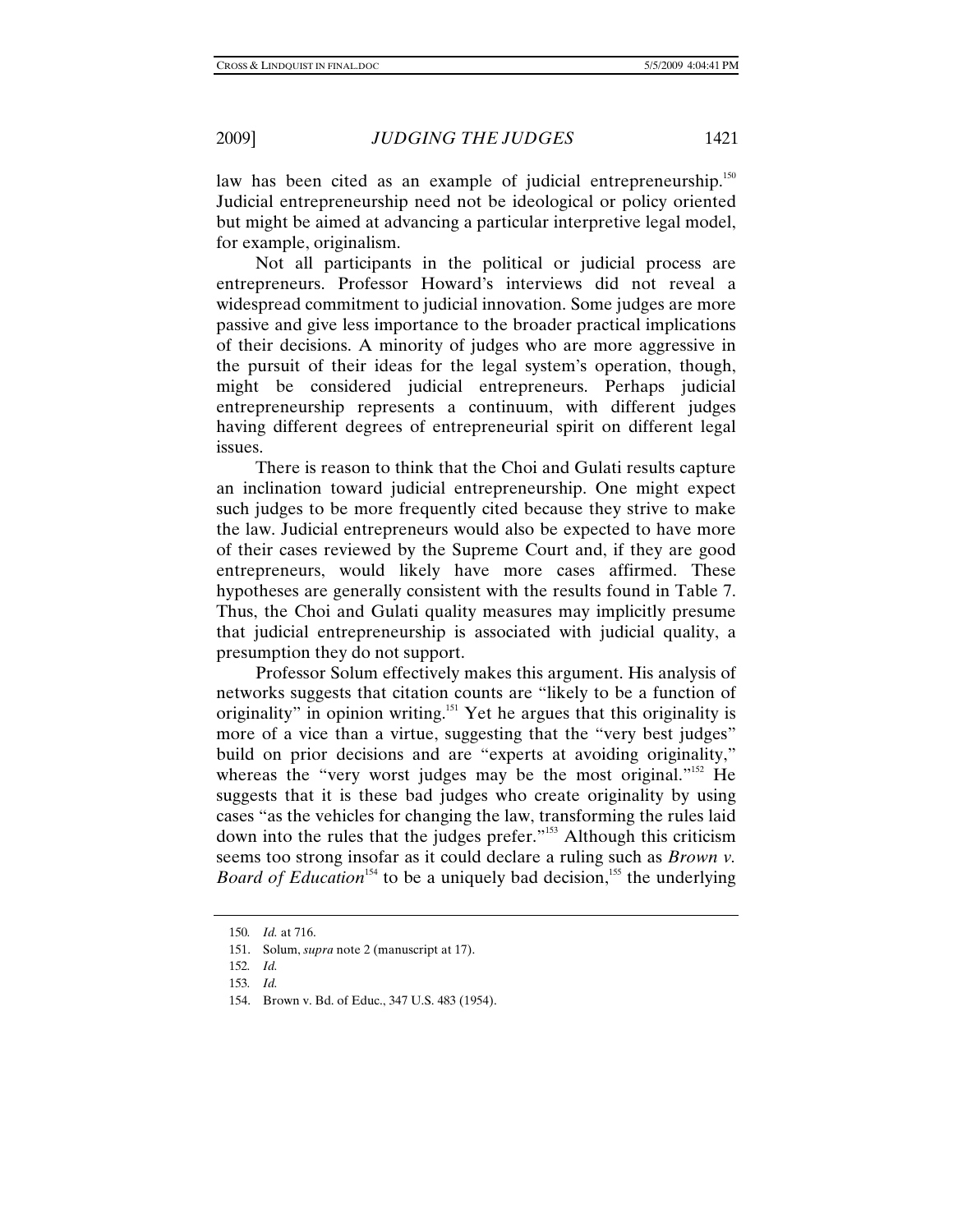law has been cited as an example of judicial entrepreneurship.[150] Judicial entrepreneurship need not be ideological or policy oriented but might be aimed at advancing a particular interpretive legal model, for example, originalism.

Not all participants in the political or judicial process are entrepreneurs. Professor Howard's interviews did not reveal a widespread commitment to judicial innovation. Some judges are more passive and give less importance to the broader practical implications of their decisions. A minority of judges who are more aggressive in the pursuit of their ideas for the legal system's operation, though, might be considered judicial entrepreneurs. Perhaps judicial entrepreneurship represents a continuum, with different judges having different degrees of entrepreneurial spirit on different legal issues.

There is reason to think that the Choi and Gulati results capture an inclination toward judicial entrepreneurship. One might expect such judges to be more frequently cited because they strive to make the law. Judicial entrepreneurs would also be expected to have more of their cases reviewed by the Supreme Court and, if they are good entrepreneurs, would likely have more cases affirmed. These hypotheses are generally consistent with the results found in Table 7. Thus, the Choi and Gulati quality measures may implicitly presume that judicial entrepreneurship is associated with judicial quality, a presumption they do not support.

Professor Solum effectively makes this argument. His analysis of networks suggests that citation counts are "likely to be a function of originality" in opinion writing.[151] Yet he argues that this originality is more of a vice than a virtue, suggesting that the "very best judges" build on prior decisions and are "experts at avoiding originality," whereas the "very worst judges may be the most original."[152] He suggests that it is these bad judges who create originality by using cases "as the vehicles for changing the law, transforming the rules laid down into the rules that the judges prefer."[153] Although this criticism seems too strong insofar as it could declare a ruling such as *Brown v. Board of Education*[154] to be a uniquely bad decision,[155] the underlying

---

150. *Id.* at 716.

151. Solum, *supra* note 2 (manuscript at 17).

152. *Id.*

153. *Id.*

154. Brown v. Bd. of Educ., 347 U.S. 483 (1954).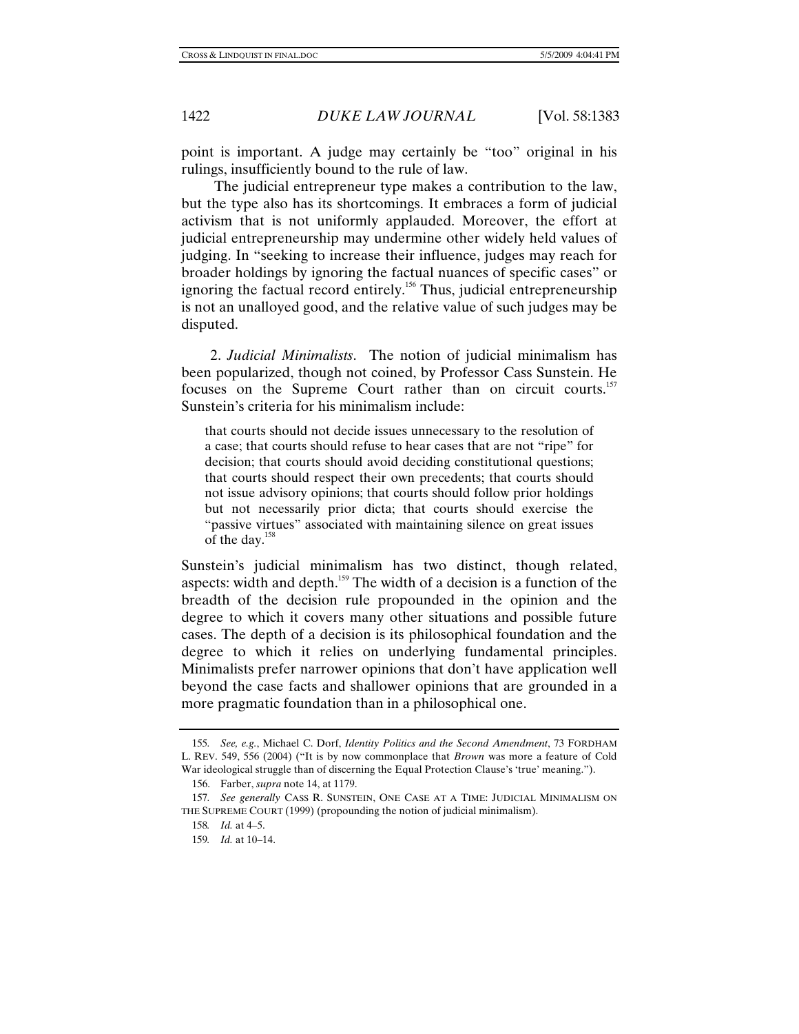point is important. A judge may certainly be "too" original in his rulings, insufficiently bound to the rule of law.

The judicial entrepreneur type makes a contribution to the law, but the type also has its shortcomings. It embraces a form of judicial activism that is not uniformly applauded. Moreover, the effort at judicial entrepreneurship may undermine other widely held values of judging. In "seeking to increase their influence, judges may reach for broader holdings by ignoring the factual nuances of specific cases" or ignoring the factual record entirely.[156] Thus, judicial entrepreneurship is not an unalloyed good, and the relative value of such judges may be disputed.

2. *Judicial Minimalists*. The notion of judicial minimalism has been popularized, though not coined, by Professor Cass Sunstein. He focuses on the Supreme Court rather than on circuit courts.[157] Sunstein's criteria for his minimalism include:

> that courts should not decide issues unnecessary to the resolution of a case; that courts should refuse to hear cases that are not "ripe" for decision; that courts should avoid deciding constitutional questions; that courts should respect their own precedents; that courts should not issue advisory opinions; that courts should follow prior holdings but not necessarily prior dicta; that courts should exercise the "passive virtues" associated with maintaining silence on great issues of the day.[158]

Sunstein's judicial minimalism has two distinct, though related, aspects: width and depth.[159] The width of a decision is a function of the breadth of the decision rule propounded in the opinion and the degree to which it covers many other situations and possible future cases. The depth of a decision is its philosophical foundation and the degree to which it relies on underlying fundamental principles. Minimalists prefer narrower opinions that don't have application well beyond the case facts and shallower opinions that are grounded in a more pragmatic foundation than in a philosophical one.

---

155. *See, e.g.*, Michael C. Dorf, *Identity Politics and the Second Amendment*, 73 FORDHAM L. REV. 549, 556 (2004) ("It is by now commonplace that *Brown* was more a feature of Cold War ideological struggle than of discerning the Equal Protection Clause's 'true' meaning.").

156. Farber, *supra* note 14, at 1179.

157. *See generally* CASS R. SUNSTEIN, ONE CASE AT A TIME: JUDICIAL MINIMALISM ON THE SUPREME COURT (1999) (propounding the notion of judicial minimalism).

158. *Id.* at 4–5.

159. *Id.* at 10–14.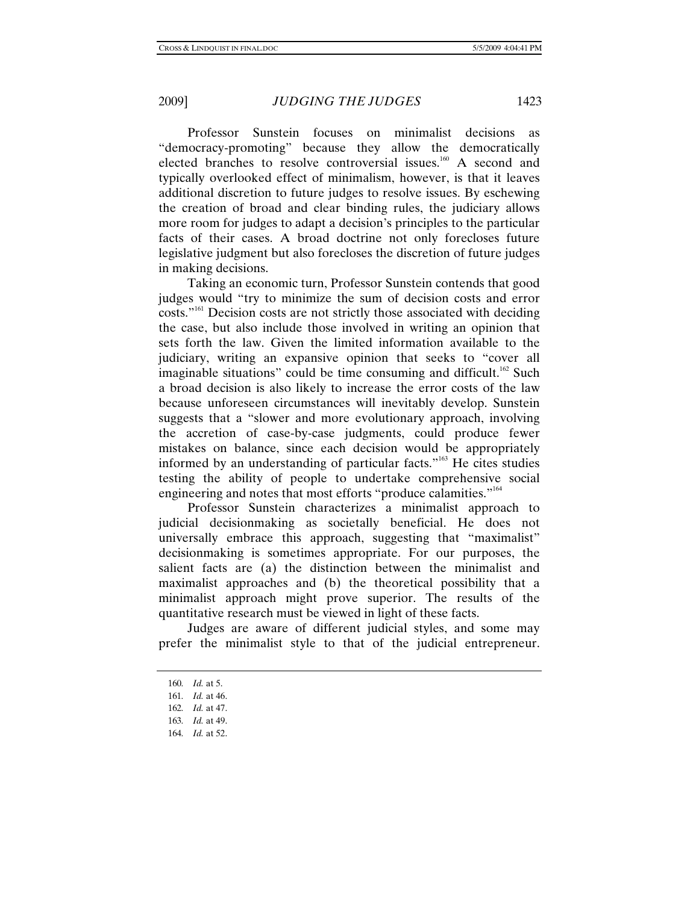Professor Sunstein focuses on minimalist decisions as "democracy-promoting" because they allow the democratically elected branches to resolve controversial issues.[160] A second and typically overlooked effect of minimalism, however, is that it leaves additional discretion to future judges to resolve issues. By eschewing the creation of broad and clear binding rules, the judiciary allows more room for judges to adapt a decision's principles to the particular facts of their cases. A broad doctrine not only forecloses future legislative judgment but also forecloses the discretion of future judges in making decisions.

Taking an economic turn, Professor Sunstein contends that good judges would "try to minimize the sum of decision costs and error costs."[161] Decision costs are not strictly those associated with deciding the case, but also include those involved in writing an opinion that sets forth the law. Given the limited information available to the judiciary, writing an expansive opinion that seeks to "cover all imaginable situations" could be time consuming and difficult.[162] Such a broad decision is also likely to increase the error costs of the law because unforeseen circumstances will inevitably develop. Sunstein suggests that a "slower and more evolutionary approach, involving the accretion of case-by-case judgments, could produce fewer mistakes on balance, since each decision would be appropriately informed by an understanding of particular facts."[163] He cites studies testing the ability of people to undertake comprehensive social engineering and notes that most efforts "produce calamities."[164]

Professor Sunstein characterizes a minimalist approach to judicial decisionmaking as societally beneficial. He does not universally embrace this approach, suggesting that "maximalist" decisionmaking is sometimes appropriate. For our purposes, the salient facts are (a) the distinction between the minimalist and maximalist approaches and (b) the theoretical possibility that a minimalist approach might prove superior. The results of the quantitative research must be viewed in light of these facts.

Judges are aware of different judicial styles, and some may prefer the minimalist style to that of the judicial entrepreneur.

---

160. *Id.* at 5.
161. *Id.* at 46.
162. *Id.* at 47.
163. *Id.* at 49.
164. *Id.* at 52.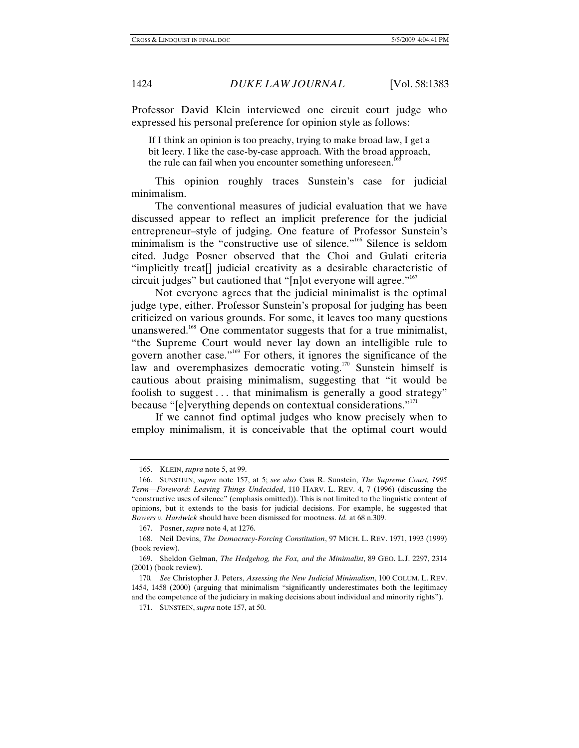Professor David Klein interviewed one circuit court judge who expressed his personal preference for opinion style as follows:

> If I think an opinion is too preachy, trying to make broad law, I get a bit leery. I like the case-by-case approach. With the broad approach, the rule can fail when you encounter something unforeseen.[165]

This opinion roughly traces Sunstein's case for judicial minimalism.

The conventional measures of judicial evaluation that we have discussed appear to reflect an implicit preference for the judicial entrepreneur–style of judging. One feature of Professor Sunstein's minimalism is the "constructive use of silence."[166] Silence is seldom cited. Judge Posner observed that the Choi and Gulati criteria "implicitly treat[] judicial creativity as a desirable characteristic of circuit judges" but cautioned that "[n]ot everyone will agree."[167]

Not everyone agrees that the judicial minimalist is the optimal judge type, either. Professor Sunstein's proposal for judging has been criticized on various grounds. For some, it leaves too many questions unanswered.[168] One commentator suggests that for a true minimalist, "the Supreme Court would never lay down an intelligible rule to govern another case."[169] For others, it ignores the significance of the law and overemphasizes democratic voting.[170] Sunstein himself is cautious about praising minimalism, suggesting that "it would be foolish to suggest . . . that minimalism is generally a good strategy" because "[e]verything depends on contextual considerations."[171]

If we cannot find optimal judges who know precisely when to employ minimalism, it is conceivable that the optimal court would

---

165. KLEIN, *supra* note 5, at 99.

166. SUNSTEIN, *supra* note 157, at 5; *see also* Cass R. Sunstein, *The Supreme Court, 1995 Term—Foreword: Leaving Things Undecided*, 110 HARV. L. REV. 4, 7 (1996) (discussing the "constructive uses of silence" (emphasis omitted)). This is not limited to the linguistic content of opinions, but it extends to the basis for judicial decisions. For example, he suggested that *Bowers v. Hardwick* should have been dismissed for mootness. *Id.* at 68 n.309.

167. Posner, *supra* note 4, at 1276.

168. Neil Devins, *The Democracy-Forcing Constitution*, 97 MICH. L. REV. 1971, 1993 (1999) (book review).

169. Sheldon Gelman, *The Hedgehog, the Fox, and the Minimalist*, 89 GEO. L.J. 2297, 2314 (2001) (book review).

170. *See* Christopher J. Peters, *Assessing the New Judicial Minimalism*, 100 COLUM. L. REV. 1454, 1458 (2000) (arguing that minimalism "significantly underestimates both the legitimacy and the competence of the judiciary in making decisions about individual and minority rights").

171. SUNSTEIN, *supra* note 157, at 50.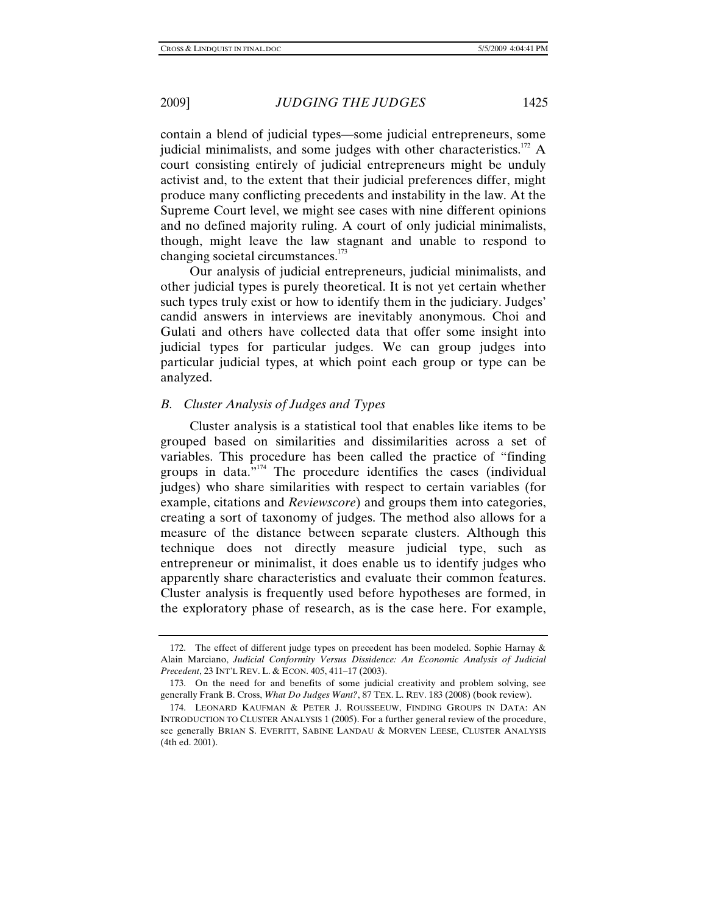contain a blend of judicial types—some judicial entrepreneurs, some judicial minimalists, and some judges with other characteristics.[172] A court consisting entirely of judicial entrepreneurs might be unduly activist and, to the extent that their judicial preferences differ, might produce many conflicting precedents and instability in the law. At the Supreme Court level, we might see cases with nine different opinions and no defined majority ruling. A court of only judicial minimalists, though, might leave the law stagnant and unable to respond to changing societal circumstances.[173]

Our analysis of judicial entrepreneurs, judicial minimalists, and other judicial types is purely theoretical. It is not yet certain whether such types truly exist or how to identify them in the judiciary. Judges' candid answers in interviews are inevitably anonymous. Choi and Gulati and others have collected data that offer some insight into judicial types for particular judges. We can group judges into particular judicial types, at which point each group or type can be analyzed.

### *B. Cluster Analysis of Judges and Types*

Cluster analysis is a statistical tool that enables like items to be grouped based on similarities and dissimilarities across a set of variables. This procedure has been called the practice of "finding groups in data."[174] The procedure identifies the cases (individual judges) who share similarities with respect to certain variables (for example, citations and *Reviewscore*) and groups them into categories, creating a sort of taxonomy of judges. The method also allows for a measure of the distance between separate clusters. Although this technique does not directly measure judicial type, such as entrepreneur or minimalist, it does enable us to identify judges who apparently share characteristics and evaluate their common features. Cluster analysis is frequently used before hypotheses are formed, in the exploratory phase of research, as is the case here. For example,

---

172. The effect of different judge types on precedent has been modeled. Sophie Harnay & Alain Marciano, *Judicial Conformity Versus Dissidence: An Economic Analysis of Judicial Precedent*, 23 INT'L REV. L. & ECON. 405, 411–17 (2003).

173. On the need for and benefits of some judicial creativity and problem solving, see generally Frank B. Cross, *What Do Judges Want?*, 87 TEX. L. REV. 183 (2008) (book review).

174. LEONARD KAUFMAN & PETER J. ROUSSEEUW, FINDING GROUPS IN DATA: AN INTRODUCTION TO CLUSTER ANALYSIS 1 (2005). For a further general review of the procedure, see generally BRIAN S. EVERITT, SABINE LANDAU & MORVEN LEESE, CLUSTER ANALYSIS (4th ed. 2001).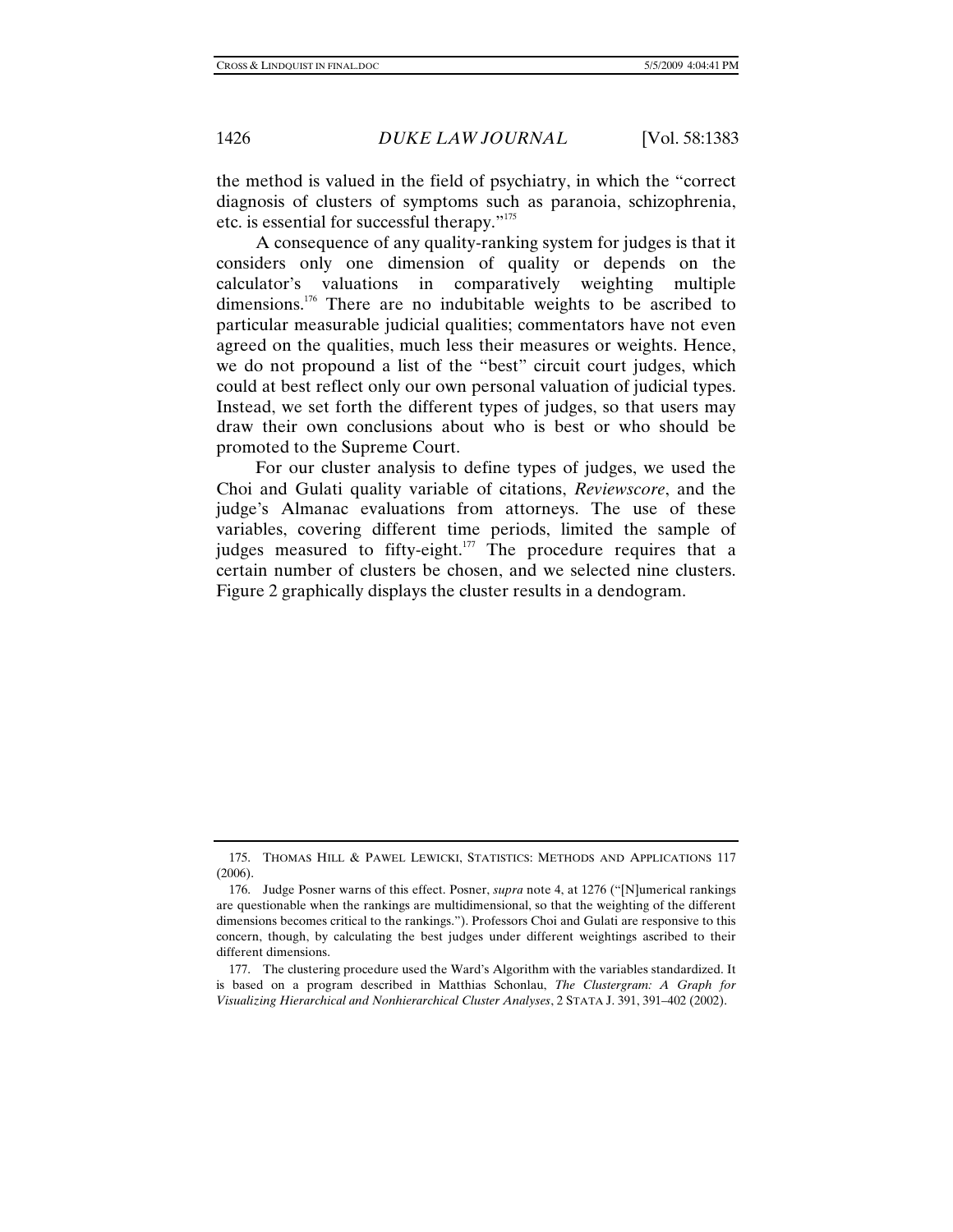the method is valued in the field of psychiatry, in which the "correct diagnosis of clusters of symptoms such as paranoia, schizophrenia, etc. is essential for successful therapy."[175]

A consequence of any quality-ranking system for judges is that it considers only one dimension of quality or depends on the calculator's valuations in comparatively weighting multiple dimensions.[176] There are no indubitable weights to be ascribed to particular measurable judicial qualities; commentators have not even agreed on the qualities, much less their measures or weights. Hence, we do not propound a list of the "best" circuit court judges, which could at best reflect only our own personal valuation of judicial types. Instead, we set forth the different types of judges, so that users may draw their own conclusions about who is best or who should be promoted to the Supreme Court.

For our cluster analysis to define types of judges, we used the Choi and Gulati quality variable of citations, *Reviewscore*, and the judge's Almanac evaluations from attorneys. The use of these variables, covering different time periods, limited the sample of judges measured to fifty-eight.[177] The procedure requires that a certain number of clusters be chosen, and we selected nine clusters. Figure 2 graphically displays the cluster results in a dendogram.

---

175. THOMAS HILL & PAWEL LEWICKI, STATISTICS: METHODS AND APPLICATIONS 117 (2006).

176. Judge Posner warns of this effect. Posner, *supra* note 4, at 1276 ("[N]umerical rankings are questionable when the rankings are multidimensional, so that the weighting of the different dimensions becomes critical to the rankings."). Professors Choi and Gulati are responsive to this concern, though, by calculating the best judges under different weightings ascribed to their different dimensions.

177. The clustering procedure used the Ward's Algorithm with the variables standardized. It is based on a program described in Matthias Schonlau, *The Clustergram: A Graph for Visualizing Hierarchical and Nonhierarchical Cluster Analyses*, 2 STATA J. 391, 391–402 (2002).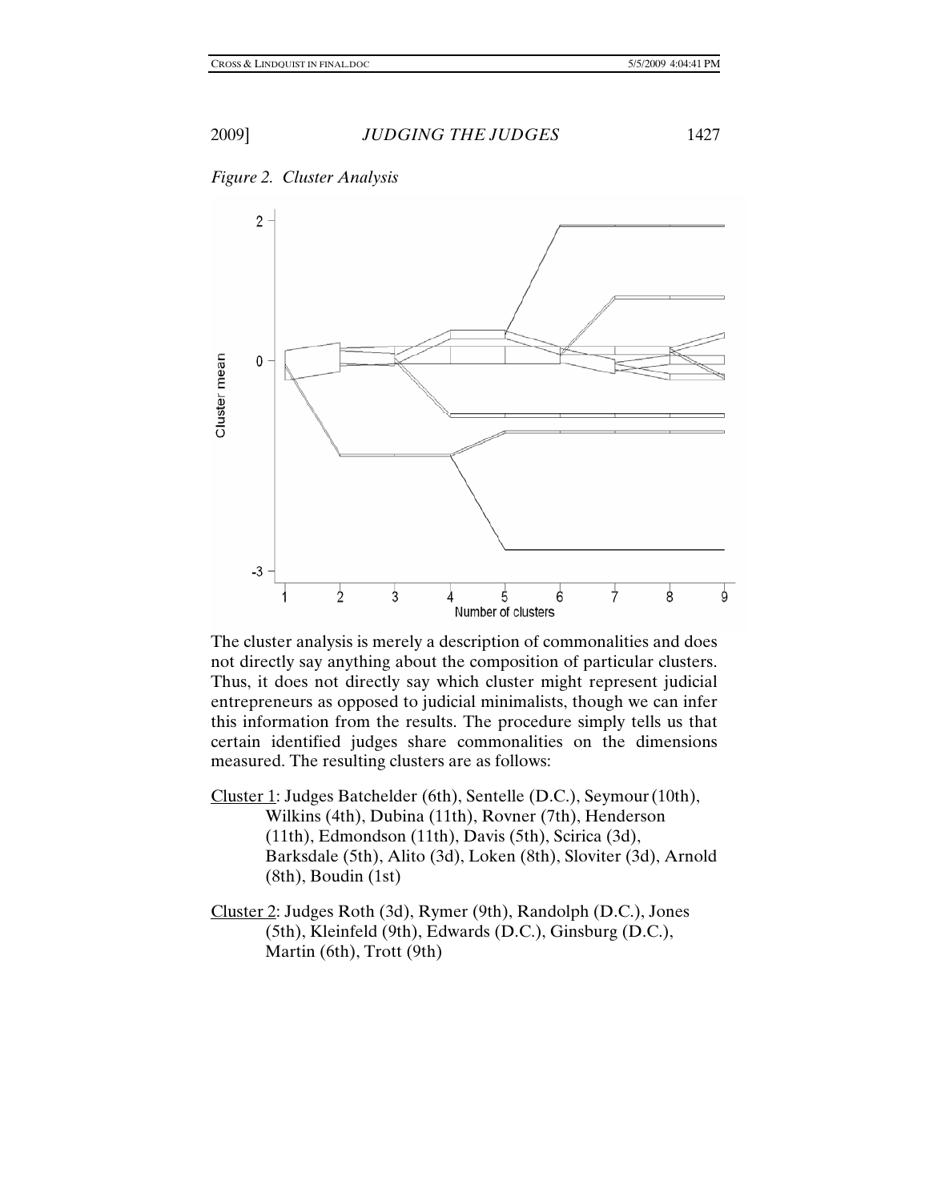*Figure 2. Cluster Analysis*

The cluster analysis is merely a description of commonalities and does not directly say anything about the composition of particular clusters. Thus, it does not directly say which cluster might represent judicial entrepreneurs as opposed to judicial minimalists, though we can infer this information from the results. The procedure simply tells us that certain identified judges share commonalities on the dimensions measured. The resulting clusters are as follows:

<u>Cluster 1</u>: Judges Batchelder (6th), Sentelle (D.C.), Seymour (10th), Wilkins (4th), Dubina (11th), Rovner (7th), Henderson (11th), Edmondson (11th), Davis (5th), Scirica (3d), Barksdale (5th), Alito (3d), Loken (8th), Sloviter (3d), Arnold (8th), Boudin (1st)

<u>Cluster 2</u>: Judges Roth (3d), Rymer (9th), Randolph (D.C.), Jones (5th), Kleinfeld (9th), Edwards (D.C.), Ginsburg (D.C.), Martin (6th), Trott (9th)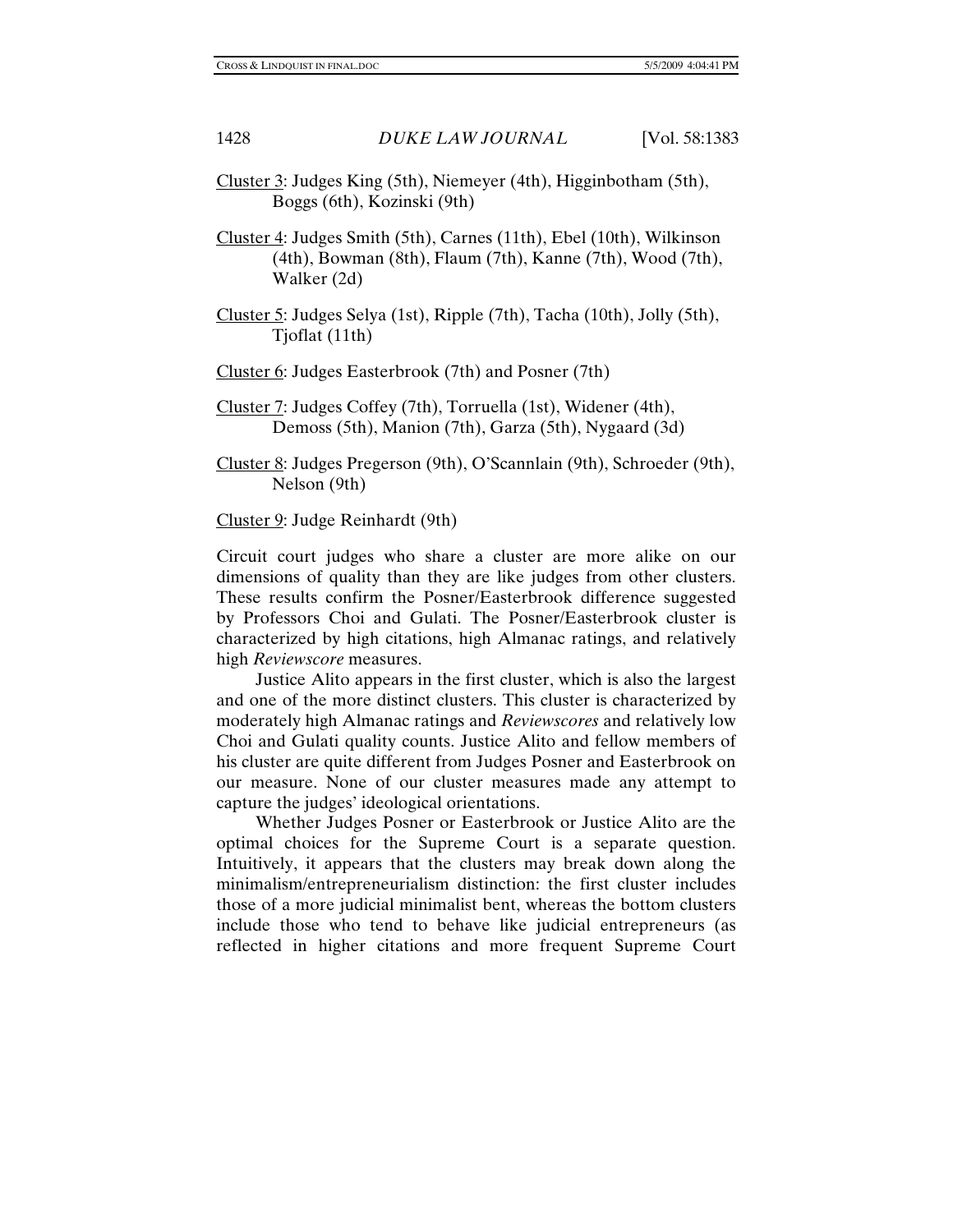<u>Cluster 3</u>: Judges King (5th), Niemeyer (4th), Higginbotham (5th), Boggs (6th), Kozinski (9th)

<u>Cluster 4</u>: Judges Smith (5th), Carnes (11th), Ebel (10th), Wilkinson (4th), Bowman (8th), Flaum (7th), Kanne (7th), Wood (7th), Walker (2d)

<u>Cluster 5</u>: Judges Selya (1st), Ripple (7th), Tacha (10th), Jolly (5th), Tjoflat (11th)

<u>Cluster 6</u>: Judges Easterbrook (7th) and Posner (7th)

<u>Cluster 7</u>: Judges Coffey (7th), Torruella (1st), Widener (4th), Demoss (5th), Manion (7th), Garza (5th), Nygaard (3d)

<u>Cluster 8</u>: Judges Pregerson (9th), O'Scannlain (9th), Schroeder (9th), Nelson (9th)

<u>Cluster 9</u>: Judge Reinhardt (9th)

Circuit court judges who share a cluster are more alike on our dimensions of quality than they are like judges from other clusters. These results confirm the Posner/Easterbrook difference suggested by Professors Choi and Gulati. The Posner/Easterbrook cluster is characterized by high citations, high Almanac ratings, and relatively high *Reviewscore* measures.

Justice Alito appears in the first cluster, which is also the largest and one of the more distinct clusters. This cluster is characterized by moderately high Almanac ratings and *Reviewscores* and relatively low Choi and Gulati quality counts. Justice Alito and fellow members of his cluster are quite different from Judges Posner and Easterbrook on our measure. None of our cluster measures made any attempt to capture the judges' ideological orientations.

Whether Judges Posner or Easterbrook or Justice Alito are the optimal choices for the Supreme Court is a separate question. Intuitively, it appears that the clusters may break down along the minimalism/entrepreneurialism distinction: the first cluster includes those of a more judicial minimalist bent, whereas the bottom clusters include those who tend to behave like judicial entrepreneurs (as reflected in higher citations and more frequent Supreme Court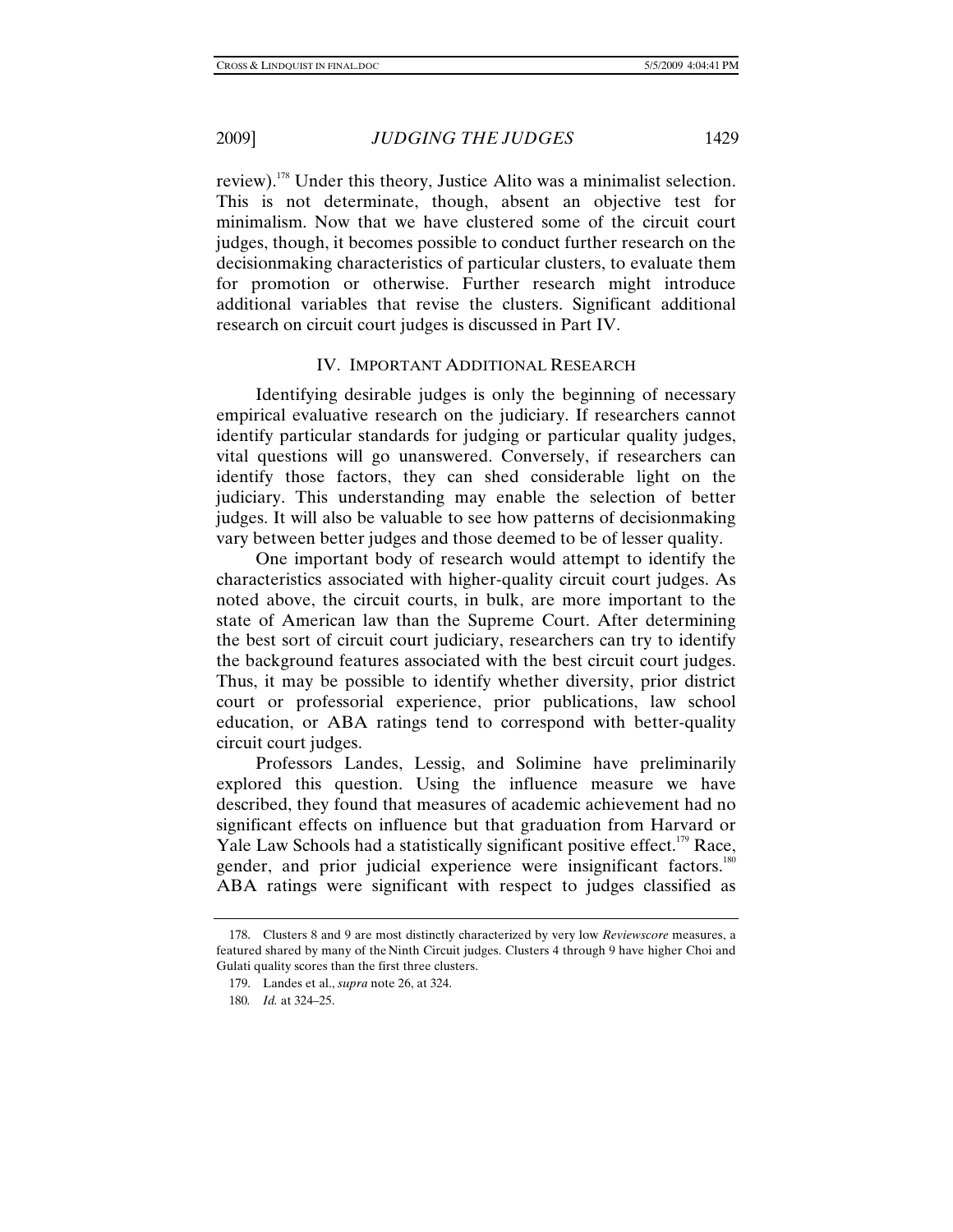review).[178] Under this theory, Justice Alito was a minimalist selection. This is not determinate, though, absent an objective test for minimalism. Now that we have clustered some of the circuit court judges, though, it becomes possible to conduct further research on the decisionmaking characteristics of particular clusters, to evaluate them for promotion or otherwise. Further research might introduce additional variables that revise the clusters. Significant additional research on circuit court judges is discussed in Part IV.

## IV. IMPORTANT ADDITIONAL RESEARCH

Identifying desirable judges is only the beginning of necessary empirical evaluative research on the judiciary. If researchers cannot identify particular standards for judging or particular quality judges, vital questions will go unanswered. Conversely, if researchers can identify those factors, they can shed considerable light on the judiciary. This understanding may enable the selection of better judges. It will also be valuable to see how patterns of decisionmaking vary between better judges and those deemed to be of lesser quality.

One important body of research would attempt to identify the characteristics associated with higher-quality circuit court judges. As noted above, the circuit courts, in bulk, are more important to the state of American law than the Supreme Court. After determining the best sort of circuit court judiciary, researchers can try to identify the background features associated with the best circuit court judges. Thus, it may be possible to identify whether diversity, prior district court or professorial experience, prior publications, law school education, or ABA ratings tend to correspond with better-quality circuit court judges.

Professors Landes, Lessig, and Solimine have preliminarily explored this question. Using the influence measure we have described, they found that measures of academic achievement had no significant effects on influence but that graduation from Harvard or Yale Law Schools had a statistically significant positive effect.[179] Race, gender, and prior judicial experience were insignificant factors.[180] ABA ratings were significant with respect to judges classified as

---

178. Clusters 8 and 9 are most distinctly characterized by very low *Reviewscore* measures, a featured shared by many of the Ninth Circuit judges. Clusters 4 through 9 have higher Choi and Gulati quality scores than the first three clusters.

179. Landes et al., *supra* note 26, at 324.

180. *Id.* at 324–25.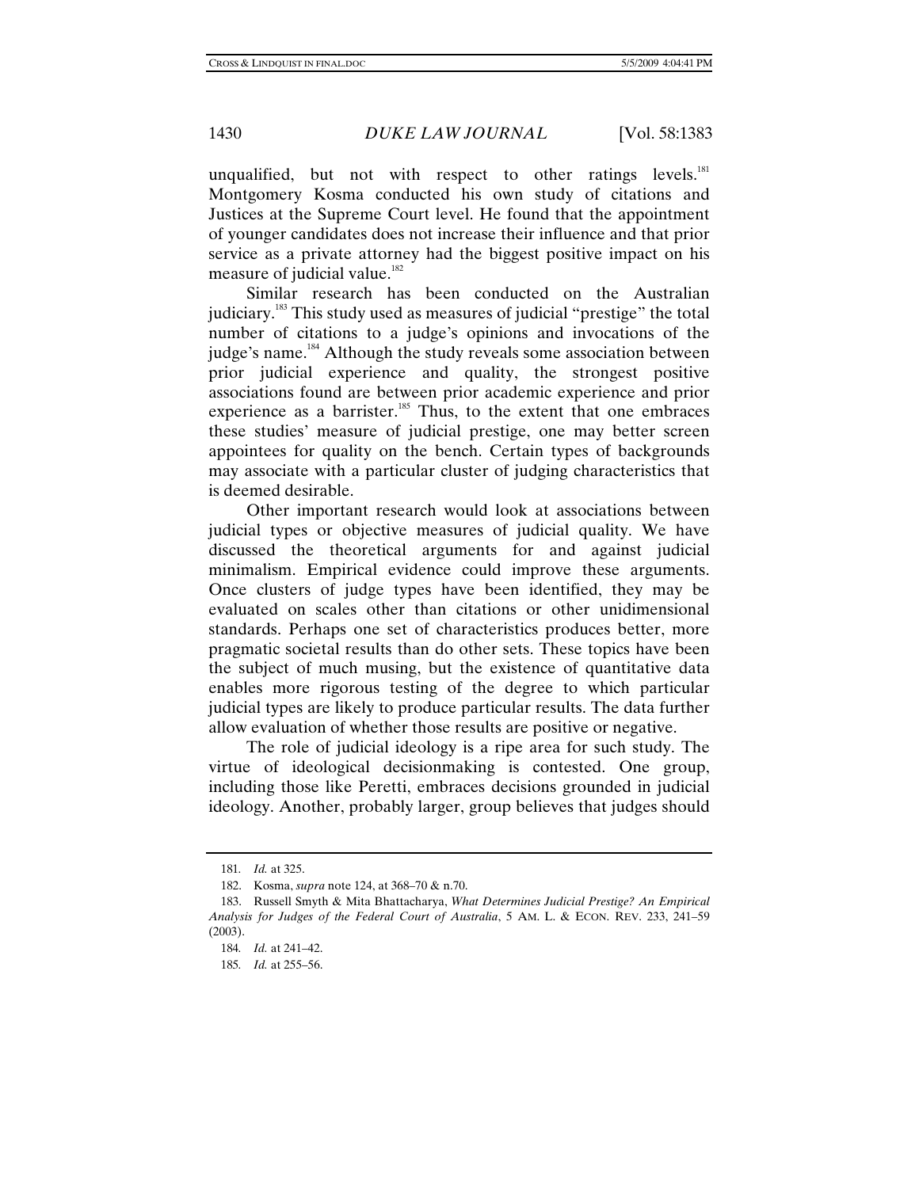unqualified, but not with respect to other ratings levels.[181] Montgomery Kosma conducted his own study of citations and Justices at the Supreme Court level. He found that the appointment of younger candidates does not increase their influence and that prior service as a private attorney had the biggest positive impact on his measure of judicial value.[182]

Similar research has been conducted on the Australian judiciary.[183] This study used as measures of judicial "prestige" the total number of citations to a judge's opinions and invocations of the judge's name.[184] Although the study reveals some association between prior judicial experience and quality, the strongest positive associations found are between prior academic experience and prior experience as a barrister.[185] Thus, to the extent that one embraces these studies' measure of judicial prestige, one may better screen appointees for quality on the bench. Certain types of backgrounds may associate with a particular cluster of judging characteristics that is deemed desirable.

Other important research would look at associations between judicial types or objective measures of judicial quality. We have discussed the theoretical arguments for and against judicial minimalism. Empirical evidence could improve these arguments. Once clusters of judge types have been identified, they may be evaluated on scales other than citations or other unidimensional standards. Perhaps one set of characteristics produces better, more pragmatic societal results than do other sets. These topics have been the subject of much musing, but the existence of quantitative data enables more rigorous testing of the degree to which particular judicial types are likely to produce particular results. The data further allow evaluation of whether those results are positive or negative.

The role of judicial ideology is a ripe area for such study. The virtue of ideological decisionmaking is contested. One group, including those like Peretti, embraces decisions grounded in judicial ideology. Another, probably larger, group believes that judges should

---

181. *Id.* at 325.

182. Kosma, *supra* note 124, at 368–70 & n.70.

183. Russell Smyth & Mita Bhattacharya, *What Determines Judicial Prestige? An Empirical Analysis for Judges of the Federal Court of Australia*, 5 AM. L. & ECON. REV. 233, 241–59 (2003).

184. *Id.* at 241–42.

185. *Id.* at 255–56.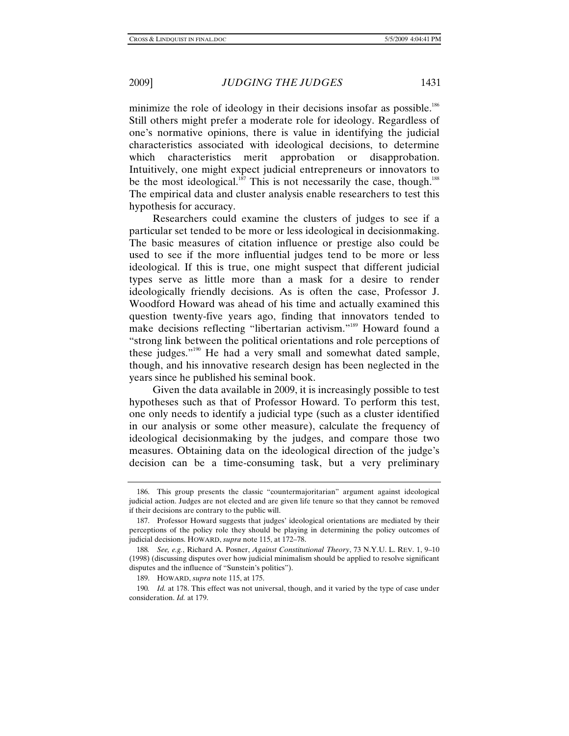minimize the role of ideology in their decisions insofar as possible.[186] Still others might prefer a moderate role for ideology. Regardless of one's normative opinions, there is value in identifying the judicial characteristics associated with ideological decisions, to determine which characteristics merit approbation or disapprobation. Intuitively, one might expect judicial entrepreneurs or innovators to be the most ideological.[187] This is not necessarily the case, though.[188] The empirical data and cluster analysis enable researchers to test this hypothesis for accuracy.

Researchers could examine the clusters of judges to see if a particular set tended to be more or less ideological in decisionmaking. The basic measures of citation influence or prestige also could be used to see if the more influential judges tend to be more or less ideological. If this is true, one might suspect that different judicial types serve as little more than a mask for a desire to render ideologically friendly decisions. As is often the case, Professor J. Woodford Howard was ahead of his time and actually examined this question twenty-five years ago, finding that innovators tended to make decisions reflecting "libertarian activism."[189] Howard found a "strong link between the political orientations and role perceptions of these judges."[190] He had a very small and somewhat dated sample, though, and his innovative research design has been neglected in the years since he published his seminal book.

Given the data available in 2009, it is increasingly possible to test hypotheses such as that of Professor Howard. To perform this test, one only needs to identify a judicial type (such as a cluster identified in our analysis or some other measure), calculate the frequency of ideological decisionmaking by the judges, and compare those two measures. Obtaining data on the ideological direction of the judge's decision can be a time-consuming task, but a very preliminary

---

186. This group presents the classic "countermajoritarian" argument against ideological judicial action. Judges are not elected and are given life tenure so that they cannot be removed if their decisions are contrary to the public will.

187. Professor Howard suggests that judges' ideological orientations are mediated by their perceptions of the policy role they should be playing in determining the policy outcomes of judicial decisions. HOWARD, *supra* note 115, at 172–78.

188. *See, e.g.*, Richard A. Posner, *Against Constitutional Theory*, 73 N.Y.U. L. REV. 1, 9–10 (1998) (discussing disputes over how judicial minimalism should be applied to resolve significant disputes and the influence of "Sunstein's politics").

189. HOWARD, *supra* note 115, at 175.

190. *Id.* at 178. This effect was not universal, though, and it varied by the type of case under consideration. *Id.* at 179.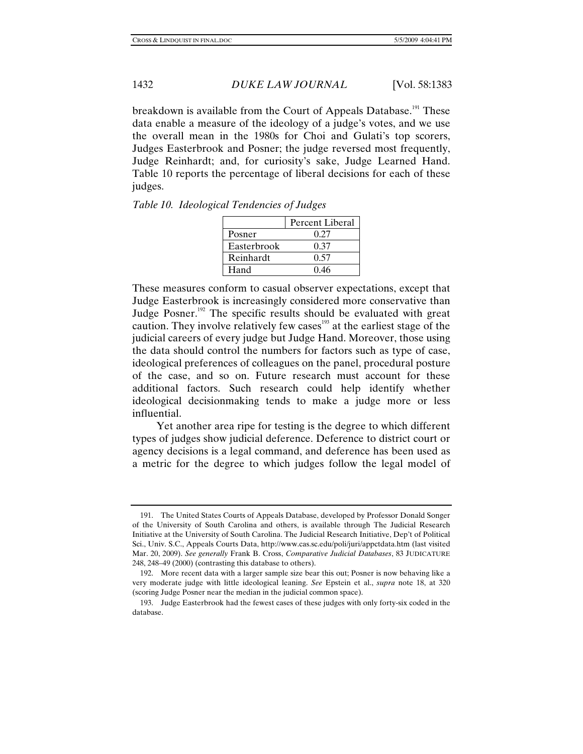breakdown is available from the Court of Appeals Database.[191] These data enable a measure of the ideology of a judge's votes, and we use the overall mean in the 1980s for Choi and Gulati's top scorers, Judges Easterbrook and Posner; the judge reversed most frequently, Judge Reinhardt; and, for curiosity's sake, Judge Learned Hand. Table 10 reports the percentage of liberal decisions for each of these judges.

*Table 10. Ideological Tendencies of Judges*

| | Percent Liberal |
|---|---|
| Posner | 0.27 |
| Easterbrook | 0.37 |
| Reinhardt | 0.57 |
| Hand | 0.46 |

These measures conform to casual observer expectations, except that Judge Easterbrook is increasingly considered more conservative than Judge Posner.[192] The specific results should be evaluated with great caution. They involve relatively few cases[193] at the earliest stage of the judicial careers of every judge but Judge Hand. Moreover, those using the data should control the numbers for factors such as type of case, ideological preferences of colleagues on the panel, procedural posture of the case, and so on. Future research must account for these additional factors. Such research could help identify whether ideological decisionmaking tends to make a judge more or less influential.

Yet another area ripe for testing is the degree to which different types of judges show judicial deference. Deference to district court or agency decisions is a legal command, and deference has been used as a metric for the degree to which judges follow the legal model of

---

191. The United States Courts of Appeals Database, developed by Professor Donald Songer of the University of South Carolina and others, is available through The Judicial Research Initiative at the University of South Carolina. The Judicial Research Initiative, Dep't of Political Sci., Univ. S.C., Appeals Courts Data, http://www.cas.sc.edu/poli/juri/appctdata.htm (last visited Mar. 20, 2009). *See generally* Frank B. Cross, *Comparative Judicial Databases*, 83 JUDICATURE 248, 248–49 (2000) (contrasting this database to others).

192. More recent data with a larger sample size bear this out; Posner is now behaving like a very moderate judge with little ideological leaning. *See* Epstein et al., *supra* note 18, at 320 (scoring Judge Posner near the median in the judicial common space).

193. Judge Easterbrook had the fewest cases of these judges with only forty-six coded in the database.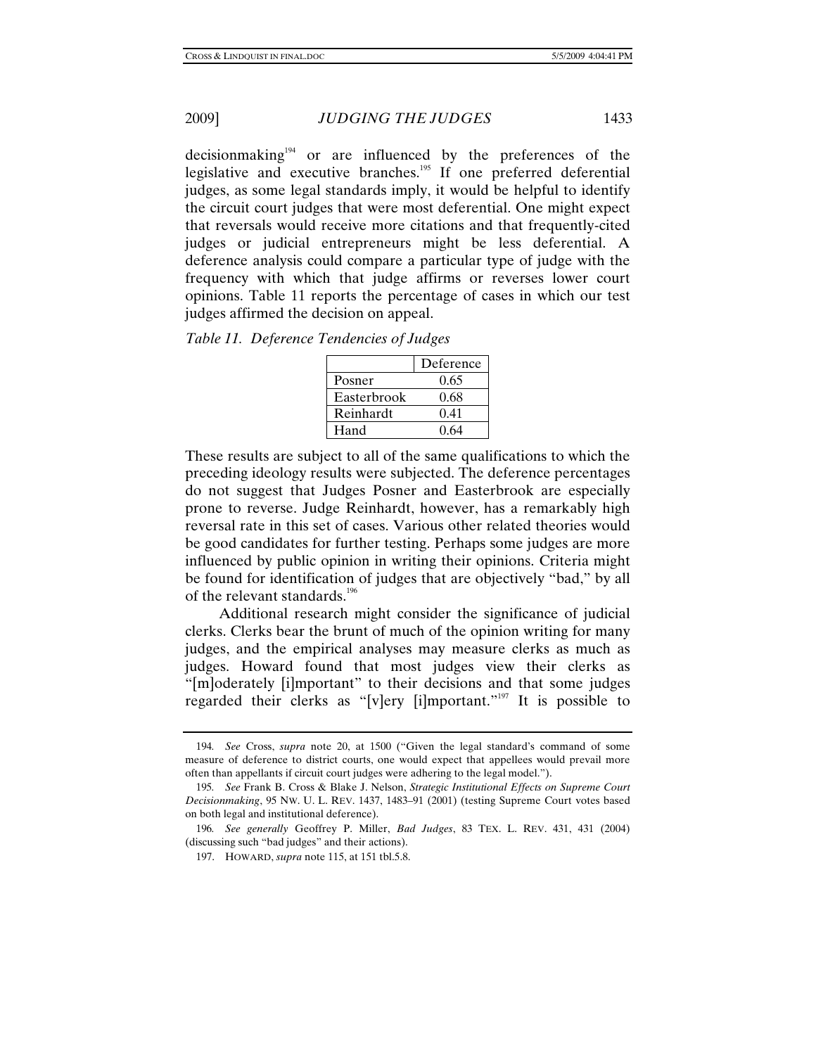decisionmaking[194] or are influenced by the preferences of the legislative and executive branches.[195] If one preferred deferential judges, as some legal standards imply, it would be helpful to identify the circuit court judges that were most deferential. One might expect that reversals would receive more citations and that frequently-cited judges or judicial entrepreneurs might be less deferential. A deference analysis could compare a particular type of judge with the frequency with which that judge affirms or reverses lower court opinions. Table 11 reports the percentage of cases in which our test judges affirmed the decision on appeal.

*Table 11. Deference Tendencies of Judges*

| | Deference |
|---|---|
| Posner | 0.65 |
| Easterbrook | 0.68 |
| Reinhardt | 0.41 |
| Hand | 0.64 |

These results are subject to all of the same qualifications to which the preceding ideology results were subjected. The deference percentages do not suggest that Judges Posner and Easterbrook are especially prone to reverse. Judge Reinhardt, however, has a remarkably high reversal rate in this set of cases. Various other related theories would be good candidates for further testing. Perhaps some judges are more influenced by public opinion in writing their opinions. Criteria might be found for identification of judges that are objectively "bad," by all of the relevant standards.[196]

Additional research might consider the significance of judicial clerks. Clerks bear the brunt of much of the opinion writing for many judges, and the empirical analyses may measure clerks as much as judges. Howard found that most judges view their clerks as "[m]oderately [i]mportant" to their decisions and that some judges regarded their clerks as "[v]ery [i]mportant."[197] It is possible to

---

194. *See* Cross, *supra* note 20, at 1500 ("Given the legal standard's command of some measure of deference to district courts, one would expect that appellees would prevail more often than appellants if circuit court judges were adhering to the legal model.").

195. *See* Frank B. Cross & Blake J. Nelson, *Strategic Institutional Effects on Supreme Court Decisionmaking*, 95 NW. U. L. REV. 1437, 1483–91 (2001) (testing Supreme Court votes based on both legal and institutional deference).

196. *See generally* Geoffrey P. Miller, *Bad Judges*, 83 TEX. L. REV. 431, 431 (2004) (discussing such "bad judges" and their actions).

197. HOWARD, *supra* note 115, at 151 tbl.5.8.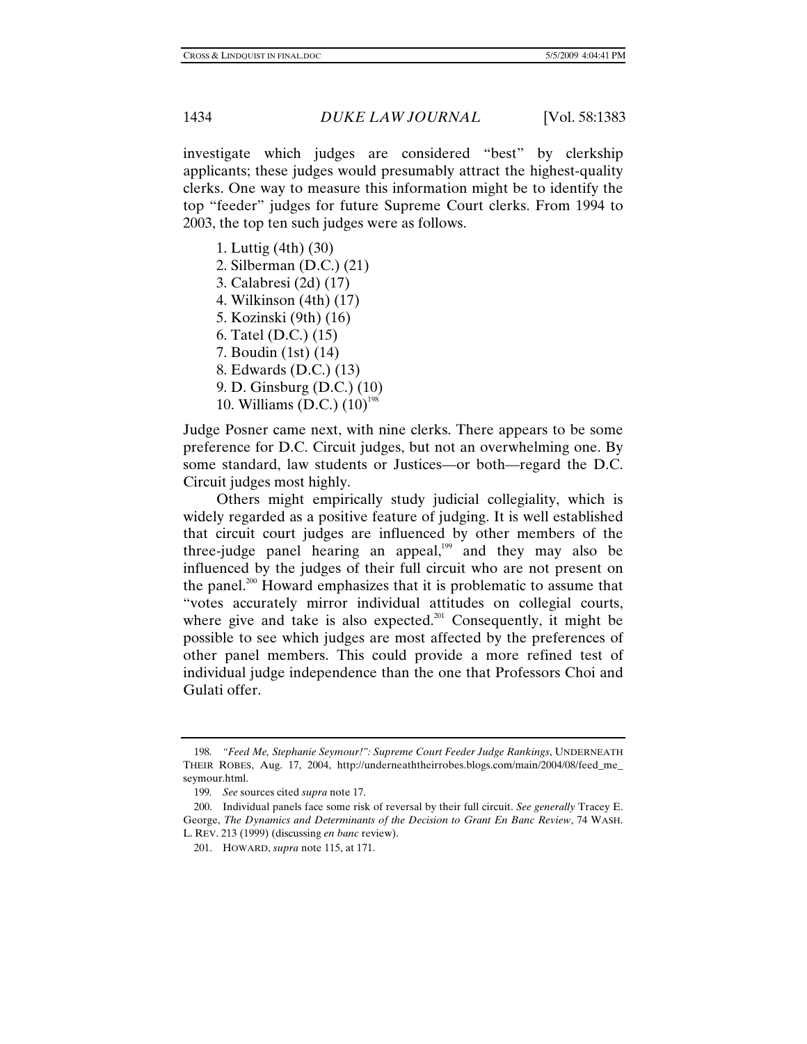investigate which judges are considered "best" by clerkship applicants; these judges would presumably attract the highest-quality clerks. One way to measure this information might be to identify the top "feeder" judges for future Supreme Court clerks. From 1994 to 2003, the top ten such judges were as follows.

1. Luttig (4th) (30)
2. Silberman (D.C.) (21)
3. Calabresi (2d) (17)
4. Wilkinson (4th) (17)
5. Kozinski (9th) (16)
6. Tatel (D.C.) (15)
7. Boudin (1st) (14)
8. Edwards (D.C.) (13)
9. D. Ginsburg (D.C.) (10)
10. Williams (D.C.) (10)[198]

Judge Posner came next, with nine clerks. There appears to be some preference for D.C. Circuit judges, but not an overwhelming one. By some standard, law students or Justices—or both—regard the D.C. Circuit judges most highly.

Others might empirically study judicial collegiality, which is widely regarded as a positive feature of judging. It is well established that circuit court judges are influenced by other members of the three-judge panel hearing an appeal,[199] and they may also be influenced by the judges of their full circuit who are not present on the panel.[200] Howard emphasizes that it is problematic to assume that "votes accurately mirror individual attitudes on collegial courts, where give and take is also expected.[201] Consequently, it might be possible to see which judges are most affected by the preferences of other panel members. This could provide a more refined test of individual judge independence than the one that Professors Choi and Gulati offer.

---

198. *"Feed Me, Stephanie Seymour!": Supreme Court Feeder Judge Rankings*, UNDERNEATH THEIR ROBES, Aug. 17, 2004, http://underneaththeirrobes.blogs.com/main/2004/08/feed_me_seymour.html.

199. *See* sources cited *supra* note 17.

200. Individual panels face some risk of reversal by their full circuit. *See generally* Tracey E. George, *The Dynamics and Determinants of the Decision to Grant En Banc Review*, 74 WASH. L. REV. 213 (1999) (discussing *en banc* review).

201. HOWARD, *supra* note 115, at 171.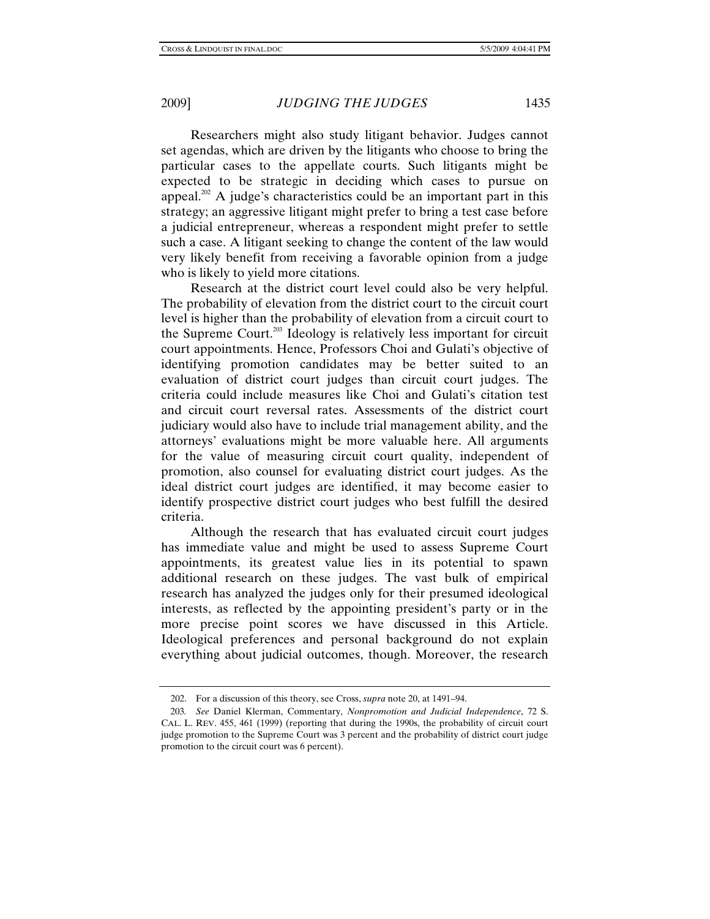Researchers might also study litigant behavior. Judges cannot set agendas, which are driven by the litigants who choose to bring the particular cases to the appellate courts. Such litigants might be expected to be strategic in deciding which cases to pursue on appeal.[202] A judge's characteristics could be an important part in this strategy; an aggressive litigant might prefer to bring a test case before a judicial entrepreneur, whereas a respondent might prefer to settle such a case. A litigant seeking to change the content of the law would very likely benefit from receiving a favorable opinion from a judge who is likely to yield more citations.

Research at the district court level could also be very helpful. The probability of elevation from the district court to the circuit court level is higher than the probability of elevation from a circuit court to the Supreme Court.[203] Ideology is relatively less important for circuit court appointments. Hence, Professors Choi and Gulati's objective of identifying promotion candidates may be better suited to an evaluation of district court judges than circuit court judges. The criteria could include measures like Choi and Gulati's citation test and circuit court reversal rates. Assessments of the district court judiciary would also have to include trial management ability, and the attorneys' evaluations might be more valuable here. All arguments for the value of measuring circuit court quality, independent of promotion, also counsel for evaluating district court judges. As the ideal district court judges are identified, it may become easier to identify prospective district court judges who best fulfill the desired criteria.

Although the research that has evaluated circuit court judges has immediate value and might be used to assess Supreme Court appointments, its greatest value lies in its potential to spawn additional research on these judges. The vast bulk of empirical research has analyzed the judges only for their presumed ideological interests, as reflected by the appointing president's party or in the more precise point scores we have discussed in this Article. Ideological preferences and personal background do not explain everything about judicial outcomes, though. Moreover, the research

---

202. For a discussion of this theory, see Cross, *supra* note 20, at 1491–94.

203. *See* Daniel Klerman, Commentary, *Nonpromotion and Judicial Independence*, 72 S. CAL. L. REV. 455, 461 (1999) (reporting that during the 1990s, the probability of circuit court judge promotion to the Supreme Court was 3 percent and the probability of district court judge promotion to the circuit court was 6 percent).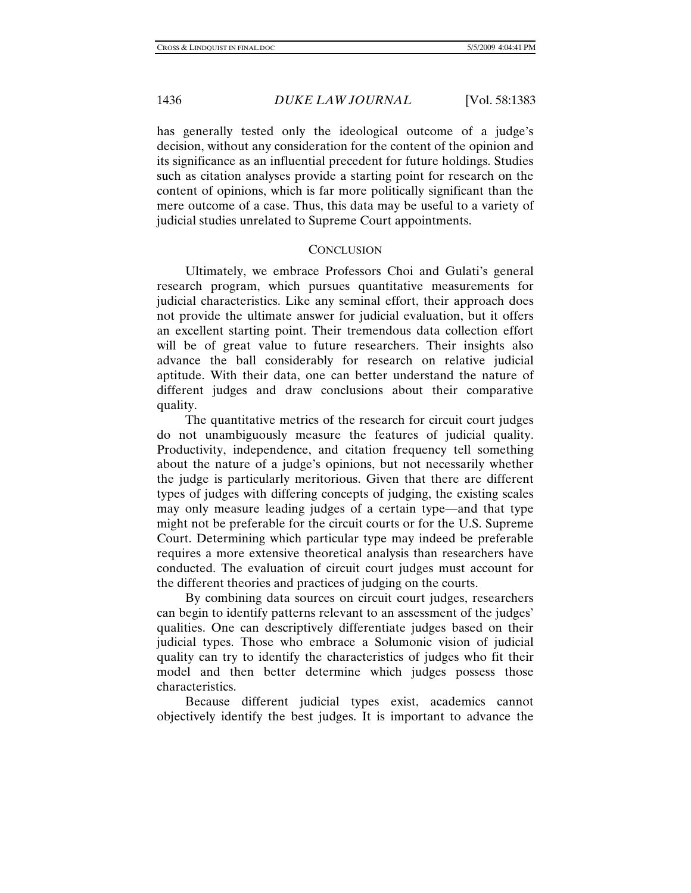has generally tested only the ideological outcome of a judge's decision, without any consideration for the content of the opinion and its significance as an influential precedent for future holdings. Studies such as citation analyses provide a starting point for research on the content of opinions, which is far more politically significant than the mere outcome of a case. Thus, this data may be useful to a variety of judicial studies unrelated to Supreme Court appointments.

## CONCLUSION

Ultimately, we embrace Professors Choi and Gulati's general research program, which pursues quantitative measurements for judicial characteristics. Like any seminal effort, their approach does not provide the ultimate answer for judicial evaluation, but it offers an excellent starting point. Their tremendous data collection effort will be of great value to future researchers. Their insights also advance the ball considerably for research on relative judicial aptitude. With their data, one can better understand the nature of different judges and draw conclusions about their comparative quality.

The quantitative metrics of the research for circuit court judges do not unambiguously measure the features of judicial quality. Productivity, independence, and citation frequency tell something about the nature of a judge's opinions, but not necessarily whether the judge is particularly meritorious. Given that there are different types of judges with differing concepts of judging, the existing scales may only measure leading judges of a certain type—and that type might not be preferable for the circuit courts or for the U.S. Supreme Court. Determining which particular type may indeed be preferable requires a more extensive theoretical analysis than researchers have conducted. The evaluation of circuit court judges must account for the different theories and practices of judging on the courts.

By combining data sources on circuit court judges, researchers can begin to identify patterns relevant to an assessment of the judges' qualities. One can descriptively differentiate judges based on their judicial types. Those who embrace a Solumonic vision of judicial quality can try to identify the characteristics of judges who fit their model and then better determine which judges possess those characteristics.

Because different judicial types exist, academics cannot objectively identify the best judges. It is important to advance the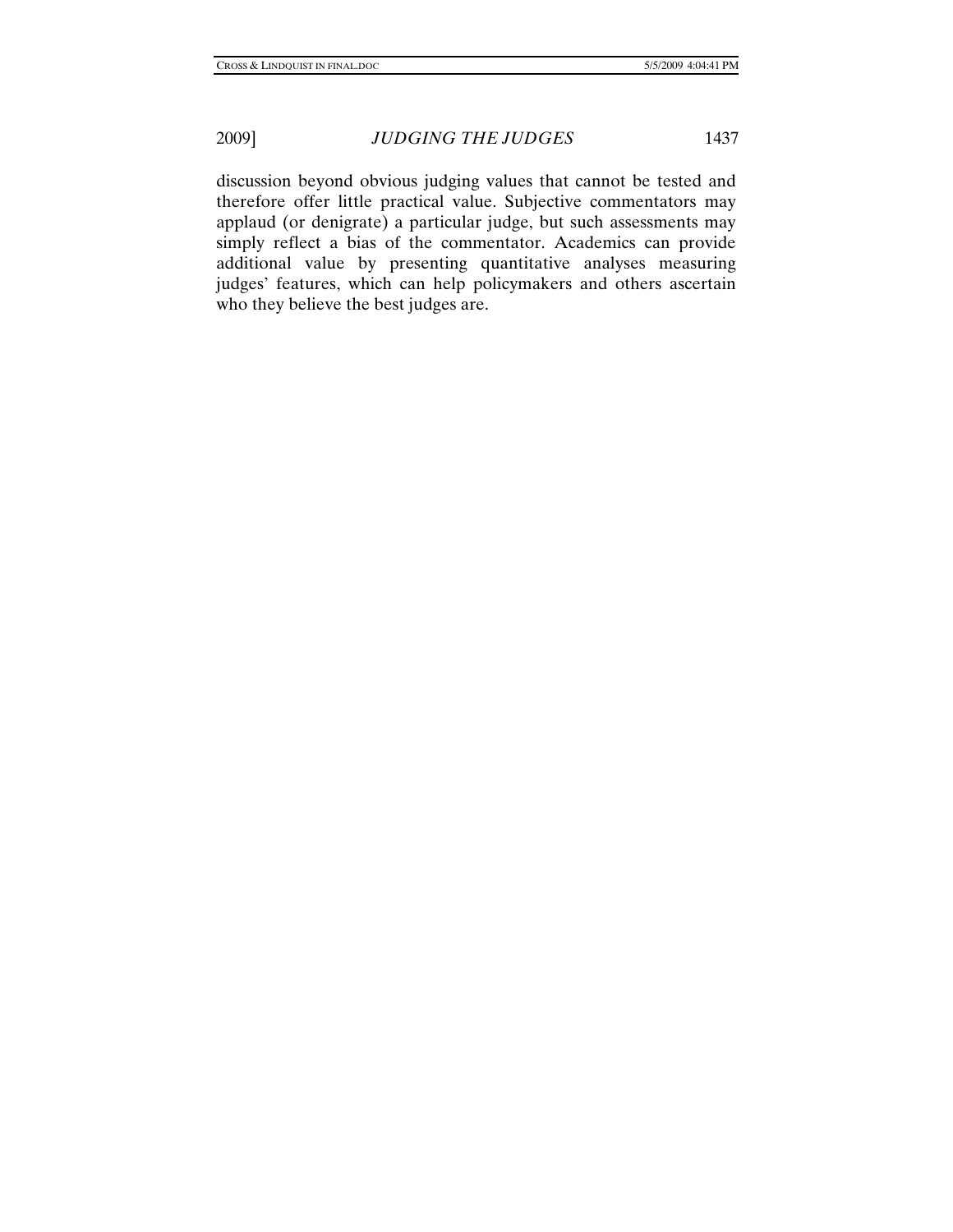discussion beyond obvious judging values that cannot be tested and therefore offer little practical value. Subjective commentators may applaud (or denigrate) a particular judge, but such assessments may simply reflect a bias of the commentator. Academics can provide additional value by presenting quantitative analyses measuring judges' features, which can help policymakers and others ascertain who they believe the best judges are.